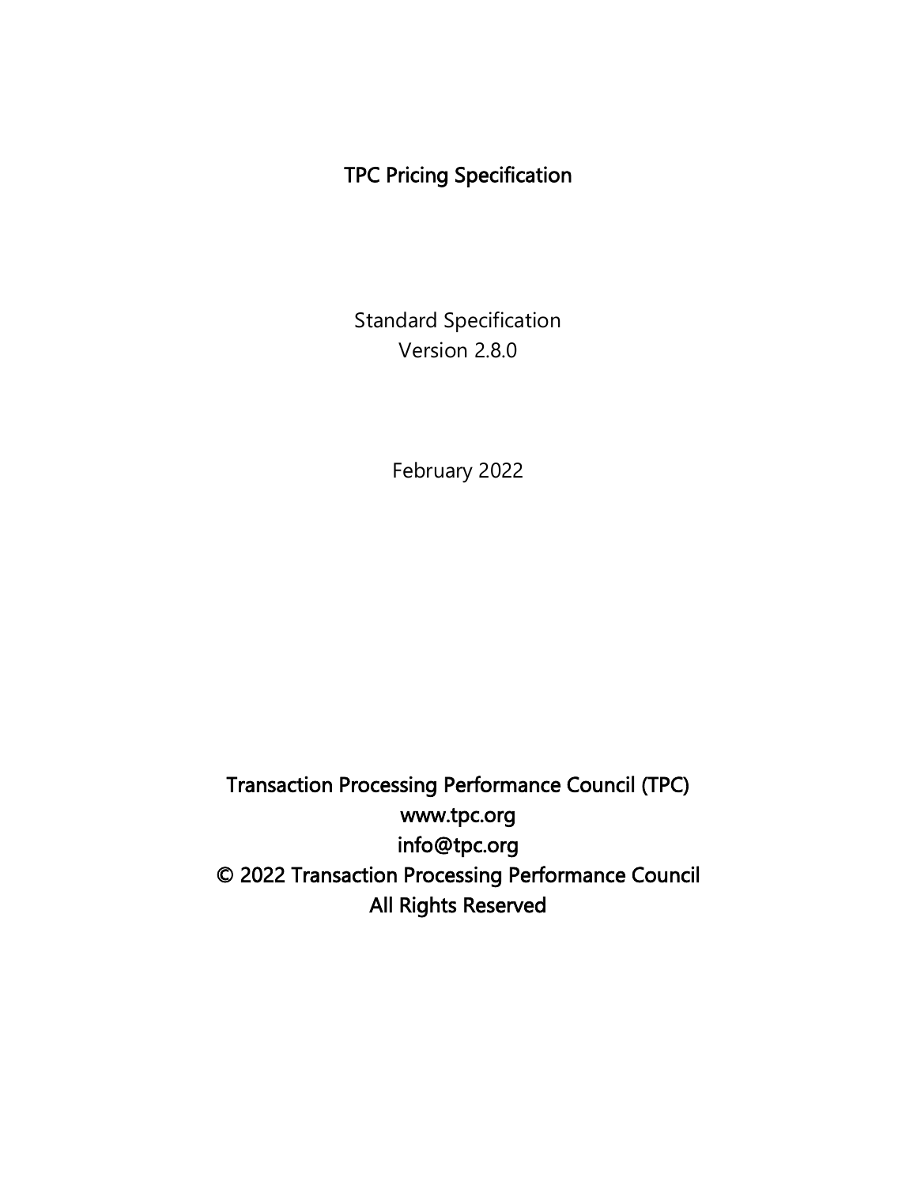# TPC Pricing Specification

Standard Specification
Version 2.8.0

February 2022

Transaction Processing Performance Council (TPC)
www.tpc.org
info@tpc.org
© 2022 Transaction Processing Performance Council
All Rights Reserved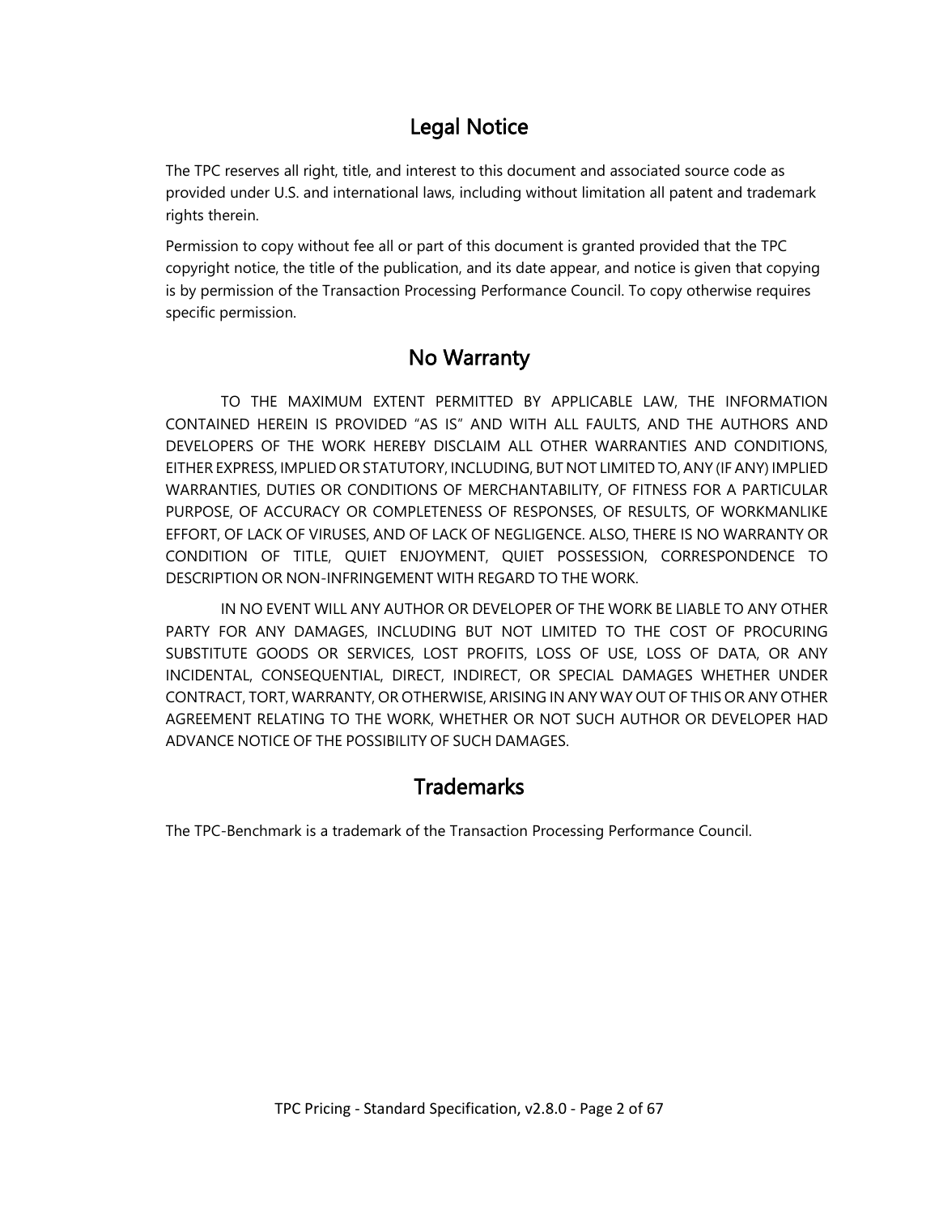# Legal Notice

The TPC reserves all right, title, and interest to this document and associated source code as provided under U.S. and international laws, including without limitation all patent and trademark rights therein.

Permission to copy without fee all or part of this document is granted provided that the TPC copyright notice, the title of the publication, and its date appear, and notice is given that copying is by permission of the Transaction Processing Performance Council. To copy otherwise requires specific permission.

# No Warranty

TO THE MAXIMUM EXTENT PERMITTED BY APPLICABLE LAW, THE INFORMATION CONTAINED HEREIN IS PROVIDED "AS IS" AND WITH ALL FAULTS, AND THE AUTHORS AND DEVELOPERS OF THE WORK HEREBY DISCLAIM ALL OTHER WARRANTIES AND CONDITIONS, EITHER EXPRESS, IMPLIED OR STATUTORY, INCLUDING, BUT NOT LIMITED TO, ANY (IF ANY) IMPLIED WARRANTIES, DUTIES OR CONDITIONS OF MERCHANTABILITY, OF FITNESS FOR A PARTICULAR PURPOSE, OF ACCURACY OR COMPLETENESS OF RESPONSES, OF RESULTS, OF WORKMANLIKE EFFORT, OF LACK OF VIRUSES, AND OF LACK OF NEGLIGENCE. ALSO, THERE IS NO WARRANTY OR CONDITION OF TITLE, QUIET ENJOYMENT, QUIET POSSESSION, CORRESPONDENCE TO DESCRIPTION OR NON-INFRINGEMENT WITH REGARD TO THE WORK.

IN NO EVENT WILL ANY AUTHOR OR DEVELOPER OF THE WORK BE LIABLE TO ANY OTHER PARTY FOR ANY DAMAGES, INCLUDING BUT NOT LIMITED TO THE COST OF PROCURING SUBSTITUTE GOODS OR SERVICES, LOST PROFITS, LOSS OF USE, LOSS OF DATA, OR ANY INCIDENTAL, CONSEQUENTIAL, DIRECT, INDIRECT, OR SPECIAL DAMAGES WHETHER UNDER CONTRACT, TORT, WARRANTY, OR OTHERWISE, ARISING IN ANY WAY OUT OF THIS OR ANY OTHER AGREEMENT RELATING TO THE WORK, WHETHER OR NOT SUCH AUTHOR OR DEVELOPER HAD ADVANCE NOTICE OF THE POSSIBILITY OF SUCH DAMAGES.

# Trademarks

The TPC-Benchmark is a trademark of the Transaction Processing Performance Council.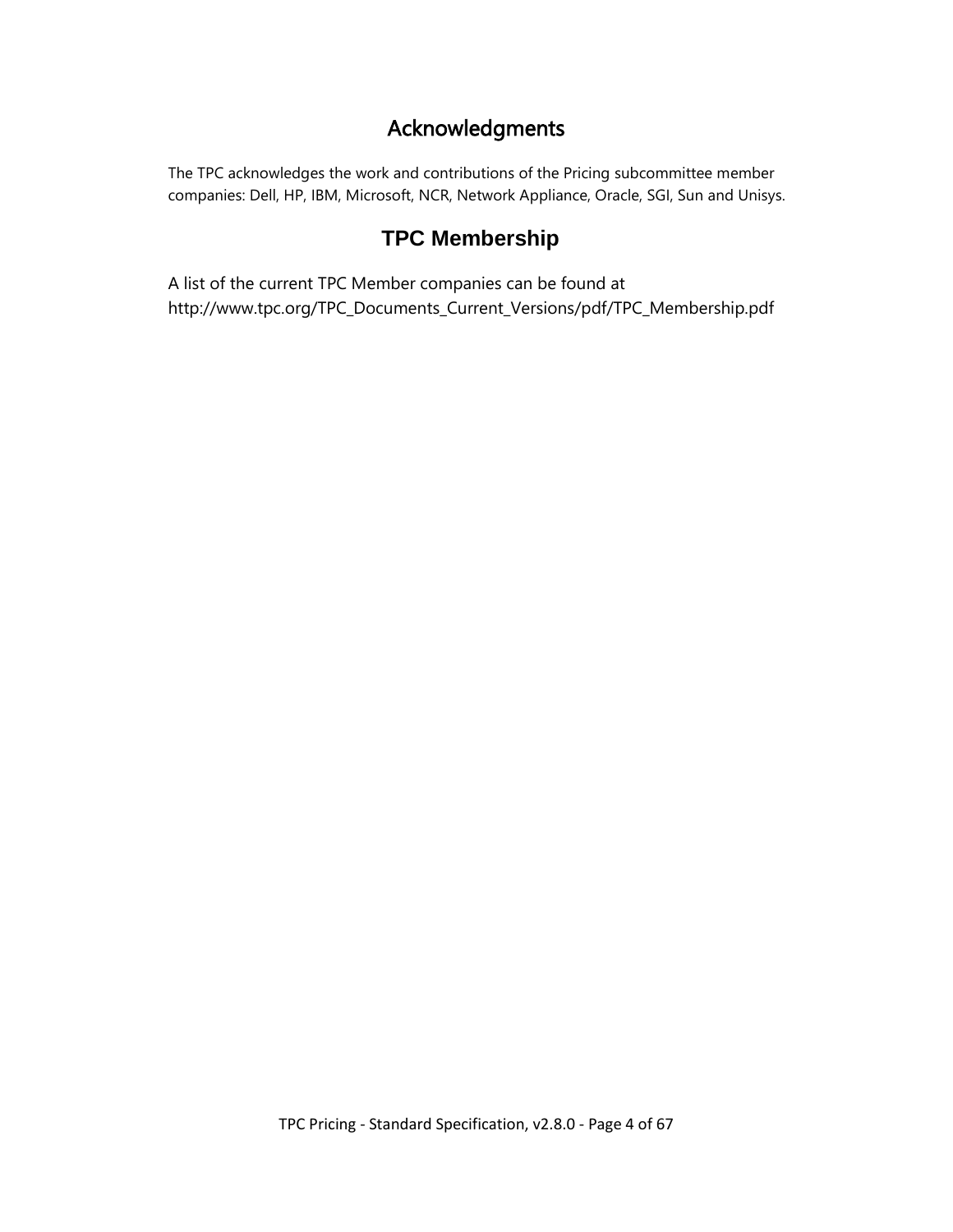# Acknowledgments

The TPC acknowledges the work and contributions of the Pricing subcommittee member companies: Dell, HP, IBM, Microsoft, NCR, Network Appliance, Oracle, SGI, Sun and Unisys.

# TPC Membership

A list of the current TPC Member companies can be found at http://www.tpc.org/TPC_Documents_Current_Versions/pdf/TPC_Membership.pdf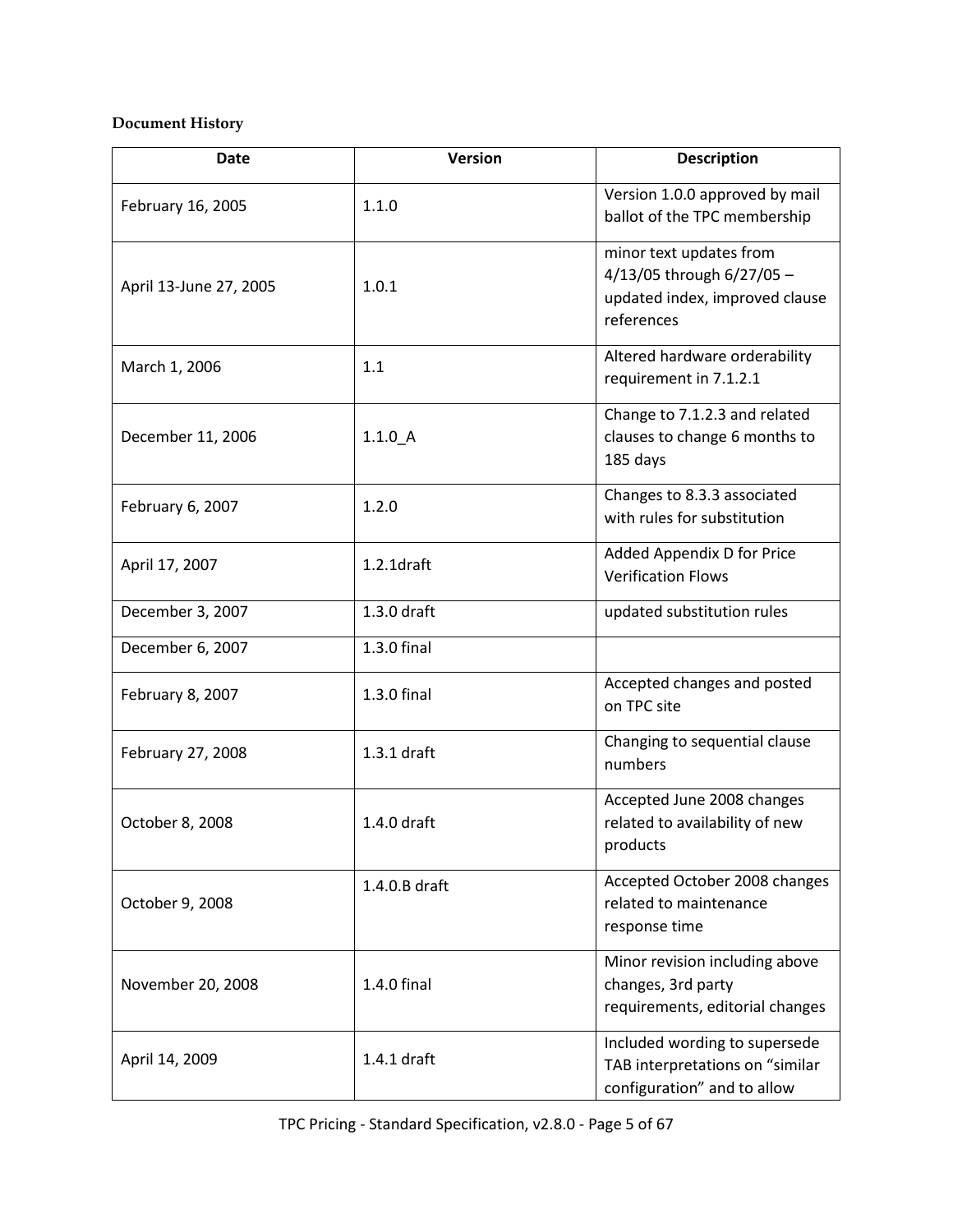**Document History**

| Date | Version | Description |
|---|---|---|
| February 16, 2005 | 1.1.0 | Version 1.0.0 approved by mail ballot of the TPC membership |
| April 13-June 27, 2005 | 1.0.1 | minor text updates from 4/13/05 through 6/27/05 – updated index, improved clause references |
| March 1, 2006 | 1.1 | Altered hardware orderability requirement in 7.1.2.1 |
| December 11, 2006 | 1.1.0_A | Change to 7.1.2.3 and related clauses to change 6 months to 185 days |
| February 6, 2007 | 1.2.0 | Changes to 8.3.3 associated with rules for substitution |
| April 17, 2007 | 1.2.1draft | Added Appendix D for Price Verification Flows |
| December 3, 2007 | 1.3.0 draft | updated substitution rules |
| December 6, 2007 | 1.3.0 final | |
| February 8, 2007 | 1.3.0 final | Accepted changes and posted on TPC site |
| February 27, 2008 | 1.3.1 draft | Changing to sequential clause numbers |
| October 8, 2008 | 1.4.0 draft | Accepted June 2008 changes related to availability of new products |
| October 9, 2008 | 1.4.0.B draft | Accepted October 2008 changes related to maintenance response time |
| November 20, 2008 | 1.4.0 final | Minor revision including above changes, 3rd party requirements, editorial changes |
| April 14, 2009 | 1.4.1 draft | Included wording to supersede TAB interpretations on "similar configuration" and to allow |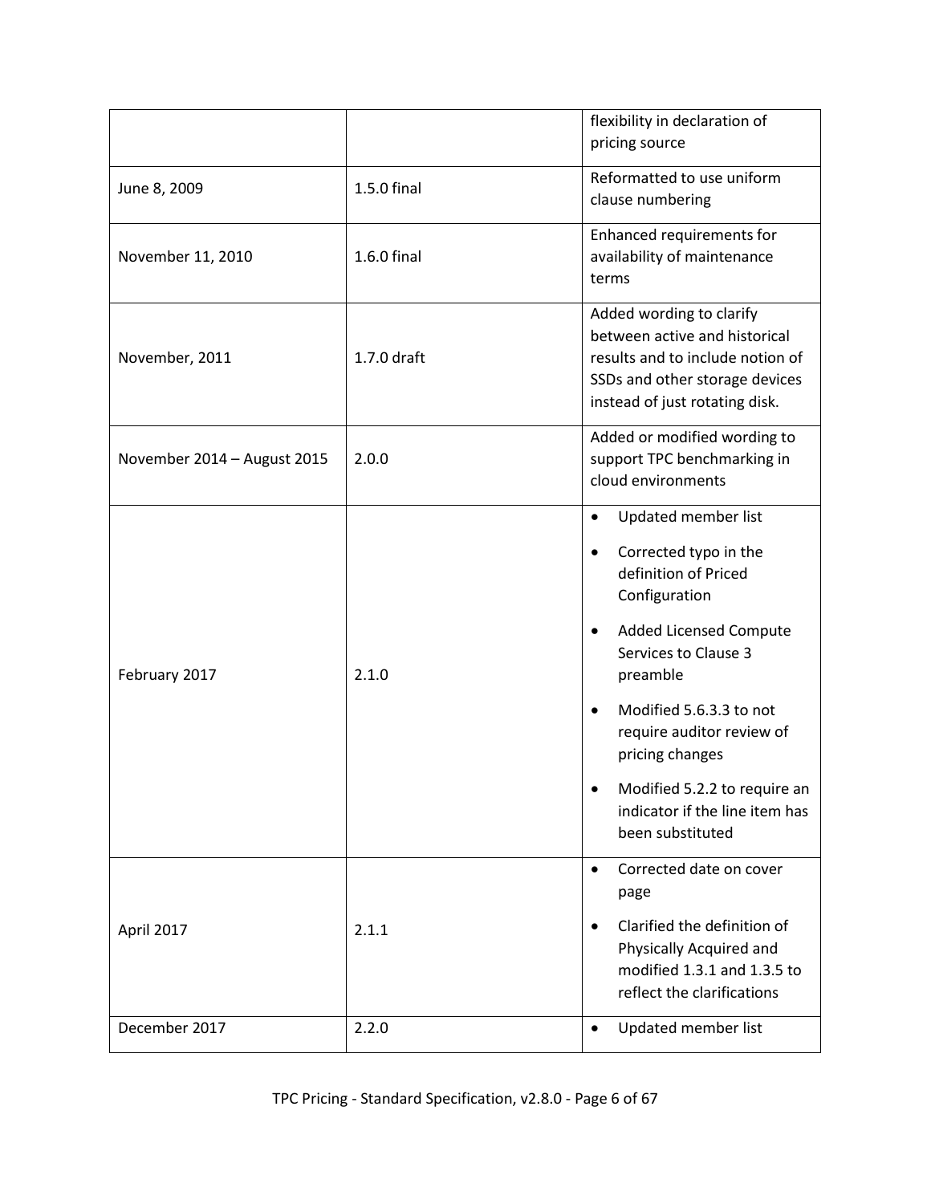| | | |
|---|---|---|
| | | flexibility in declaration of pricing source |
| June 8, 2009 | 1.5.0 final | Reformatted to use uniform clause numbering |
| November 11, 2010 | 1.6.0 final | Enhanced requirements for availability of maintenance terms |
| November, 2011 | 1.7.0 draft | Added wording to clarify between active and historical results and to include notion of SSDs and other storage devices instead of just rotating disk. |
| November 2014 – August 2015 | 2.0.0 | Added or modified wording to support TPC benchmarking in cloud environments |
| February 2017 | 2.1.0 | • Updated member list<br>• Corrected typo in the definition of Priced Configuration<br>• Added Licensed Compute Services to Clause 3 preamble<br>• Modified 5.6.3.3 to not require auditor review of pricing changes<br>• Modified 5.2.2 to require an indicator if the line item has been substituted |
| April 2017 | 2.1.1 | • Corrected date on cover page<br>• Clarified the definition of Physically Acquired and modified 1.3.1 and 1.3.5 to reflect the clarifications |
| December 2017 | 2.2.0 | • Updated member list |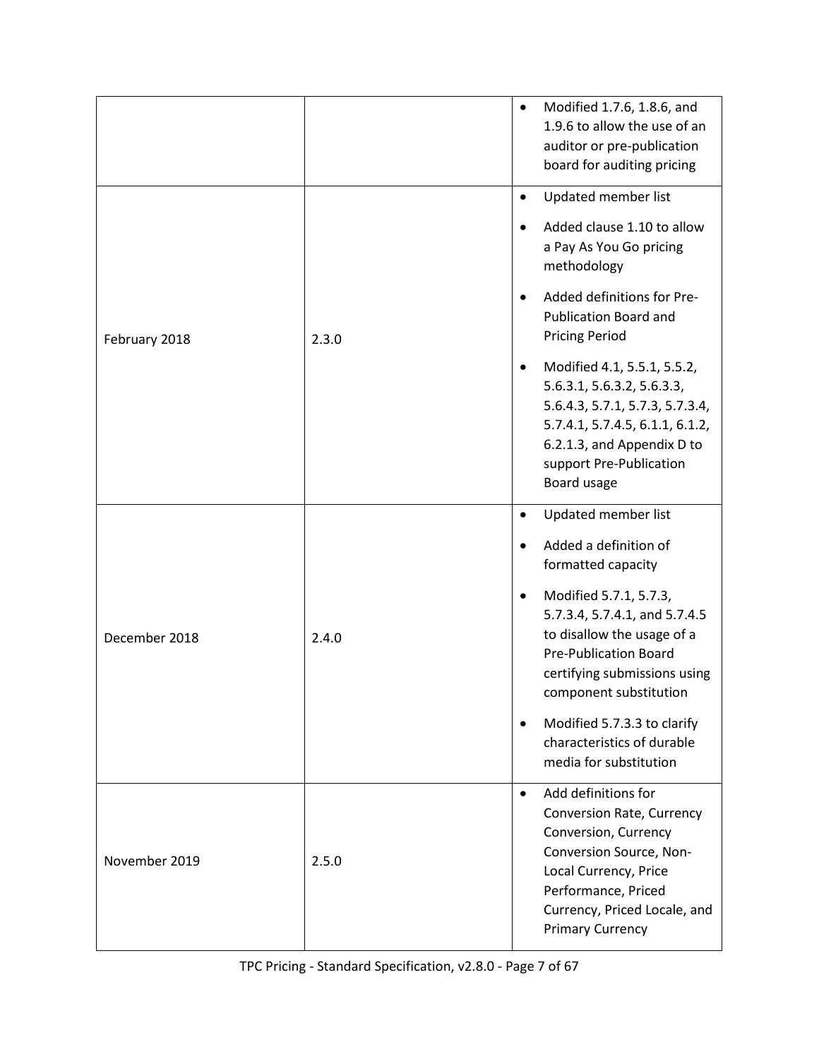| | | |
|---|---|---|
| | | • Modified 1.7.6, 1.8.6, and 1.9.6 to allow the use of an auditor or pre-publication board for auditing pricing |
| February 2018 | 2.3.0 | • Updated member list<br>• Added clause 1.10 to allow a Pay As You Go pricing methodology<br>• Added definitions for Pre-Publication Board and Pricing Period<br>• Modified 4.1, 5.5.1, 5.5.2, 5.6.3.1, 5.6.3.2, 5.6.3.3, 5.6.4.3, 5.7.1, 5.7.3, 5.7.3.4, 5.7.4.1, 5.7.4.5, 6.1.1, 6.1.2, 6.2.1.3, and Appendix D to support Pre-Publication Board usage |
| December 2018 | 2.4.0 | • Updated member list<br>• Added a definition of formatted capacity<br>• Modified 5.7.1, 5.7.3, 5.7.3.4, 5.7.4.1, and 5.7.4.5 to disallow the usage of a Pre-Publication Board certifying submissions using component substitution<br>• Modified 5.7.3.3 to clarify characteristics of durable media for substitution |
| November 2019 | 2.5.0 | • Add definitions for Conversion Rate, Currency Conversion, Currency Conversion Source, Non-Local Currency, Price Performance, Priced Currency, Priced Locale, and Primary Currency |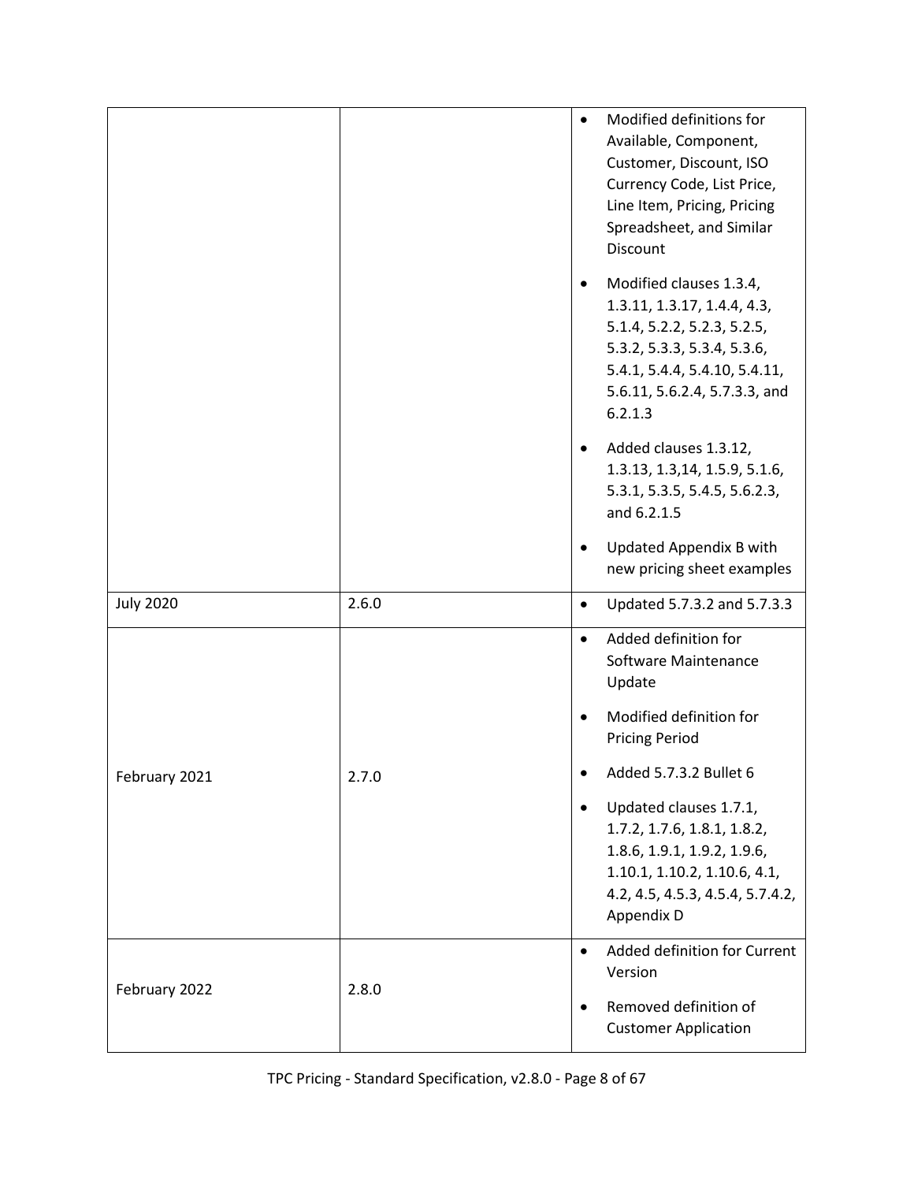| | | |
|---|---|---|
| | | • Modified definitions for Available, Component, Customer, Discount, ISO Currency Code, List Price, Line Item, Pricing, Pricing Spreadsheet, and Similar Discount<br>• Modified clauses 1.3.4, 1.3.11, 1.3.17, 1.4.4, 4.3, 5.1.4, 5.2.2, 5.2.3, 5.2.5, 5.3.2, 5.3.3, 5.3.4, 5.3.6, 5.4.1, 5.4.4, 5.4.10, 5.4.11, 5.6.11, 5.6.2.4, 5.7.3.3, and 6.2.1.3<br>• Added clauses 1.3.12, 1.3.13, 1.3,14, 1.5.9, 5.1.6, 5.3.1, 5.3.5, 5.4.5, 5.6.2.3, and 6.2.1.5<br>• Updated Appendix B with new pricing sheet examples |
| July 2020 | 2.6.0 | • Updated 5.7.3.2 and 5.7.3.3 |
| February 2021 | 2.7.0 | • Added definition for Software Maintenance Update<br>• Modified definition for Pricing Period<br>• Added 5.7.3.2 Bullet 6<br>• Updated clauses 1.7.1, 1.7.2, 1.7.6, 1.8.1, 1.8.2, 1.8.6, 1.9.1, 1.9.2, 1.9.6, 1.10.1, 1.10.2, 1.10.6, 4.1, 4.2, 4.5, 4.5.3, 4.5.4, 5.7.4.2, Appendix D |
| February 2022 | 2.8.0 | • Added definition for Current Version<br>• Removed definition of Customer Application |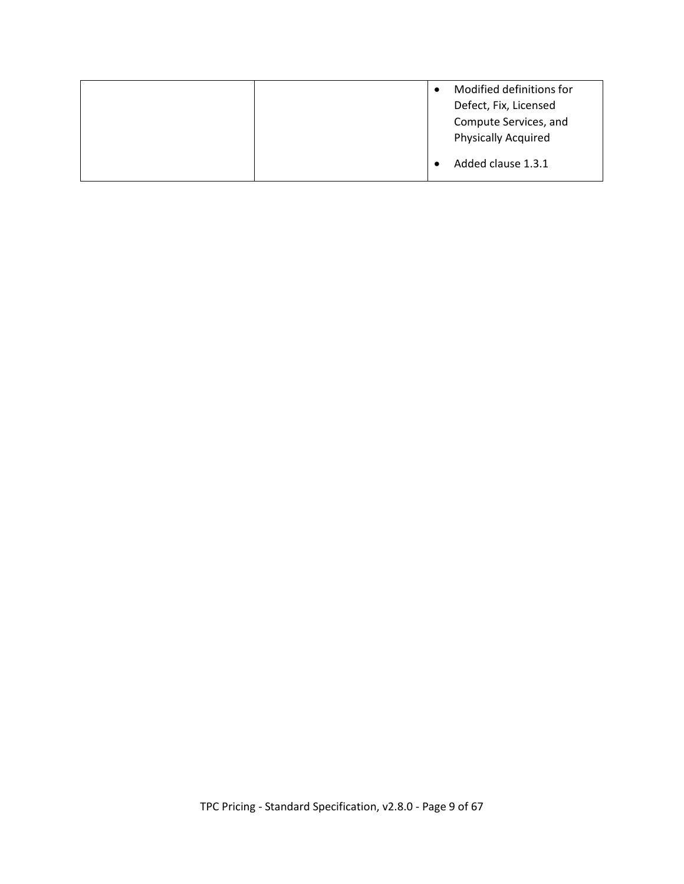| | | |
|---|---|---|
| | | • Modified definitions for Defect, Fix, Licensed Compute Services, and Physically Acquired<br>• Added clause 1.3.1 |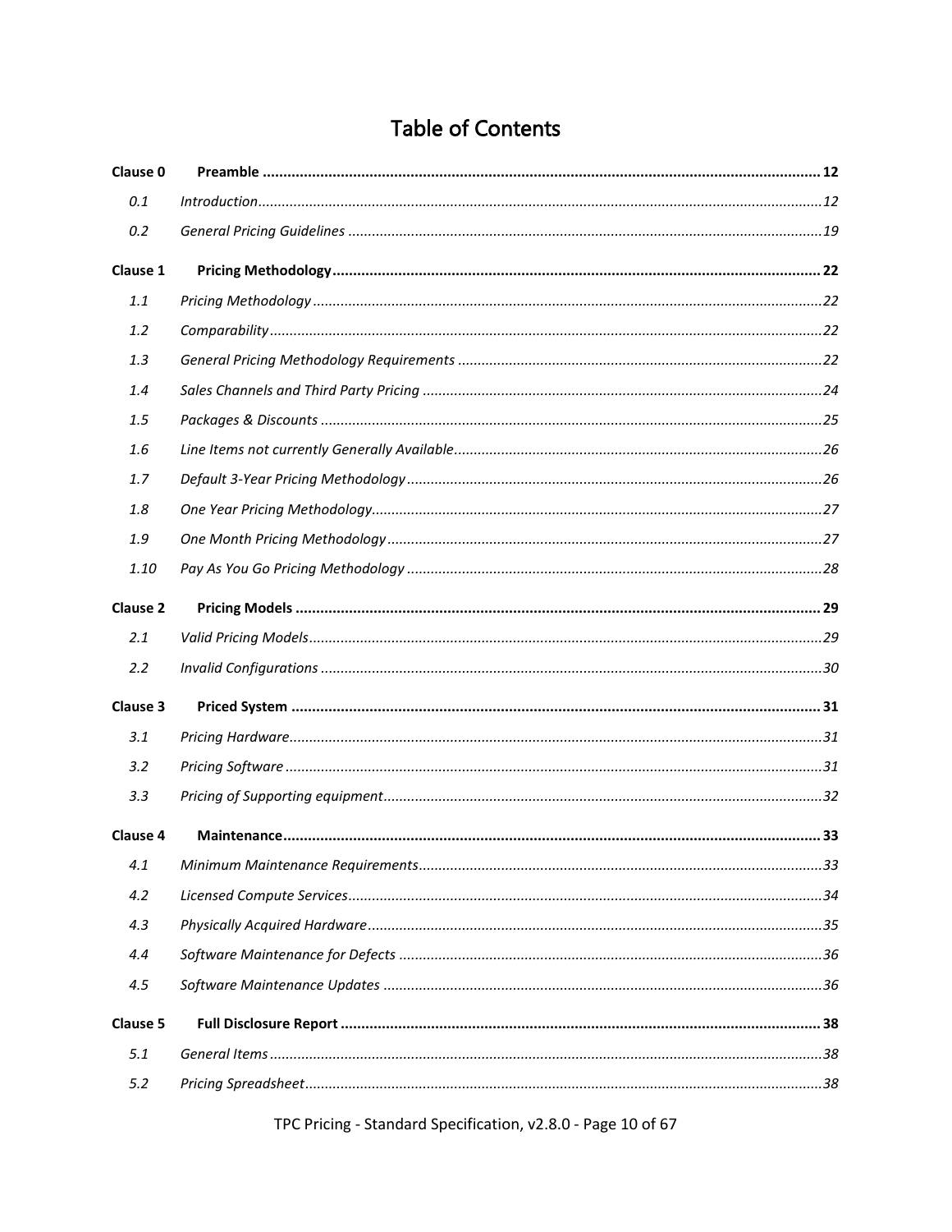# Table of Contents

| | | |
|---|---|---|
| **Clause 0** | **Preamble** | **12** |
| *0.1* | *Introduction* | *12* |
| *0.2* | *General Pricing Guidelines* | *19* |
| **Clause 1** | **Pricing Methodology** | **22** |
| *1.1* | *Pricing Methodology* | *22* |
| *1.2* | *Comparability* | *22* |
| *1.3* | *General Pricing Methodology Requirements* | *22* |
| *1.4* | *Sales Channels and Third Party Pricing* | *24* |
| *1.5* | *Packages & Discounts* | *25* |
| *1.6* | *Line Items not currently Generally Available* | *26* |
| *1.7* | *Default 3-Year Pricing Methodology* | *26* |
| *1.8* | *One Year Pricing Methodology* | *27* |
| *1.9* | *One Month Pricing Methodology* | *27* |
| *1.10* | *Pay As You Go Pricing Methodology* | *28* |
| **Clause 2** | **Pricing Models** | **29** |
| *2.1* | *Valid Pricing Models* | *29* |
| *2.2* | *Invalid Configurations* | *30* |
| **Clause 3** | **Priced System** | **31** |
| *3.1* | *Pricing Hardware* | *31* |
| *3.2* | *Pricing Software* | *31* |
| *3.3* | *Pricing of Supporting equipment* | *32* |
| **Clause 4** | **Maintenance** | **33** |
| *4.1* | *Minimum Maintenance Requirements* | *33* |
| *4.2* | *Licensed Compute Services* | *34* |
| *4.3* | *Physically Acquired Hardware* | *35* |
| *4.4* | *Software Maintenance for Defects* | *36* |
| *4.5* | *Software Maintenance Updates* | *36* |
| **Clause 5** | **Full Disclosure Report** | **38** |
| *5.1* | *General Items* | *38* |
| *5.2* | *Pricing Spreadsheet* | *38* |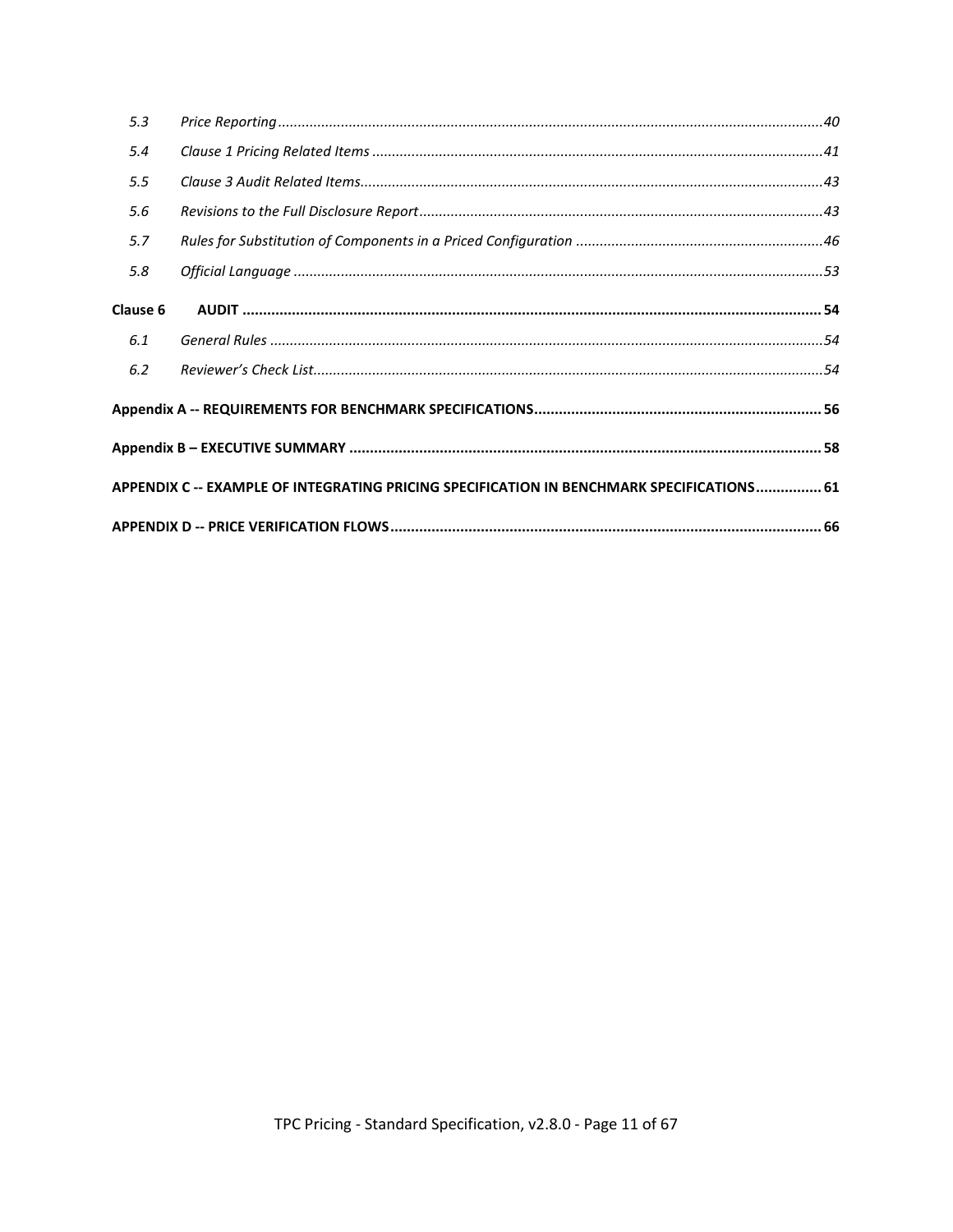| | | |
|---|---|---|
| *5.3* | *Price Reporting* | *40* |
| *5.4* | *Clause 1 Pricing Related Items* | *41* |
| *5.5* | *Clause 3 Audit Related Items* | *43* |
| *5.6* | *Revisions to the Full Disclosure Report* | *43* |
| *5.7* | *Rules for Substitution of Components in a Priced Configuration* | *46* |
| *5.8* | *Official Language* | *53* |
| **Clause 6** | **AUDIT** | **54** |
| *6.1* | *General Rules* | *54* |
| *6.2* | *Reviewer's Check List* | *54* |

**Appendix A -- REQUIREMENTS FOR BENCHMARK SPECIFICATIONS** ........ **56**

**Appendix B – EXECUTIVE SUMMARY** ........ **58**

**APPENDIX C -- EXAMPLE OF INTEGRATING PRICING SPECIFICATION IN BENCHMARK SPECIFICATIONS** ........ **61**

**APPENDIX D -- PRICE VERIFICATION FLOWS** ........ **66**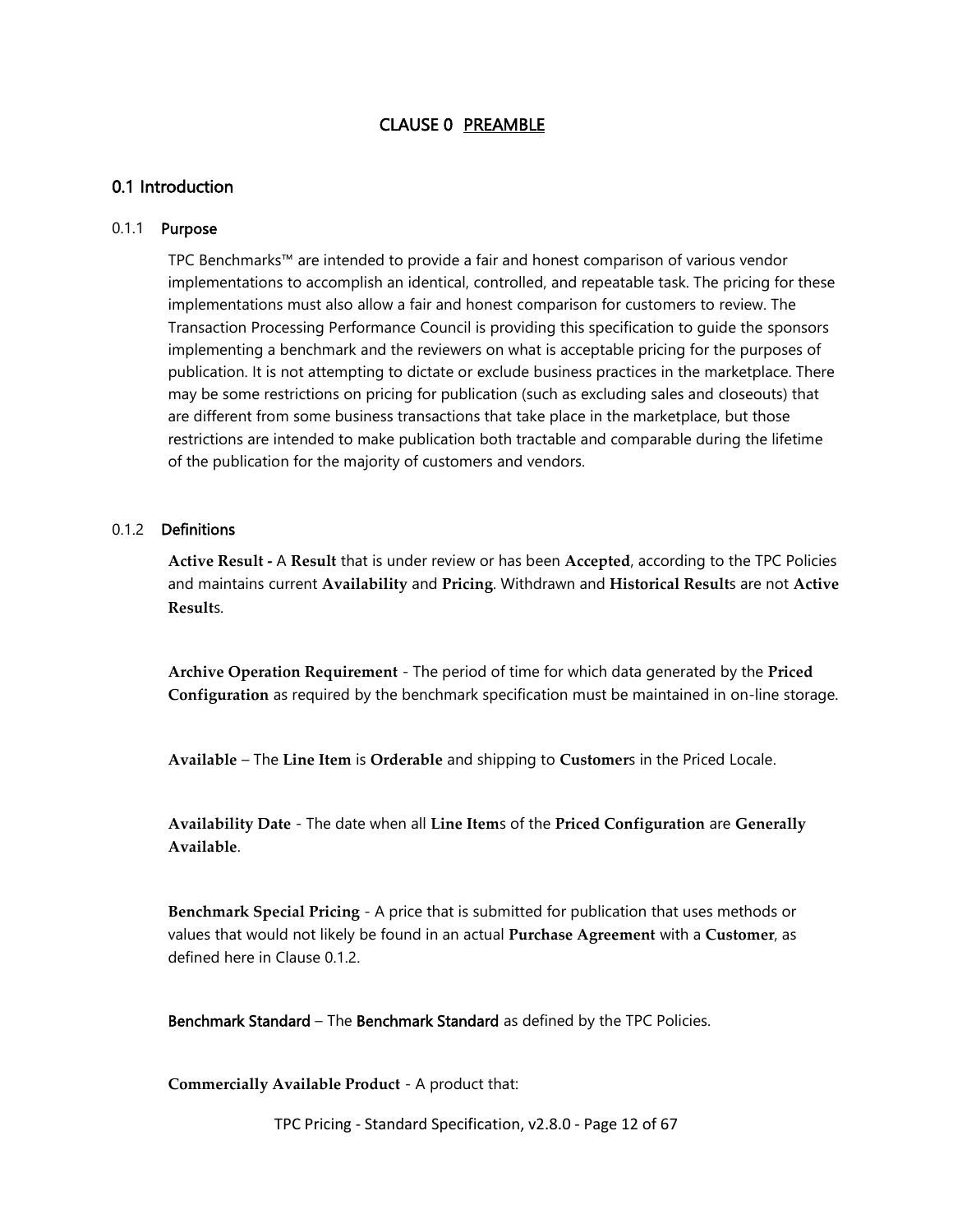# CLAUSE 0 PREAMBLE

## 0.1 Introduction

### 0.1.1 Purpose

TPC Benchmarks™ are intended to provide a fair and honest comparison of various vendor implementations to accomplish an identical, controlled, and repeatable task. The pricing for these implementations must also allow a fair and honest comparison for customers to review. The Transaction Processing Performance Council is providing this specification to guide the sponsors implementing a benchmark and the reviewers on what is acceptable pricing for the purposes of publication. It is not attempting to dictate or exclude business practices in the marketplace. There may be some restrictions on pricing for publication (such as excluding sales and closeouts) that are different from some business transactions that take place in the marketplace, but those restrictions are intended to make publication both tractable and comparable during the lifetime of the publication for the majority of customers and vendors.

### 0.1.2 Definitions

**Active Result -** A **Result** that is under review or has been **Accepted**, according to the TPC Policies and maintains current **Availability** and **Pricing**. Withdrawn and **Historical Result**s are not **Active Result**s.

**Archive Operation Requirement** - The period of time for which data generated by the **Priced Configuration** as required by the benchmark specification must be maintained in on-line storage.

**Available** – The **Line Item** is **Orderable** and shipping to **Customer**s in the Priced Locale.

**Availability Date** - The date when all **Line Item**s of the **Priced Configuration** are **Generally Available**.

**Benchmark Special Pricing** - A price that is submitted for publication that uses methods or values that would not likely be found in an actual **Purchase Agreement** with a **Customer**, as defined here in Clause 0.1.2.

**Benchmark Standard** – The **Benchmark Standard** as defined by the TPC Policies.

**Commercially Available Product** - A product that: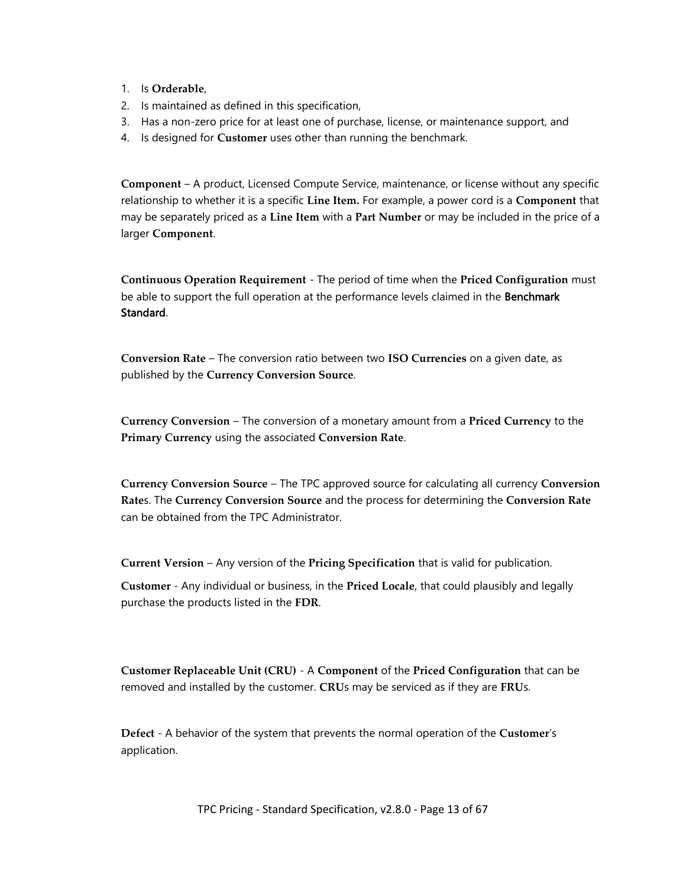1. Is **Orderable**,
2. Is maintained as defined in this specification,
3. Has a non-zero price for at least one of purchase, license, or maintenance support, and
4. Is designed for **Customer** uses other than running the benchmark.

**Component** – A product, Licensed Compute Service, maintenance, or license without any specific relationship to whether it is a specific **Line Item.** For example, a power cord is a **Component** that may be separately priced as a **Line Item** with a **Part Number** or may be included in the price of a larger **Component**.

**Continuous Operation Requirement** - The period of time when the **Priced Configuration** must be able to support the full operation at the performance levels claimed in the **Benchmark Standard**.

**Conversion Rate** – The conversion ratio between two **ISO Currencies** on a given date, as published by the **Currency Conversion Source**.

**Currency Conversion** – The conversion of a monetary amount from a **Priced Currency** to the **Primary Currency** using the associated **Conversion Rate**.

**Currency Conversion Source** – The TPC approved source for calculating all currency **Conversion Rate**s. The **Currency Conversion Source** and the process for determining the **Conversion Rate** can be obtained from the TPC Administrator.

**Current Version** – Any version of the **Pricing Specification** that is valid for publication.

**Customer** - Any individual or business, in the **Priced Locale**, that could plausibly and legally purchase the products listed in the **FDR**.

**Customer Replaceable Unit (CRU)** - A **Component** of the **Priced Configuration** that can be removed and installed by the customer. **CRU**s may be serviced as if they are **FRU**s.

**Defect** - A behavior of the system that prevents the normal operation of the **Customer**'s application.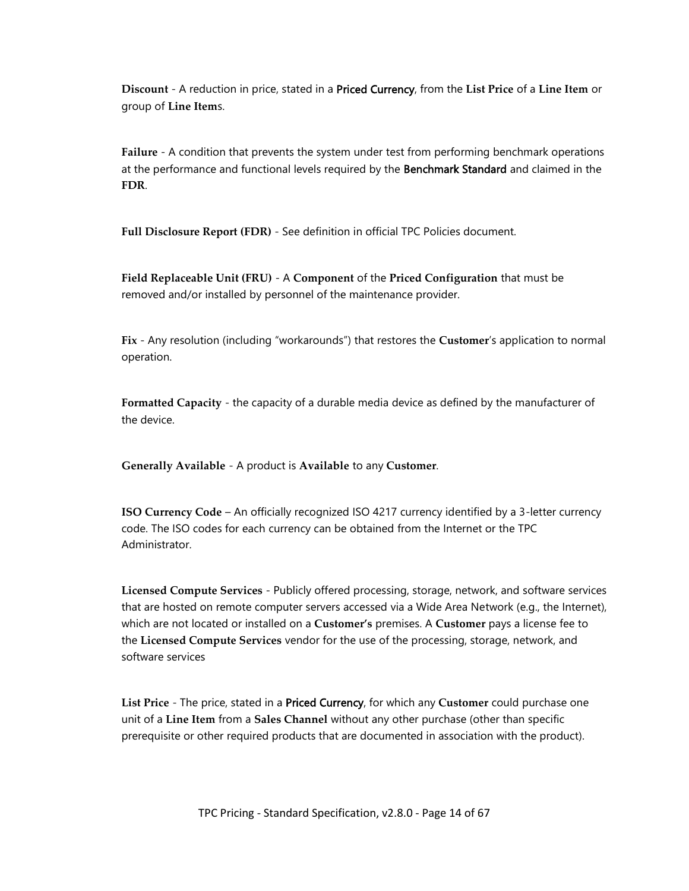**Discount** - A reduction in price, stated in a **Priced Currency**, from the **List Price** of a **Line Item** or group of **Line Item**s.

**Failure** - A condition that prevents the system under test from performing benchmark operations at the performance and functional levels required by the **Benchmark Standard** and claimed in the **FDR**.

**Full Disclosure Report (FDR)** - See definition in official TPC Policies document.

**Field Replaceable Unit (FRU)** - A **Component** of the **Priced Configuration** that must be removed and/or installed by personnel of the maintenance provider.

**Fix** - Any resolution (including "workarounds") that restores the **Customer**'s application to normal operation.

**Formatted Capacity** - the capacity of a durable media device as defined by the manufacturer of the device.

**Generally Available** - A product is **Available** to any **Customer**.

**ISO Currency Code** – An officially recognized ISO 4217 currency identified by a 3-letter currency code. The ISO codes for each currency can be obtained from the Internet or the TPC Administrator.

**Licensed Compute Services** - Publicly offered processing, storage, network, and software services that are hosted on remote computer servers accessed via a Wide Area Network (e.g., the Internet), which are not located or installed on a **Customer's** premises. A **Customer** pays a license fee to the **Licensed Compute Services** vendor for the use of the processing, storage, network, and software services

**List Price** - The price, stated in a **Priced Currency**, for which any **Customer** could purchase one unit of a **Line Item** from a **Sales Channel** without any other purchase (other than specific prerequisite or other required products that are documented in association with the product).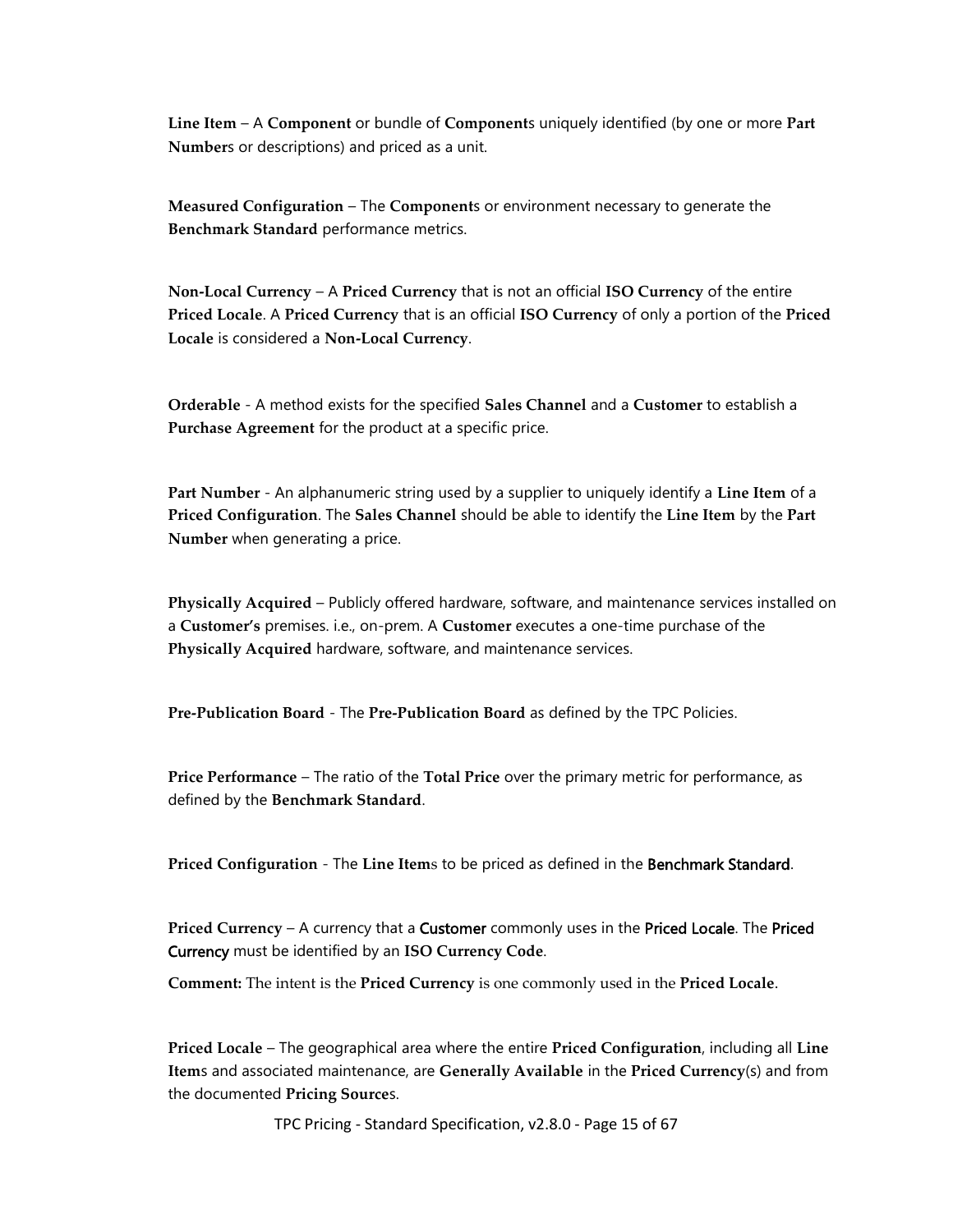**Line Item** – A **Component** or bundle of **Component**s uniquely identified (by one or more **Part Number**s or descriptions) and priced as a unit.

**Measured Configuration** – The **Component**s or environment necessary to generate the **Benchmark Standard** performance metrics.

**Non-Local Currency** – A **Priced Currency** that is not an official **ISO Currency** of the entire **Priced Locale**. A **Priced Currency** that is an official **ISO Currency** of only a portion of the **Priced Locale** is considered a **Non-Local Currency**.

**Orderable** - A method exists for the specified **Sales Channel** and a **Customer** to establish a **Purchase Agreement** for the product at a specific price.

**Part Number** - An alphanumeric string used by a supplier to uniquely identify a **Line Item** of a **Priced Configuration**. The **Sales Channel** should be able to identify the **Line Item** by the **Part Number** when generating a price.

**Physically Acquired** – Publicly offered hardware, software, and maintenance services installed on a **Customer's** premises. i.e., on-prem. A **Customer** executes a one-time purchase of the **Physically Acquired** hardware, software, and maintenance services.

**Pre-Publication Board** - The **Pre-Publication Board** as defined by the TPC Policies.

**Price Performance** – The ratio of the **Total Price** over the primary metric for performance, as defined by the **Benchmark Standard**.

**Priced Configuration** - The **Line Item**s to be priced as defined in the **Benchmark Standard**.

**Priced Currency** – A currency that a **Customer** commonly uses in the **Priced Locale**. The **Priced Currency** must be identified by an **ISO Currency Code**.

**Comment:** The intent is the **Priced Currency** is one commonly used in the **Priced Locale**.

**Priced Locale** – The geographical area where the entire **Priced Configuration**, including all **Line Item**s and associated maintenance, are **Generally Available** in the **Priced Currency**(s) and from the documented **Pricing Source**s.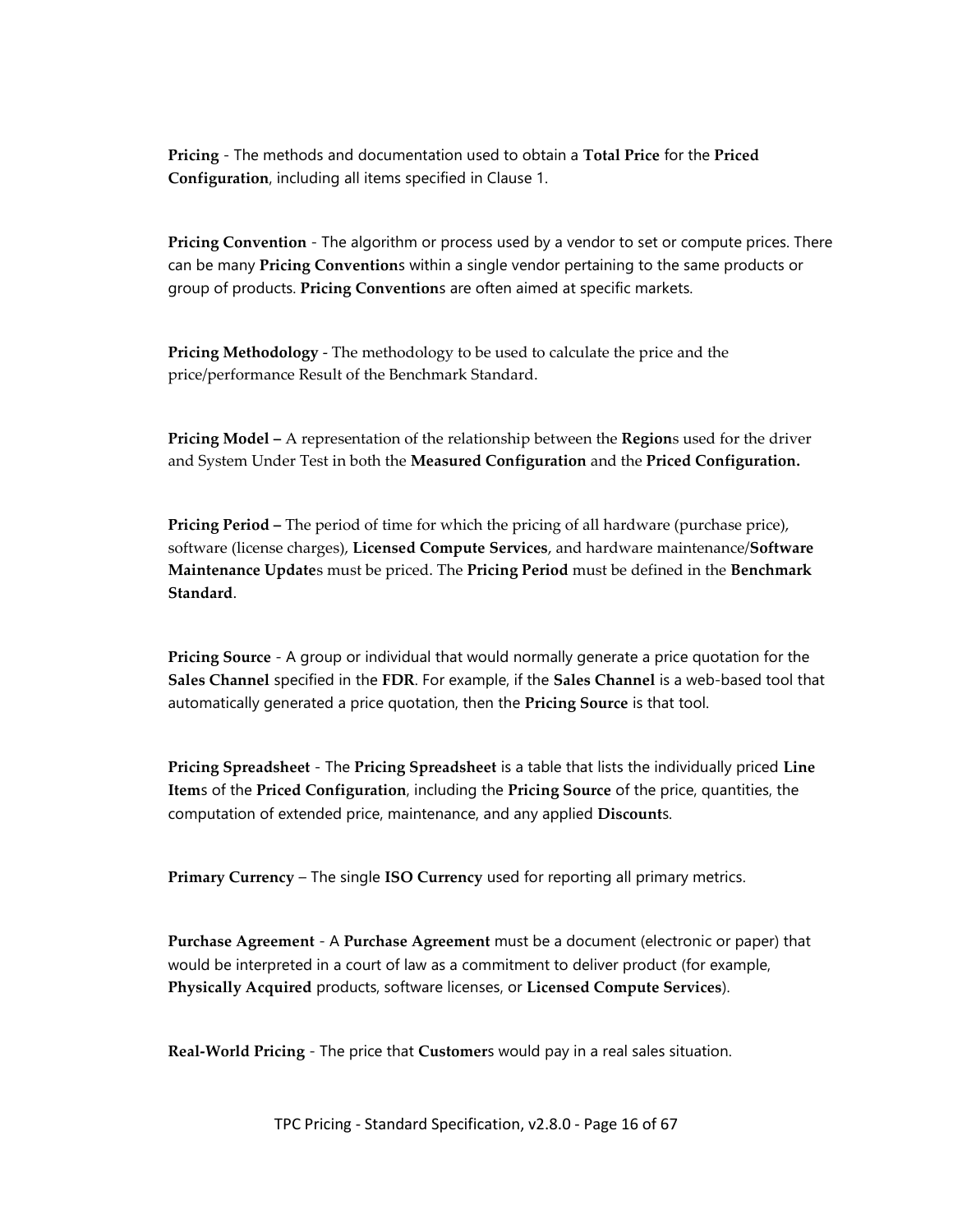**Pricing** - The methods and documentation used to obtain a **Total Price** for the **Priced Configuration**, including all items specified in Clause 1.

**Pricing Convention** - The algorithm or process used by a vendor to set or compute prices. There can be many **Pricing Convention**s within a single vendor pertaining to the same products or group of products. **Pricing Convention**s are often aimed at specific markets.

**Pricing Methodology** - The methodology to be used to calculate the price and the price/performance Result of the Benchmark Standard.

**Pricing Model –** A representation of the relationship between the **Region**s used for the driver and System Under Test in both the **Measured Configuration** and the **Priced Configuration.**

**Pricing Period –** The period of time for which the pricing of all hardware (purchase price), software (license charges), **Licensed Compute Services**, and hardware maintenance/**Software Maintenance Update**s must be priced. The **Pricing Period** must be defined in the **Benchmark Standard**.

**Pricing Source** - A group or individual that would normally generate a price quotation for the **Sales Channel** specified in the **FDR**. For example, if the **Sales Channel** is a web-based tool that automatically generated a price quotation, then the **Pricing Source** is that tool.

**Pricing Spreadsheet** - The **Pricing Spreadsheet** is a table that lists the individually priced **Line Item**s of the **Priced Configuration**, including the **Pricing Source** of the price, quantities, the computation of extended price, maintenance, and any applied **Discount**s.

**Primary Currency** – The single **ISO Currency** used for reporting all primary metrics.

**Purchase Agreement** - A **Purchase Agreement** must be a document (electronic or paper) that would be interpreted in a court of law as a commitment to deliver product (for example, **Physically Acquired** products, software licenses, or **Licensed Compute Services**).

**Real-World Pricing** - The price that **Customer**s would pay in a real sales situation.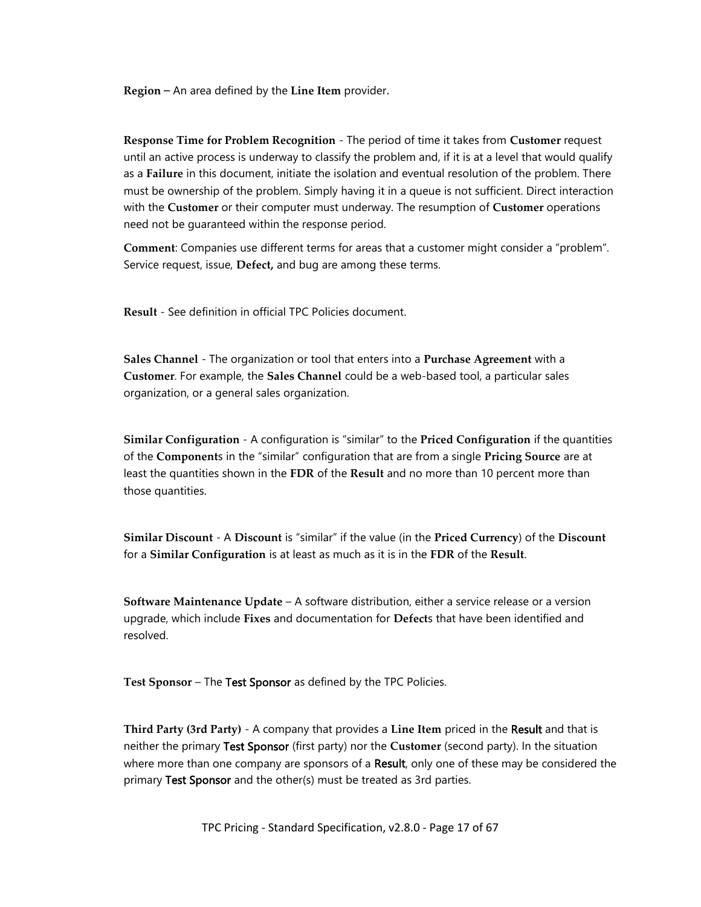**Region** – An area defined by the **Line Item** provider.

**Response Time for Problem Recognition** - The period of time it takes from **Customer** request until an active process is underway to classify the problem and, if it is at a level that would qualify as a **Failure** in this document, initiate the isolation and eventual resolution of the problem. There must be ownership of the problem. Simply having it in a queue is not sufficient. Direct interaction with the **Customer** or their computer must underway. The resumption of **Customer** operations need not be guaranteed within the response period.

**Comment**: Companies use different terms for areas that a customer might consider a "problem". Service request, issue, **Defect,** and bug are among these terms.

**Result** - See definition in official TPC Policies document.

**Sales Channel** - The organization or tool that enters into a **Purchase Agreement** with a **Customer**. For example, the **Sales Channel** could be a web-based tool, a particular sales organization, or a general sales organization.

**Similar Configuration** - A configuration is "similar" to the **Priced Configuration** if the quantities of the **Component**s in the "similar" configuration that are from a single **Pricing Source** are at least the quantities shown in the **FDR** of the **Result** and no more than 10 percent more than those quantities.

**Similar Discount** - A **Discount** is "similar" if the value (in the **Priced Currency**) of the **Discount** for a **Similar Configuration** is at least as much as it is in the **FDR** of the **Result**.

**Software Maintenance Update** – A software distribution, either a service release or a version upgrade, which include **Fixes** and documentation for **Defect**s that have been identified and resolved.

**Test Sponsor** – The Test Sponsor as defined by the TPC Policies.

**Third Party (3rd Party)** - A company that provides a **Line Item** priced in the Result and that is neither the primary Test Sponsor (first party) nor the **Customer** (second party). In the situation where more than one company are sponsors of a Result, only one of these may be considered the primary Test Sponsor and the other(s) must be treated as 3rd parties.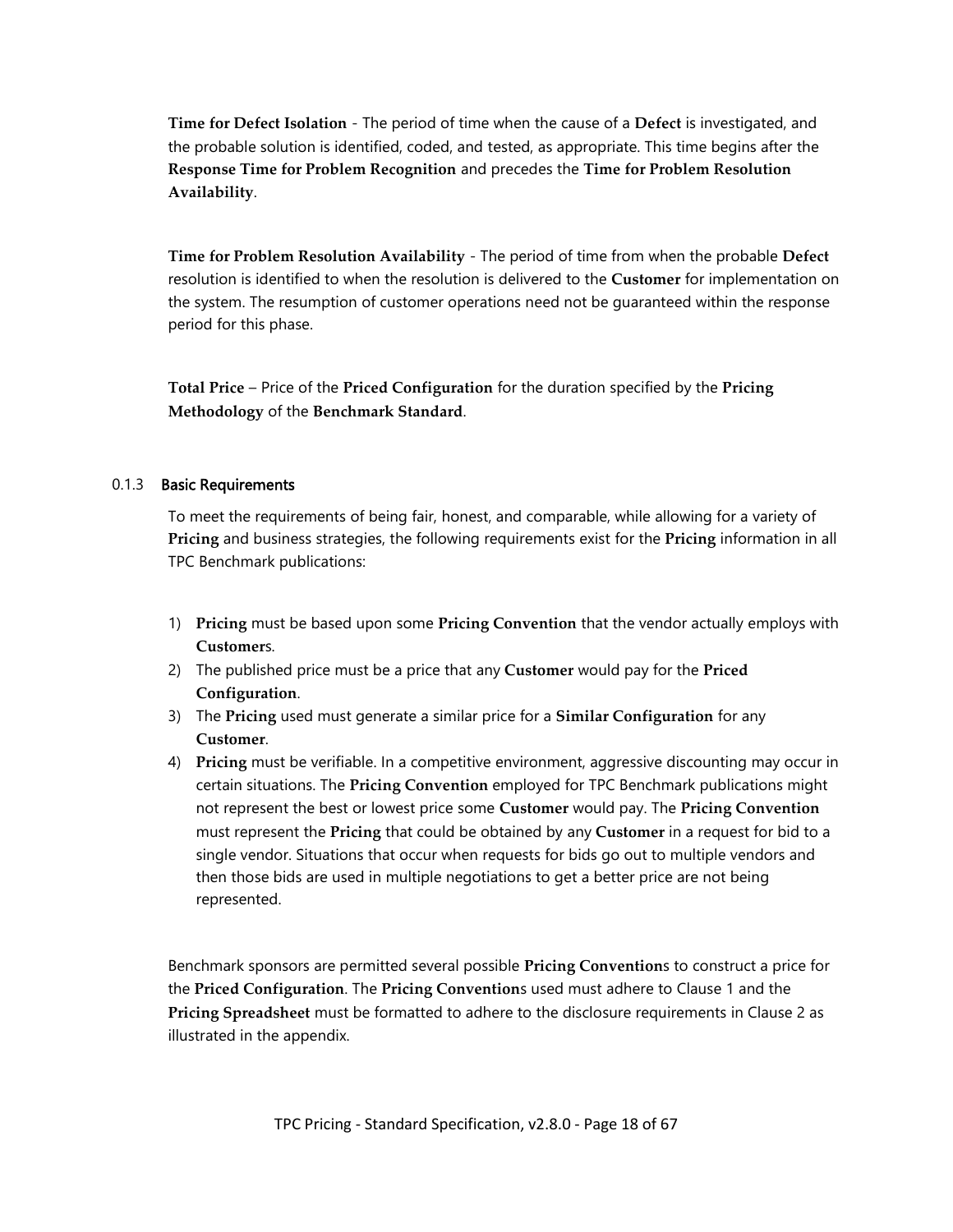**Time for Defect Isolation** - The period of time when the cause of a **Defect** is investigated, and the probable solution is identified, coded, and tested, as appropriate. This time begins after the **Response Time for Problem Recognition** and precedes the **Time for Problem Resolution Availability**.

**Time for Problem Resolution Availability** - The period of time from when the probable **Defect** resolution is identified to when the resolution is delivered to the **Customer** for implementation on the system. The resumption of customer operations need not be guaranteed within the response period for this phase.

**Total Price** – Price of the **Priced Configuration** for the duration specified by the **Pricing Methodology** of the **Benchmark Standard**.

### 0.1.3 Basic Requirements

To meet the requirements of being fair, honest, and comparable, while allowing for a variety of **Pricing** and business strategies, the following requirements exist for the **Pricing** information in all TPC Benchmark publications:

1) **Pricing** must be based upon some **Pricing Convention** that the vendor actually employs with **Customer**s.
2) The published price must be a price that any **Customer** would pay for the **Priced Configuration**.
3) The **Pricing** used must generate a similar price for a **Similar Configuration** for any **Customer**.
4) **Pricing** must be verifiable. In a competitive environment, aggressive discounting may occur in certain situations. The **Pricing Convention** employed for TPC Benchmark publications might not represent the best or lowest price some **Customer** would pay. The **Pricing Convention** must represent the **Pricing** that could be obtained by any **Customer** in a request for bid to a single vendor. Situations that occur when requests for bids go out to multiple vendors and then those bids are used in multiple negotiations to get a better price are not being represented.

Benchmark sponsors are permitted several possible **Pricing Convention**s to construct a price for the **Priced Configuration**. The **Pricing Convention**s used must adhere to Clause 1 and the **Pricing Spreadsheet** must be formatted to adhere to the disclosure requirements in Clause 2 as illustrated in the appendix.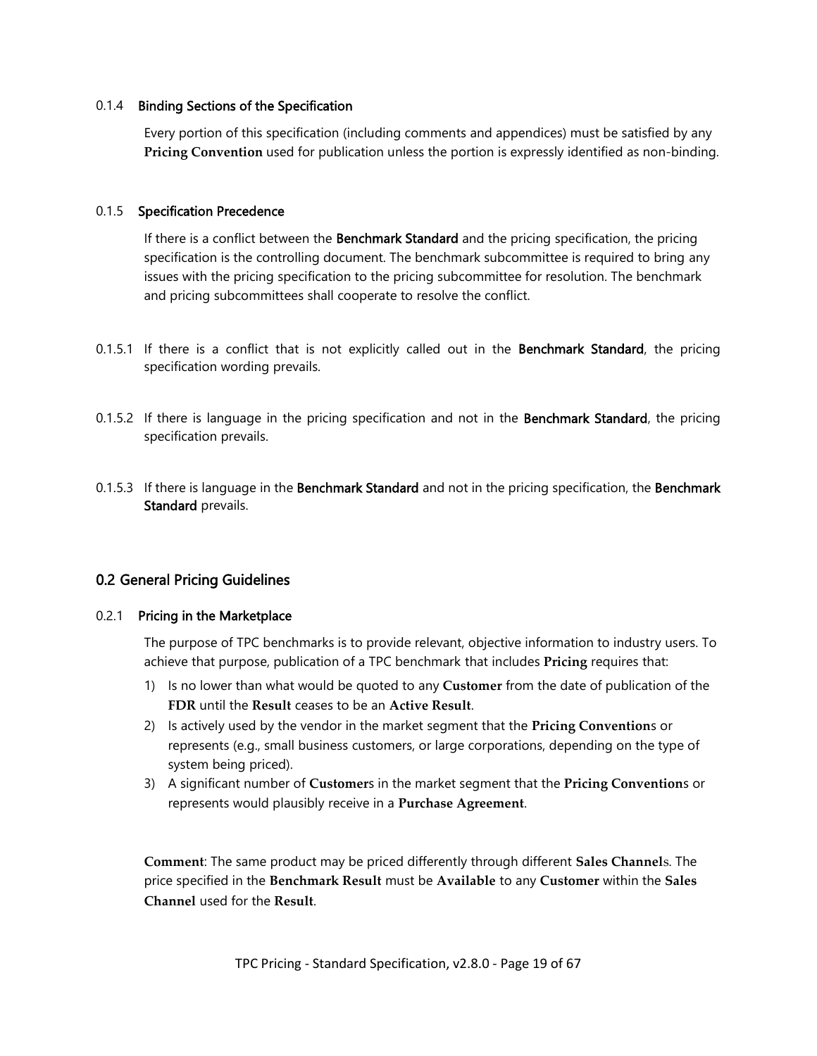#### 0.1.4 Binding Sections of the Specification

Every portion of this specification (including comments and appendices) must be satisfied by any **Pricing Convention** used for publication unless the portion is expressly identified as non-binding.

#### 0.1.5 Specification Precedence

If there is a conflict between the **Benchmark Standard** and the pricing specification, the pricing specification is the controlling document. The benchmark subcommittee is required to bring any issues with the pricing specification to the pricing subcommittee for resolution. The benchmark and pricing subcommittees shall cooperate to resolve the conflict.

0.1.5.1 If there is a conflict that is not explicitly called out in the **Benchmark Standard**, the pricing specification wording prevails.

0.1.5.2 If there is language in the pricing specification and not in the **Benchmark Standard**, the pricing specification prevails.

0.1.5.3 If there is language in the **Benchmark Standard** and not in the pricing specification, the **Benchmark Standard** prevails.

## 0.2 General Pricing Guidelines

#### 0.2.1 Pricing in the Marketplace

The purpose of TPC benchmarks is to provide relevant, objective information to industry users. To achieve that purpose, publication of a TPC benchmark that includes **Pricing** requires that:

1) Is no lower than what would be quoted to any **Customer** from the date of publication of the **FDR** until the **Result** ceases to be an **Active Result**.
2) Is actively used by the vendor in the market segment that the **Pricing Convention**s or represents (e.g., small business customers, or large corporations, depending on the type of system being priced).
3) A significant number of **Customer**s in the market segment that the **Pricing Convention**s or represents would plausibly receive in a **Purchase Agreement**.

**Comment**: The same product may be priced differently through different **Sales Channel**s. The price specified in the **Benchmark Result** must be **Available** to any **Customer** within the **Sales Channel** used for the **Result**.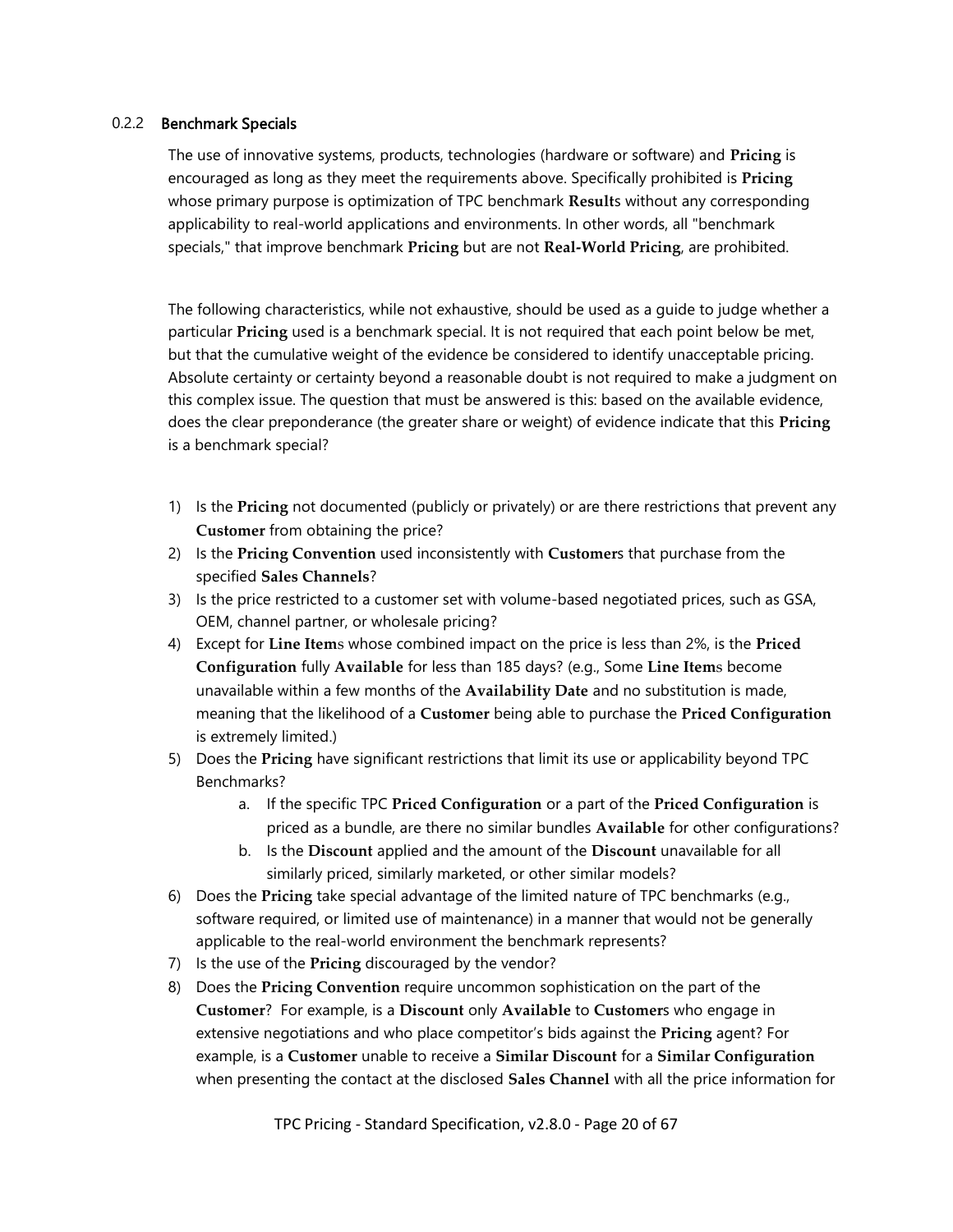### 0.2.2 Benchmark Specials

The use of innovative systems, products, technologies (hardware or software) and **Pricing** is encouraged as long as they meet the requirements above. Specifically prohibited is **Pricing** whose primary purpose is optimization of TPC benchmark **Result**s without any corresponding applicability to real-world applications and environments. In other words, all "benchmark specials," that improve benchmark **Pricing** but are not **Real-World Pricing**, are prohibited.

The following characteristics, while not exhaustive, should be used as a guide to judge whether a particular **Pricing** used is a benchmark special. It is not required that each point below be met, but that the cumulative weight of the evidence be considered to identify unacceptable pricing. Absolute certainty or certainty beyond a reasonable doubt is not required to make a judgment on this complex issue. The question that must be answered is this: based on the available evidence, does the clear preponderance (the greater share or weight) of evidence indicate that this **Pricing** is a benchmark special?

1) Is the **Pricing** not documented (publicly or privately) or are there restrictions that prevent any **Customer** from obtaining the price?
2) Is the **Pricing Convention** used inconsistently with **Customer**s that purchase from the specified **Sales Channels**?
3) Is the price restricted to a customer set with volume-based negotiated prices, such as GSA, OEM, channel partner, or wholesale pricing?
4) Except for **Line Item**s whose combined impact on the price is less than 2%, is the **Priced Configuration** fully **Available** for less than 185 days? (e.g., Some **Line Item**s become unavailable within a few months of the **Availability Date** and no substitution is made, meaning that the likelihood of a **Customer** being able to purchase the **Priced Configuration** is extremely limited.)
5) Does the **Pricing** have significant restrictions that limit its use or applicability beyond TPC Benchmarks?
    a. If the specific TPC **Priced Configuration** or a part of the **Priced Configuration** is priced as a bundle, are there no similar bundles **Available** for other configurations?
    b. Is the **Discount** applied and the amount of the **Discount** unavailable for all similarly priced, similarly marketed, or other similar models?
6) Does the **Pricing** take special advantage of the limited nature of TPC benchmarks (e.g., software required, or limited use of maintenance) in a manner that would not be generally applicable to the real-world environment the benchmark represents?
7) Is the use of the **Pricing** discouraged by the vendor?
8) Does the **Pricing Convention** require uncommon sophistication on the part of the **Customer**? For example, is a **Discount** only **Available** to **Customer**s who engage in extensive negotiations and who place competitor's bids against the **Pricing** agent? For example, is a **Customer** unable to receive a **Similar Discount** for a **Similar Configuration** when presenting the contact at the disclosed **Sales Channel** with all the price information for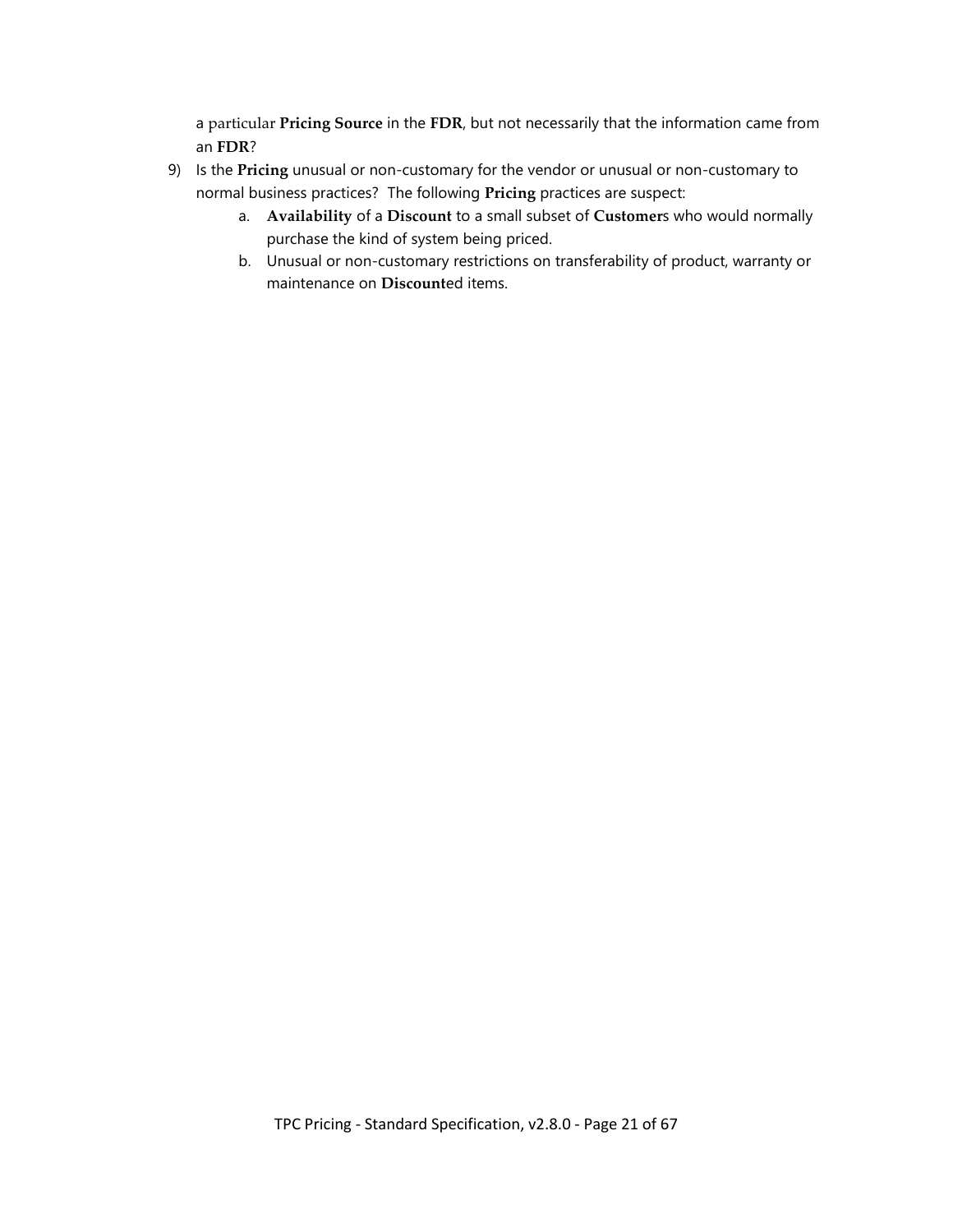a particular **Pricing Source** in the **FDR**, but not necessarily that the information came from an **FDR**?

9) Is the **Pricing** unusual or non-customary for the vendor or unusual or non-customary to normal business practices? The following **Pricing** practices are suspect:
    a. **Availability** of a **Discount** to a small subset of **Customer**s who would normally purchase the kind of system being priced.
    b. Unusual or non-customary restrictions on transferability of product, warranty or maintenance on **Discount**ed items.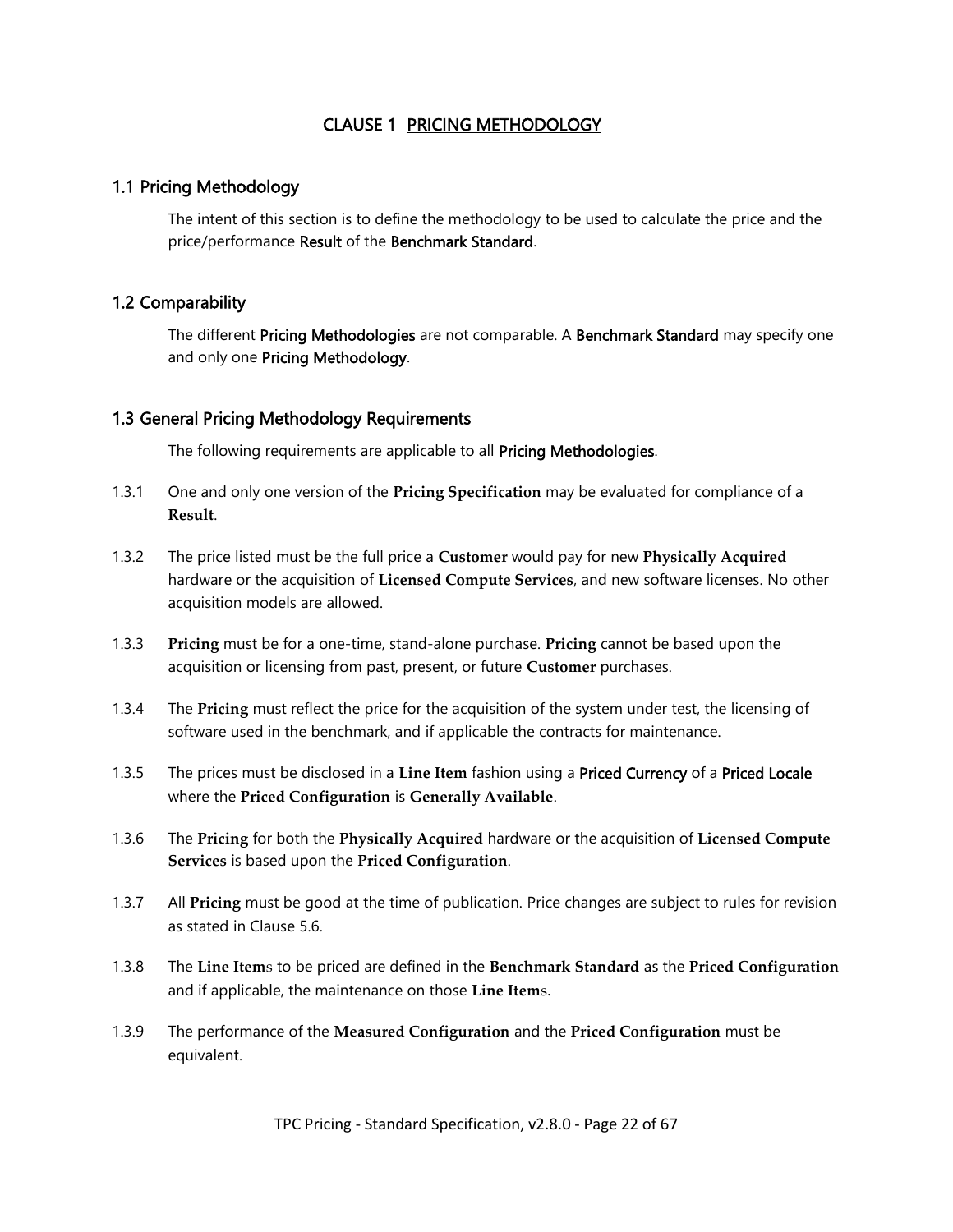# CLAUSE 1 PRICING METHODOLOGY

## 1.1 Pricing Methodology

The intent of this section is to define the methodology to be used to calculate the price and the price/performance Result of the Benchmark Standard.

## 1.2 Comparability

The different Pricing Methodologies are not comparable. A Benchmark Standard may specify one and only one Pricing Methodology.

## 1.3 General Pricing Methodology Requirements

The following requirements are applicable to all Pricing Methodologies.

1.3.1 One and only one version of the **Pricing Specification** may be evaluated for compliance of a **Result**.

1.3.2 The price listed must be the full price a **Customer** would pay for new **Physically Acquired** hardware or the acquisition of **Licensed Compute Services**, and new software licenses. No other acquisition models are allowed.

1.3.3 **Pricing** must be for a one-time, stand-alone purchase. **Pricing** cannot be based upon the acquisition or licensing from past, present, or future **Customer** purchases.

1.3.4 The **Pricing** must reflect the price for the acquisition of the system under test, the licensing of software used in the benchmark, and if applicable the contracts for maintenance.

1.3.5 The prices must be disclosed in a **Line Item** fashion using a Priced Currency of a Priced Locale where the **Priced Configuration** is **Generally Available**.

1.3.6 The **Pricing** for both the **Physically Acquired** hardware or the acquisition of **Licensed Compute Services** is based upon the **Priced Configuration**.

1.3.7 All **Pricing** must be good at the time of publication. Price changes are subject to rules for revision as stated in Clause 5.6.

1.3.8 The **Line Item**s to be priced are defined in the **Benchmark Standard** as the **Priced Configuration** and if applicable, the maintenance on those **Line Item**s.

1.3.9 The performance of the **Measured Configuration** and the **Priced Configuration** must be equivalent.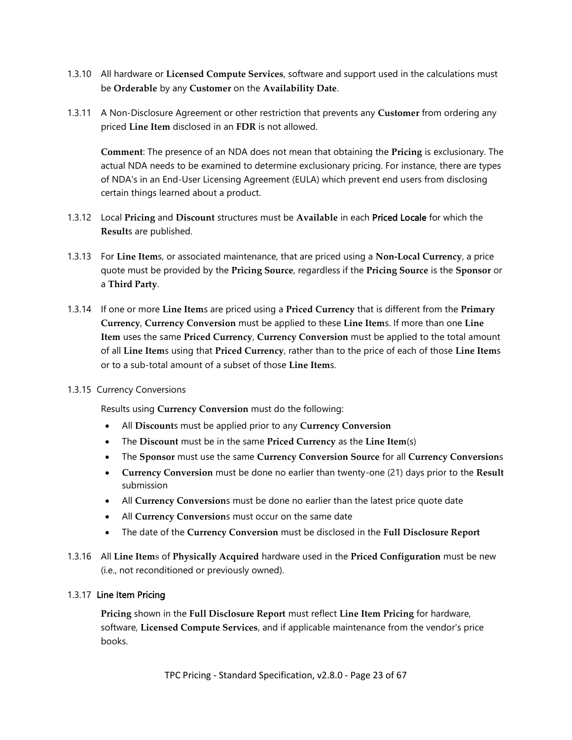1.3.10 All hardware or **Licensed Compute Services**, software and support used in the calculations must be **Orderable** by any **Customer** on the **Availability Date**.

1.3.11 A Non-Disclosure Agreement or other restriction that prevents any **Customer** from ordering any priced **Line Item** disclosed in an **FDR** is not allowed.

**Comment**: The presence of an NDA does not mean that obtaining the **Pricing** is exclusionary. The actual NDA needs to be examined to determine exclusionary pricing. For instance, there are types of NDA's in an End-User Licensing Agreement (EULA) which prevent end users from disclosing certain things learned about a product.

1.3.12 Local **Pricing** and **Discount** structures must be **Available** in each Priced Locale for which the **Result**s are published.

1.3.13 For **Line Item**s, or associated maintenance, that are priced using a **Non-Local Currency**, a price quote must be provided by the **Pricing Source**, regardless if the **Pricing Source** is the **Sponsor** or a **Third Party**.

1.3.14 If one or more **Line Item**s are priced using a **Priced Currency** that is different from the **Primary Currency**, **Currency Conversion** must be applied to these **Line Item**s. If more than one **Line Item** uses the same **Priced Currency**, **Currency Conversion** must be applied to the total amount of all **Line Item**s using that **Priced Currency**, rather than to the price of each of those **Line Item**s or to a sub-total amount of a subset of those **Line Item**s.

1.3.15 Currency Conversions

Results using **Currency Conversion** must do the following:

- All **Discount**s must be applied prior to any **Currency Conversion**
- The **Discount** must be in the same **Priced Currency** as the **Line Item**(s)
- The **Sponsor** must use the same **Currency Conversion Source** for all **Currency Conversion**s
- **Currency Conversion** must be done no earlier than twenty-one (21) days prior to the **Result** submission
- All **Currency Conversion**s must be done no earlier than the latest price quote date
- All **Currency Conversion**s must occur on the same date
- The date of the **Currency Conversion** must be disclosed in the **Full Disclosure Report**

1.3.16 All **Line Item**s of **Physically Acquired** hardware used in the **Priced Configuration** must be new (i.e., not reconditioned or previously owned).

1.3.17 Line Item Pricing

**Pricing** shown in the **Full Disclosure Report** must reflect **Line Item Pricing** for hardware, software, **Licensed Compute Services**, and if applicable maintenance from the vendor's price books.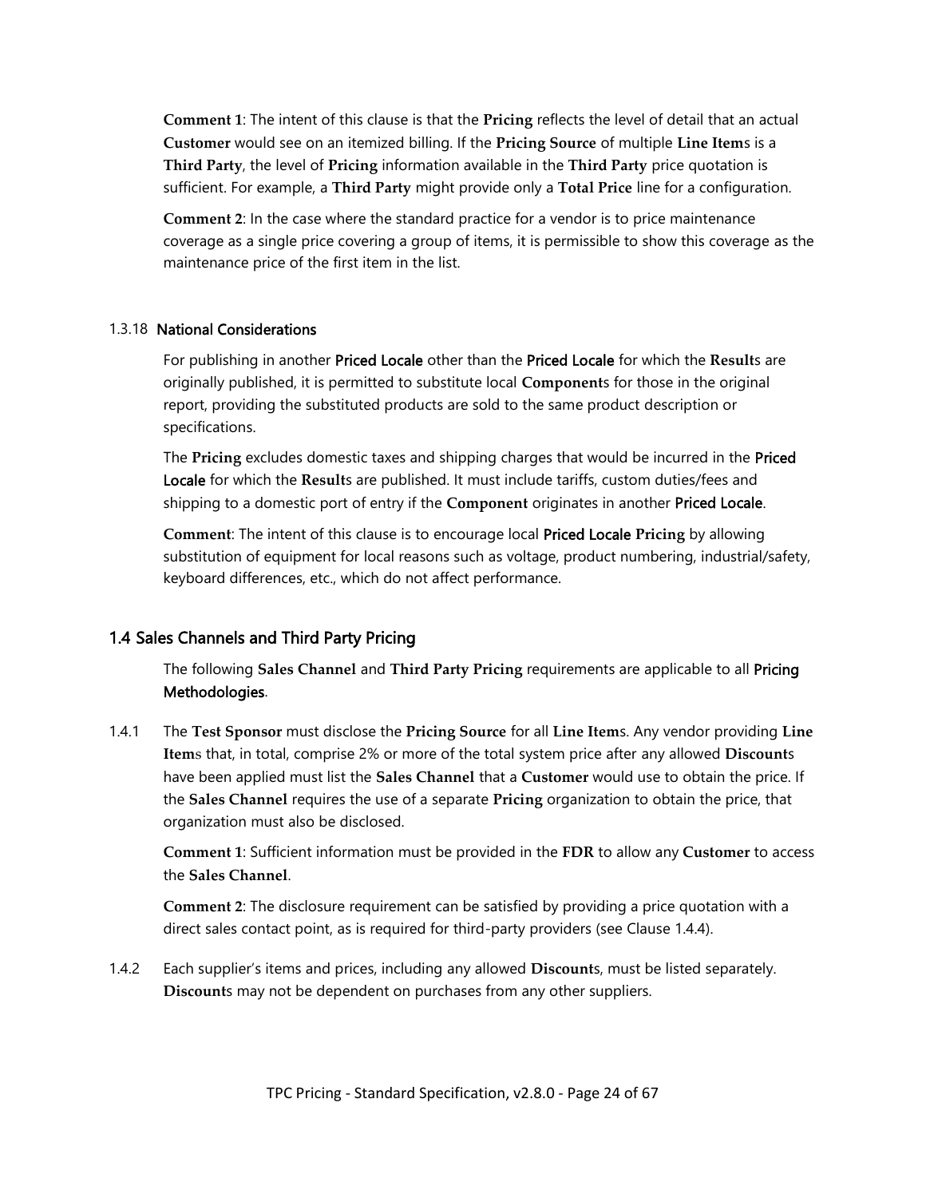**Comment 1**: The intent of this clause is that the **Pricing** reflects the level of detail that an actual **Customer** would see on an itemized billing. If the **Pricing Source** of multiple **Line Item**s is a **Third Party**, the level of **Pricing** information available in the **Third Party** price quotation is sufficient. For example, a **Third Party** might provide only a **Total Price** line for a configuration.

**Comment 2**: In the case where the standard practice for a vendor is to price maintenance coverage as a single price covering a group of items, it is permissible to show this coverage as the maintenance price of the first item in the list.

#### 1.3.18 National Considerations

For publishing in another Priced Locale other than the Priced Locale for which the **Result**s are originally published, it is permitted to substitute local **Component**s for those in the original report, providing the substituted products are sold to the same product description or specifications.

The **Pricing** excludes domestic taxes and shipping charges that would be incurred in the Priced Locale for which the **Result**s are published. It must include tariffs, custom duties/fees and shipping to a domestic port of entry if the **Component** originates in another Priced Locale.

**Comment**: The intent of this clause is to encourage local Priced Locale **Pricing** by allowing substitution of equipment for local reasons such as voltage, product numbering, industrial/safety, keyboard differences, etc., which do not affect performance.

### 1.4 Sales Channels and Third Party Pricing

The following **Sales Channel** and **Third Party Pricing** requirements are applicable to all Pricing Methodologies.

1.4.1 The **Test Sponsor** must disclose the **Pricing Source** for all **Line Item**s. Any vendor providing **Line Item**s that, in total, comprise 2% or more of the total system price after any allowed **Discount**s have been applied must list the **Sales Channel** that a **Customer** would use to obtain the price. If the **Sales Channel** requires the use of a separate **Pricing** organization to obtain the price, that organization must also be disclosed.

**Comment 1**: Sufficient information must be provided in the **FDR** to allow any **Customer** to access the **Sales Channel**.

**Comment 2**: The disclosure requirement can be satisfied by providing a price quotation with a direct sales contact point, as is required for third-party providers (see Clause 1.4.4).

1.4.2 Each supplier's items and prices, including any allowed **Discount**s, must be listed separately. **Discount**s may not be dependent on purchases from any other suppliers.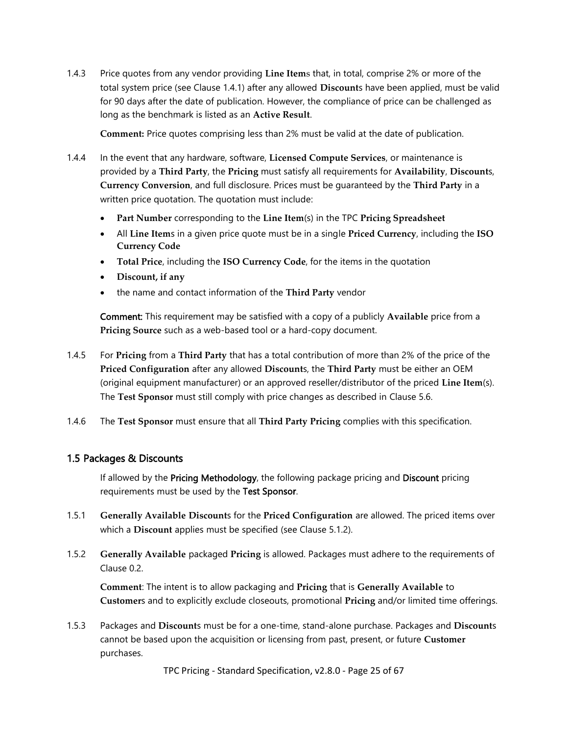1.4.3 Price quotes from any vendor providing **Line Item**s that, in total, comprise 2% or more of the total system price (see Clause 1.4.1) after any allowed **Discount**s have been applied, must be valid for 90 days after the date of publication. However, the compliance of price can be challenged as long as the benchmark is listed as an **Active Result**.

**Comment:** Price quotes comprising less than 2% must be valid at the date of publication.

1.4.4 In the event that any hardware, software, **Licensed Compute Services**, or maintenance is provided by a **Third Party**, the **Pricing** must satisfy all requirements for **Availability**, **Discount**s, **Currency Conversion**, and full disclosure. Prices must be guaranteed by the **Third Party** in a written price quotation. The quotation must include:

- **Part Number** corresponding to the **Line Item**(s) in the TPC **Pricing Spreadsheet**
- All **Line Item**s in a given price quote must be in a single **Priced Currency**, including the **ISO Currency Code**
- **Total Price**, including the **ISO Currency Code**, for the items in the quotation
- **Discount, if any**
- the name and contact information of the **Third Party** vendor

**Comment:** This requirement may be satisfied with a copy of a publicly **Available** price from a **Pricing Source** such as a web-based tool or a hard-copy document.

1.4.5 For **Pricing** from a **Third Party** that has a total contribution of more than 2% of the price of the **Priced Configuration** after any allowed **Discount**s, the **Third Party** must be either an OEM (original equipment manufacturer) or an approved reseller/distributor of the priced **Line Item**(s). The **Test Sponsor** must still comply with price changes as described in Clause 5.6.

1.4.6 The **Test Sponsor** must ensure that all **Third Party Pricing** complies with this specification.

## 1.5 Packages & Discounts

If allowed by the **Pricing Methodology**, the following package pricing and **Discount** pricing requirements must be used by the **Test Sponsor**.

1.5.1 **Generally Available Discount**s for the **Priced Configuration** are allowed. The priced items over which a **Discount** applies must be specified (see Clause 5.1.2).

1.5.2 **Generally Available** packaged **Pricing** is allowed. Packages must adhere to the requirements of Clause 0.2.

**Comment**: The intent is to allow packaging and **Pricing** that is **Generally Available** to **Customer**s and to explicitly exclude closeouts, promotional **Pricing** and/or limited time offerings.

1.5.3 Packages and **Discount**s must be for a one-time, stand-alone purchase. Packages and **Discount**s cannot be based upon the acquisition or licensing from past, present, or future **Customer** purchases.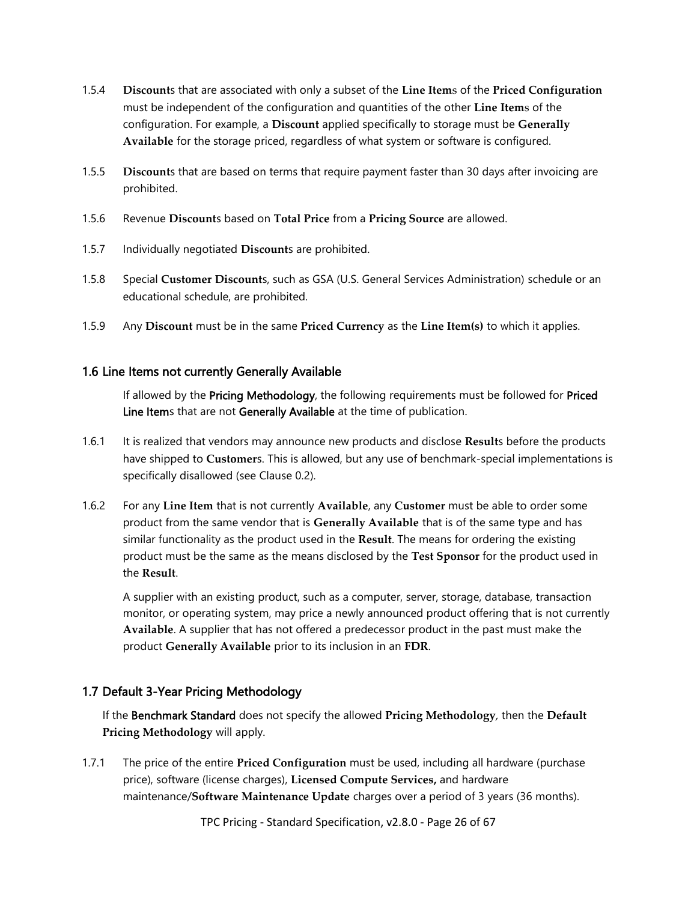1.5.4 **Discount**s that are associated with only a subset of the **Line Item**s of the **Priced Configuration** must be independent of the configuration and quantities of the other **Line Item**s of the configuration. For example, a **Discount** applied specifically to storage must be **Generally Available** for the storage priced, regardless of what system or software is configured.

1.5.5 **Discount**s that are based on terms that require payment faster than 30 days after invoicing are prohibited.

1.5.6 Revenue **Discount**s based on **Total Price** from a **Pricing Source** are allowed.

1.5.7 Individually negotiated **Discount**s are prohibited.

1.5.8 Special **Customer Discount**s, such as GSA (U.S. General Services Administration) schedule or an educational schedule, are prohibited.

1.5.9 Any **Discount** must be in the same **Priced Currency** as the **Line Item(s)** to which it applies.

## 1.6 Line Items not currently Generally Available

If allowed by the **Pricing Methodology**, the following requirements must be followed for **Priced Line Item**s that are not **Generally Available** at the time of publication.

1.6.1 It is realized that vendors may announce new products and disclose **Result**s before the products have shipped to **Customer**s. This is allowed, but any use of benchmark-special implementations is specifically disallowed (see Clause 0.2).

1.6.2 For any **Line Item** that is not currently **Available**, any **Customer** must be able to order some product from the same vendor that is **Generally Available** that is of the same type and has similar functionality as the product used in the **Result**. The means for ordering the existing product must be the same as the means disclosed by the **Test Sponsor** for the product used in the **Result**.

A supplier with an existing product, such as a computer, server, storage, database, transaction monitor, or operating system, may price a newly announced product offering that is not currently **Available**. A supplier that has not offered a predecessor product in the past must make the product **Generally Available** prior to its inclusion in an **FDR**.

## 1.7 Default 3-Year Pricing Methodology

If the **Benchmark Standard** does not specify the allowed **Pricing Methodology**, then the **Default Pricing Methodology** will apply.

1.7.1 The price of the entire **Priced Configuration** must be used, including all hardware (purchase price), software (license charges), **Licensed Compute Services,** and hardware maintenance/**Software Maintenance Update** charges over a period of 3 years (36 months).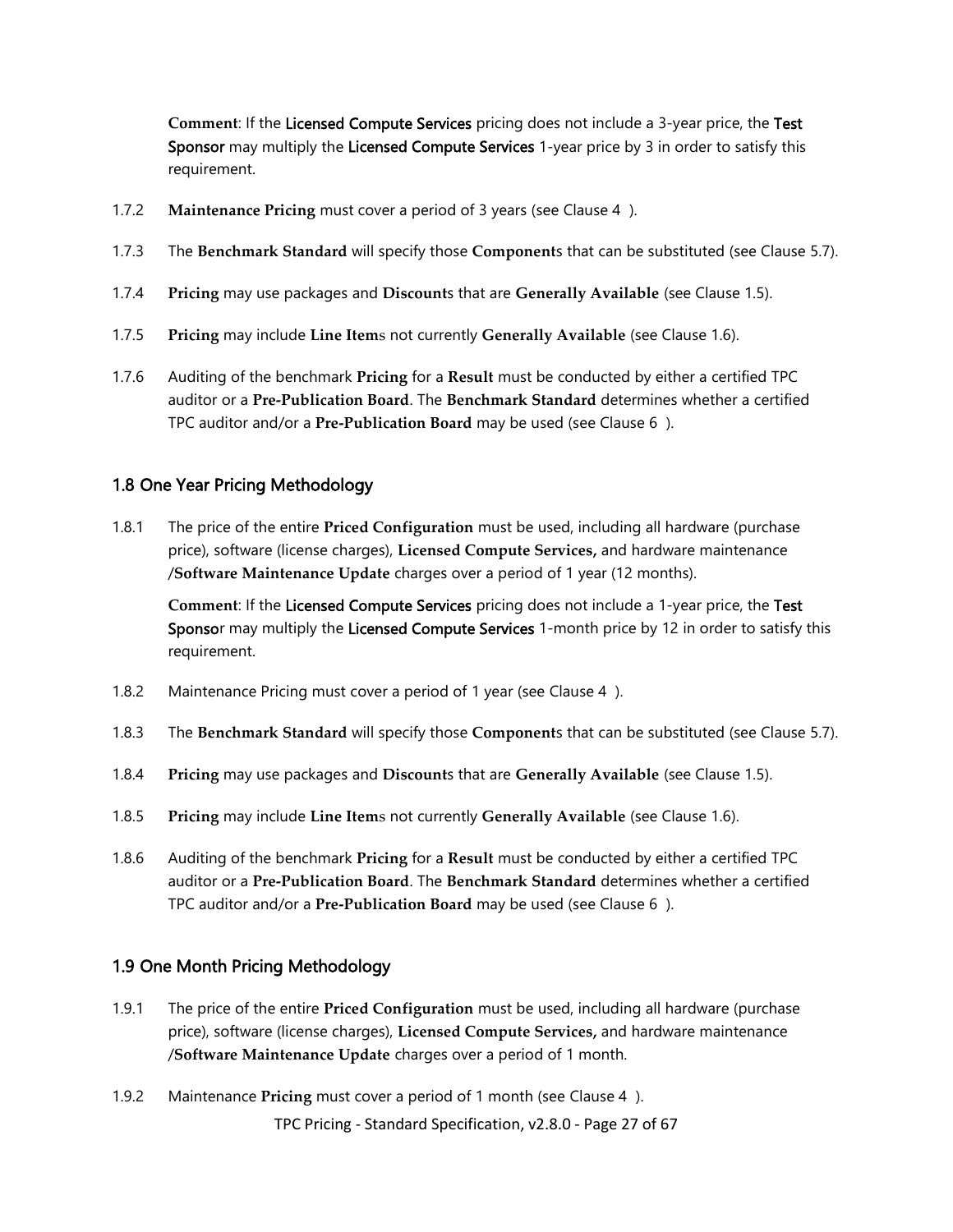**Comment**: If the Licensed Compute Services pricing does not include a 3-year price, the Test Sponsor may multiply the Licensed Compute Services 1-year price by 3 in order to satisfy this requirement.

1.7.2 **Maintenance Pricing** must cover a period of 3 years (see Clause 4 ).

1.7.3 The **Benchmark Standard** will specify those **Component**s that can be substituted (see Clause 5.7).

1.7.4 **Pricing** may use packages and **Discount**s that are **Generally Available** (see Clause 1.5).

1.7.5 **Pricing** may include **Line Item**s not currently **Generally Available** (see Clause 1.6).

1.7.6 Auditing of the benchmark **Pricing** for a **Result** must be conducted by either a certified TPC auditor or a **Pre-Publication Board**. The **Benchmark Standard** determines whether a certified TPC auditor and/or a **Pre-Publication Board** may be used (see Clause 6 ).

## 1.8 One Year Pricing Methodology

1.8.1 The price of the entire **Priced Configuration** must be used, including all hardware (purchase price), software (license charges), **Licensed Compute Services,** and hardware maintenance /**Software Maintenance Update** charges over a period of 1 year (12 months).

**Comment**: If the Licensed Compute Services pricing does not include a 1-year price, the Test Sponsor may multiply the Licensed Compute Services 1-month price by 12 in order to satisfy this requirement.

1.8.2 Maintenance Pricing must cover a period of 1 year (see Clause 4 ).

1.8.3 The **Benchmark Standard** will specify those **Component**s that can be substituted (see Clause 5.7).

1.8.4 **Pricing** may use packages and **Discount**s that are **Generally Available** (see Clause 1.5).

1.8.5 **Pricing** may include **Line Item**s not currently **Generally Available** (see Clause 1.6).

1.8.6 Auditing of the benchmark **Pricing** for a **Result** must be conducted by either a certified TPC auditor or a **Pre-Publication Board**. The **Benchmark Standard** determines whether a certified TPC auditor and/or a **Pre-Publication Board** may be used (see Clause 6 ).

## 1.9 One Month Pricing Methodology

1.9.1 The price of the entire **Priced Configuration** must be used, including all hardware (purchase price), software (license charges), **Licensed Compute Services,** and hardware maintenance /**Software Maintenance Update** charges over a period of 1 month.

1.9.2 Maintenance **Pricing** must cover a period of 1 month (see Clause 4 ).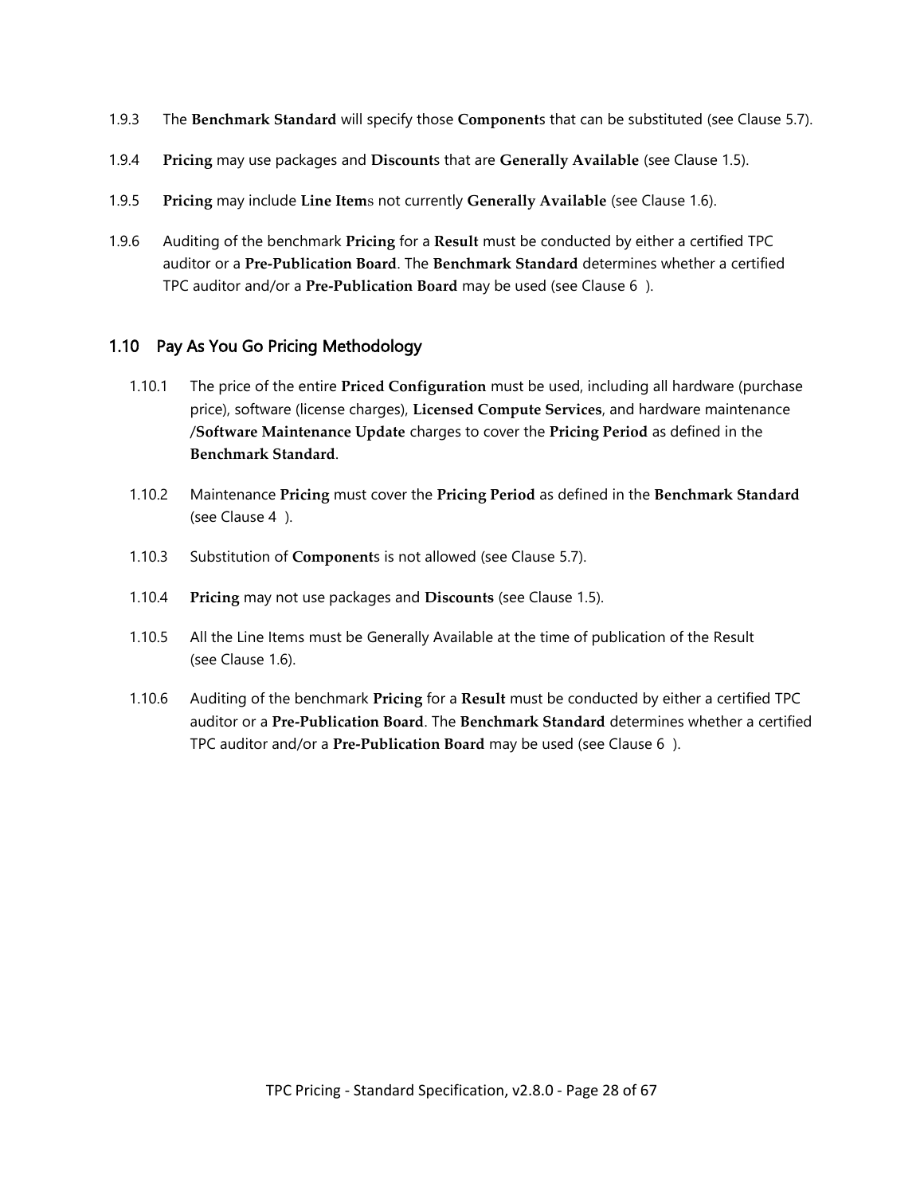1.9.3 The **Benchmark Standard** will specify those **Component**s that can be substituted (see Clause 5.7).

1.9.4 **Pricing** may use packages and **Discount**s that are **Generally Available** (see Clause 1.5).

1.9.5 **Pricing** may include **Line Item**s not currently **Generally Available** (see Clause 1.6).

1.9.6 Auditing of the benchmark **Pricing** for a **Result** must be conducted by either a certified TPC auditor or a **Pre-Publication Board**. The **Benchmark Standard** determines whether a certified TPC auditor and/or a **Pre-Publication Board** may be used (see Clause 6 ).

## 1.10 Pay As You Go Pricing Methodology

1.10.1 The price of the entire **Priced Configuration** must be used, including all hardware (purchase price), software (license charges), **Licensed Compute Services**, and hardware maintenance **/Software Maintenance Update** charges to cover the **Pricing Period** as defined in the **Benchmark Standard**.

1.10.2 Maintenance **Pricing** must cover the **Pricing Period** as defined in the **Benchmark Standard** (see Clause 4 ).

1.10.3 Substitution of **Component**s is not allowed (see Clause 5.7).

1.10.4 **Pricing** may not use packages and **Discounts** (see Clause 1.5).

1.10.5 All the Line Items must be Generally Available at the time of publication of the Result (see Clause 1.6).

1.10.6 Auditing of the benchmark **Pricing** for a **Result** must be conducted by either a certified TPC auditor or a **Pre-Publication Board**. The **Benchmark Standard** determines whether a certified TPC auditor and/or a **Pre-Publication Board** may be used (see Clause 6 ).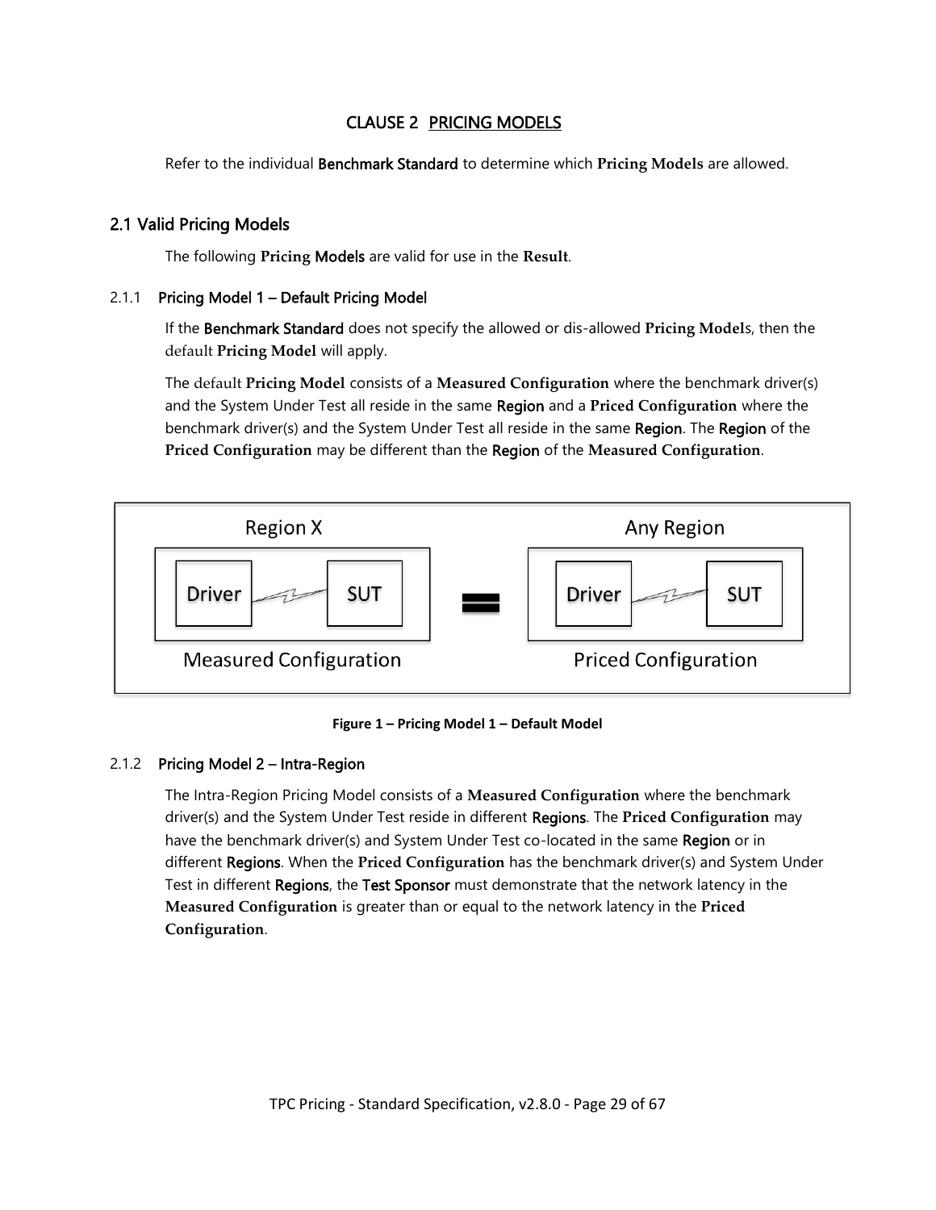# CLAUSE 2 PRICING MODELS

Refer to the individual **Benchmark Standard** to determine which **Pricing Models** are allowed.

## 2.1 Valid Pricing Models

The following **Pricing Models** are valid for use in the **Result**.

### 2.1.1 Pricing Model 1 – Default Pricing Model

If the **Benchmark Standard** does not specify the allowed or dis-allowed **Pricing Model**s, then the default **Pricing Model** will apply.

The default **Pricing Model** consists of a **Measured Configuration** where the benchmark driver(s) and the System Under Test all reside in the same **Region** and a **Priced Configuration** where the benchmark driver(s) and the System Under Test all reside in the same **Region**. The **Region** of the **Priced Configuration** may be different than the **Region** of the **Measured Configuration**.

Region X

Driver — SUT

Measured Configuration

=

Any Region

Driver — SUT

Priced Configuration

**Figure 1 – Pricing Model 1 – Default Model**

### 2.1.2 Pricing Model 2 – Intra-Region

The Intra-Region Pricing Model consists of a **Measured Configuration** where the benchmark driver(s) and the System Under Test reside in different **Regions**. The **Priced Configuration** may have the benchmark driver(s) and System Under Test co-located in the same **Region** or in different **Regions**. When the **Priced Configuration** has the benchmark driver(s) and System Under Test in different **Regions**, the **Test Sponsor** must demonstrate that the network latency in the **Measured Configuration** is greater than or equal to the network latency in the **Priced Configuration**.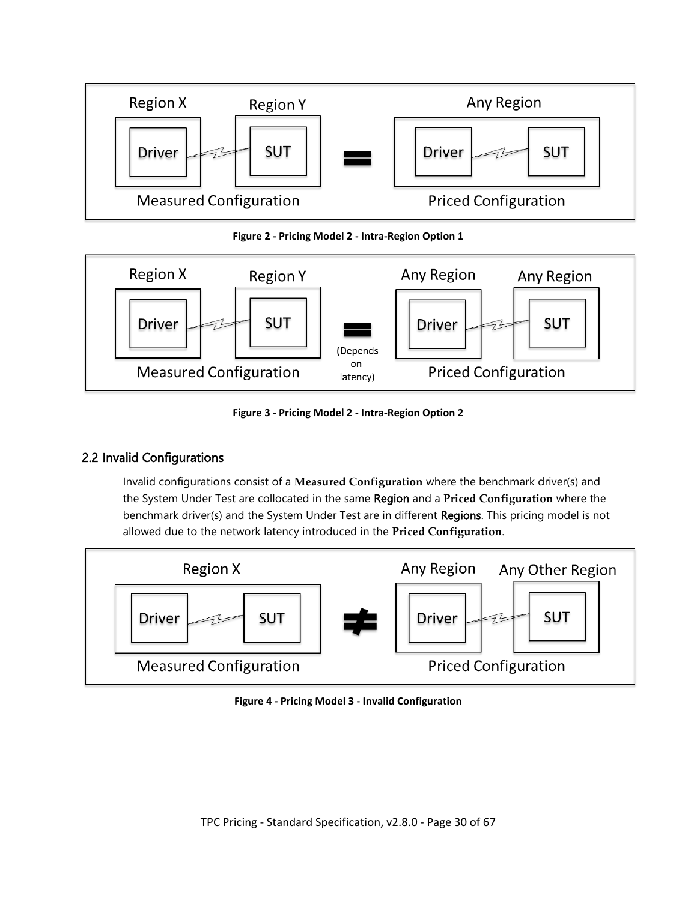Figure 2 - Pricing Model 2 - Intra-Region Option 1

Figure 3 - Pricing Model 2 - Intra-Region Option 2

## 2.2 Invalid Configurations

Invalid configurations consist of a **Measured Configuration** where the benchmark driver(s) and the System Under Test are collocated in the same Region and a **Priced Configuration** where the benchmark driver(s) and the System Under Test are in different Regions. This pricing model is not allowed due to the network latency introduced in the **Priced Configuration**.

Figure 4 - Pricing Model 3 - Invalid Configuration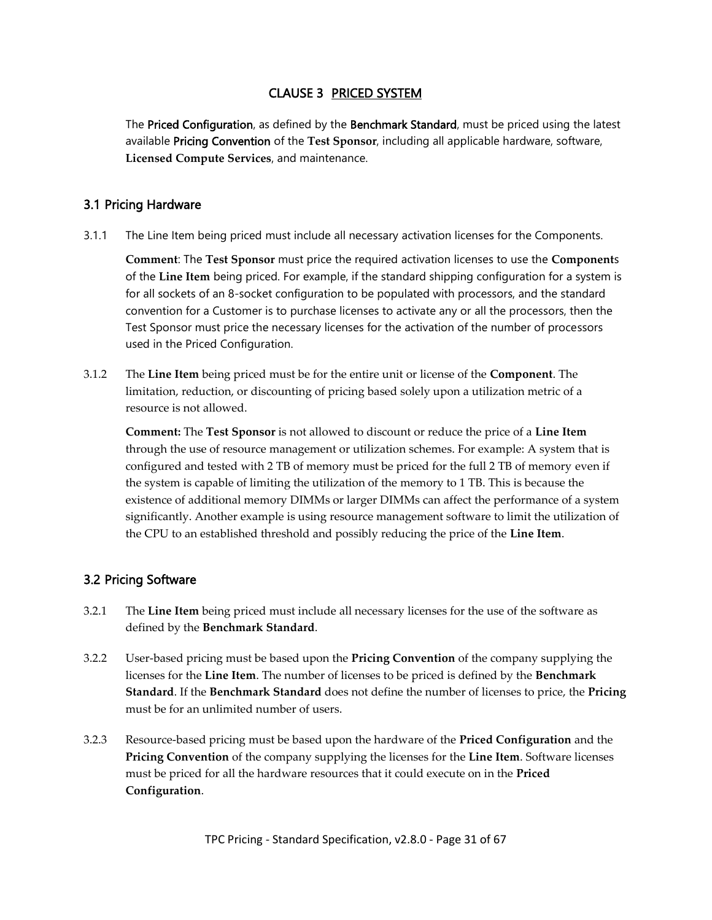# CLAUSE 3 PRICED SYSTEM

The **Priced Configuration**, as defined by the **Benchmark Standard**, must be priced using the latest available **Pricing Convention** of the **Test Sponsor**, including all applicable hardware, software, **Licensed Compute Services**, and maintenance.

## 3.1 Pricing Hardware

3.1.1 The Line Item being priced must include all necessary activation licenses for the Components.

**Comment**: The **Test Sponsor** must price the required activation licenses to use the **Component**s of the **Line Item** being priced. For example, if the standard shipping configuration for a system is for all sockets of an 8-socket configuration to be populated with processors, and the standard convention for a Customer is to purchase licenses to activate any or all the processors, then the Test Sponsor must price the necessary licenses for the activation of the number of processors used in the Priced Configuration.

3.1.2 The **Line Item** being priced must be for the entire unit or license of the **Component**. The limitation, reduction, or discounting of pricing based solely upon a utilization metric of a resource is not allowed.

**Comment:** The **Test Sponsor** is not allowed to discount or reduce the price of a **Line Item** through the use of resource management or utilization schemes. For example: A system that is configured and tested with 2 TB of memory must be priced for the full 2 TB of memory even if the system is capable of limiting the utilization of the memory to 1 TB. This is because the existence of additional memory DIMMs or larger DIMMs can affect the performance of a system significantly. Another example is using resource management software to limit the utilization of the CPU to an established threshold and possibly reducing the price of the **Line Item**.

## 3.2 Pricing Software

3.2.1 The **Line Item** being priced must include all necessary licenses for the use of the software as defined by the **Benchmark Standard**.

3.2.2 User-based pricing must be based upon the **Pricing Convention** of the company supplying the licenses for the **Line Item**. The number of licenses to be priced is defined by the **Benchmark Standard**. If the **Benchmark Standard** does not define the number of licenses to price, the **Pricing** must be for an unlimited number of users.

3.2.3 Resource-based pricing must be based upon the hardware of the **Priced Configuration** and the **Pricing Convention** of the company supplying the licenses for the **Line Item**. Software licenses must be priced for all the hardware resources that it could execute on in the **Priced Configuration**.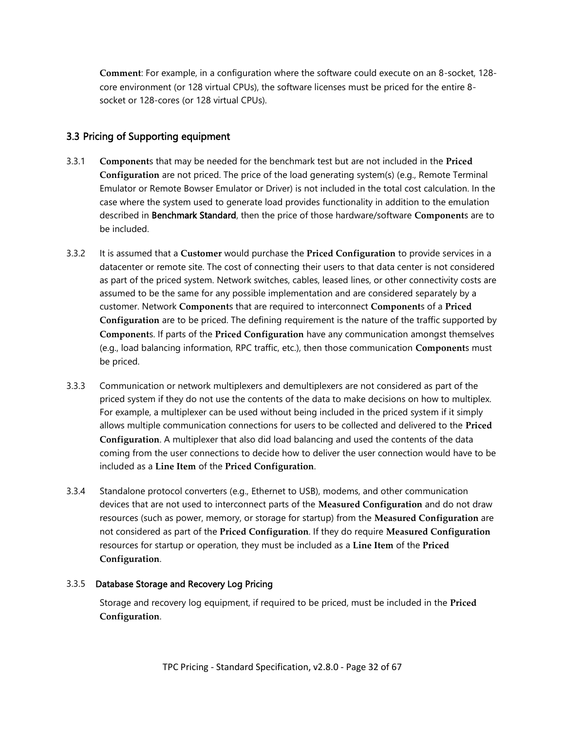**Comment**: For example, in a configuration where the software could execute on an 8-socket, 128-core environment (or 128 virtual CPUs), the software licenses must be priced for the entire 8-socket or 128-cores (or 128 virtual CPUs).

## 3.3 Pricing of Supporting equipment

3.3.1 **Component**s that may be needed for the benchmark test but are not included in the **Priced Configuration** are not priced. The price of the load generating system(s) (e.g., Remote Terminal Emulator or Remote Bowser Emulator or Driver) is not included in the total cost calculation. In the case where the system used to generate load provides functionality in addition to the emulation described in **Benchmark Standard**, then the price of those hardware/software **Component**s are to be included.

3.3.2 It is assumed that a **Customer** would purchase the **Priced Configuration** to provide services in a datacenter or remote site. The cost of connecting their users to that data center is not considered as part of the priced system. Network switches, cables, leased lines, or other connectivity costs are assumed to be the same for any possible implementation and are considered separately by a customer. Network **Component**s that are required to interconnect **Component**s of a **Priced Configuration** are to be priced. The defining requirement is the nature of the traffic supported by **Component**s. If parts of the **Priced Configuration** have any communication amongst themselves (e.g., load balancing information, RPC traffic, etc.), then those communication **Component**s must be priced.

3.3.3 Communication or network multiplexers and demultiplexers are not considered as part of the priced system if they do not use the contents of the data to make decisions on how to multiplex. For example, a multiplexer can be used without being included in the priced system if it simply allows multiple communication connections for users to be collected and delivered to the **Priced Configuration**. A multiplexer that also did load balancing and used the contents of the data coming from the user connections to decide how to deliver the user connection would have to be included as a **Line Item** of the **Priced Configuration**.

3.3.4 Standalone protocol converters (e.g., Ethernet to USB), modems, and other communication devices that are not used to interconnect parts of the **Measured Configuration** and do not draw resources (such as power, memory, or storage for startup) from the **Measured Configuration** are not considered as part of the **Priced Configuration**. If they do require **Measured Configuration** resources for startup or operation, they must be included as a **Line Item** of the **Priced Configuration**.

### 3.3.5 Database Storage and Recovery Log Pricing

Storage and recovery log equipment, if required to be priced, must be included in the **Priced Configuration**.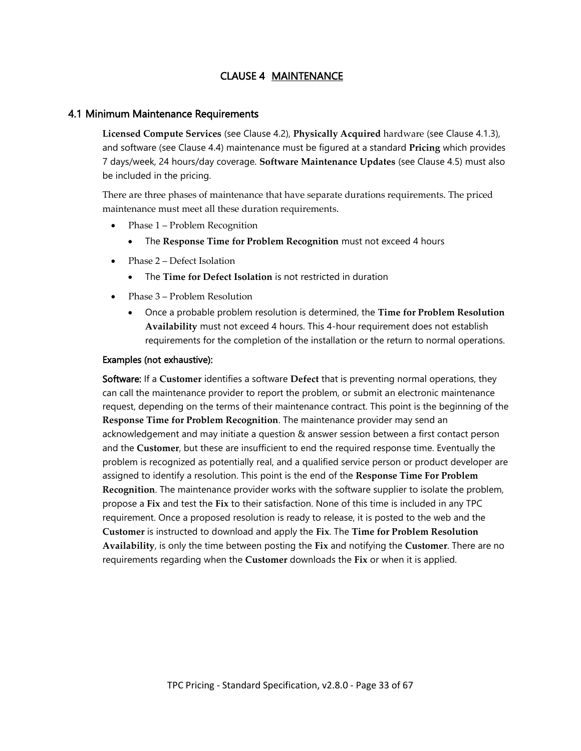# CLAUSE 4 MAINTENANCE

## 4.1 Minimum Maintenance Requirements

**Licensed Compute Services** (see Clause 4.2), **Physically Acquired** hardware (see Clause 4.1.3), and software (see Clause 4.4) maintenance must be figured at a standard **Pricing** which provides 7 days/week, 24 hours/day coverage. **Software Maintenance Updates** (see Clause 4.5) must also be included in the pricing.

There are three phases of maintenance that have separate durations requirements. The priced maintenance must meet all these duration requirements.

- Phase 1 – Problem Recognition
  - The **Response Time for Problem Recognition** must not exceed 4 hours
- Phase 2 – Defect Isolation
  - The **Time for Defect Isolation** is not restricted in duration
- Phase 3 – Problem Resolution
  - Once a probable problem resolution is determined, the **Time for Problem Resolution Availability** must not exceed 4 hours. This 4-hour requirement does not establish requirements for the completion of the installation or the return to normal operations.

Examples (not exhaustive):

Software: If a **Customer** identifies a software **Defect** that is preventing normal operations, they can call the maintenance provider to report the problem, or submit an electronic maintenance request, depending on the terms of their maintenance contract. This point is the beginning of the **Response Time for Problem Recognition**. The maintenance provider may send an acknowledgement and may initiate a question & answer session between a first contact person and the **Customer**, but these are insufficient to end the required response time. Eventually the problem is recognized as potentially real, and a qualified service person or product developer are assigned to identify a resolution. This point is the end of the **Response Time For Problem Recognition**. The maintenance provider works with the software supplier to isolate the problem, propose a **Fix** and test the **Fix** to their satisfaction. None of this time is included in any TPC requirement. Once a proposed resolution is ready to release, it is posted to the web and the **Customer** is instructed to download and apply the **Fix**. The **Time for Problem Resolution Availability**, is only the time between posting the **Fix** and notifying the **Customer**. There are no requirements regarding when the **Customer** downloads the **Fix** or when it is applied.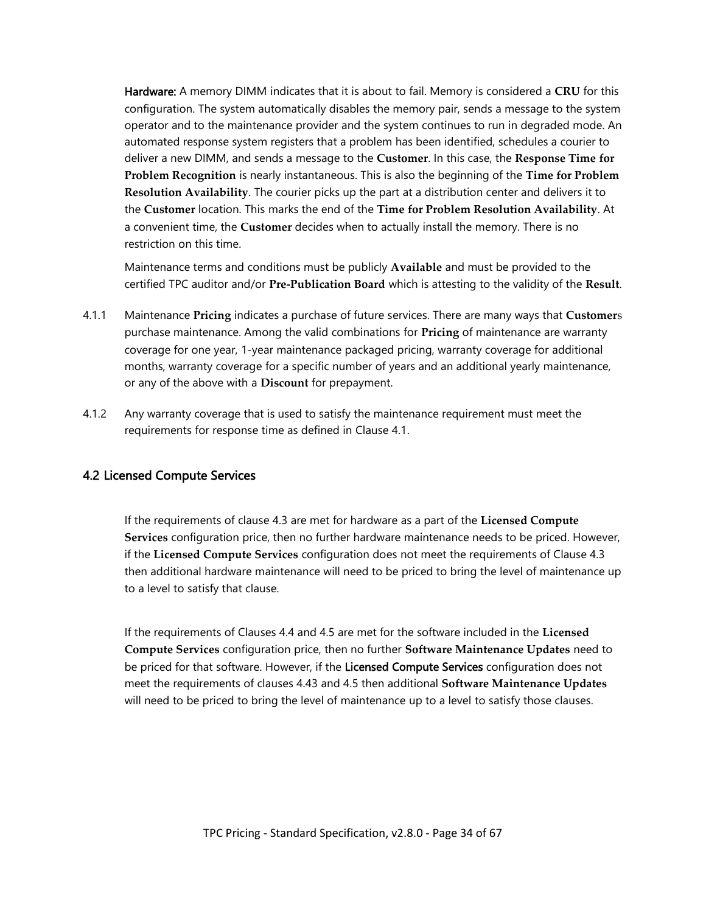**Hardware:** A memory DIMM indicates that it is about to fail. Memory is considered a **CRU** for this configuration. The system automatically disables the memory pair, sends a message to the system operator and to the maintenance provider and the system continues to run in degraded mode. An automated response system registers that a problem has been identified, schedules a courier to deliver a new DIMM, and sends a message to the **Customer**. In this case, the **Response Time for Problem Recognition** is nearly instantaneous. This is also the beginning of the **Time for Problem Resolution Availability**. The courier picks up the part at a distribution center and delivers it to the **Customer** location. This marks the end of the **Time for Problem Resolution Availability**. At a convenient time, the **Customer** decides when to actually install the memory. There is no restriction on this time.

Maintenance terms and conditions must be publicly **Available** and must be provided to the certified TPC auditor and/or **Pre-Publication Board** which is attesting to the validity of the **Result**.

4.1.1 Maintenance **Pricing** indicates a purchase of future services. There are many ways that **Customer**s purchase maintenance. Among the valid combinations for **Pricing** of maintenance are warranty coverage for one year, 1-year maintenance packaged pricing, warranty coverage for additional months, warranty coverage for a specific number of years and an additional yearly maintenance, or any of the above with a **Discount** for prepayment.

4.1.2 Any warranty coverage that is used to satisfy the maintenance requirement must meet the requirements for response time as defined in Clause 4.1.

## 4.2 Licensed Compute Services

If the requirements of clause 4.3 are met for hardware as a part of the **Licensed Compute Services** configuration price, then no further hardware maintenance needs to be priced. However, if the **Licensed Compute Services** configuration does not meet the requirements of Clause 4.3 then additional hardware maintenance will need to be priced to bring the level of maintenance up to a level to satisfy that clause.

If the requirements of Clauses 4.4 and 4.5 are met for the software included in the **Licensed Compute Services** configuration price, then no further **Software Maintenance Updates** need to be priced for that software. However, if the **Licensed Compute Services** configuration does not meet the requirements of clauses 4.43 and 4.5 then additional **Software Maintenance Updates** will need to be priced to bring the level of maintenance up to a level to satisfy those clauses.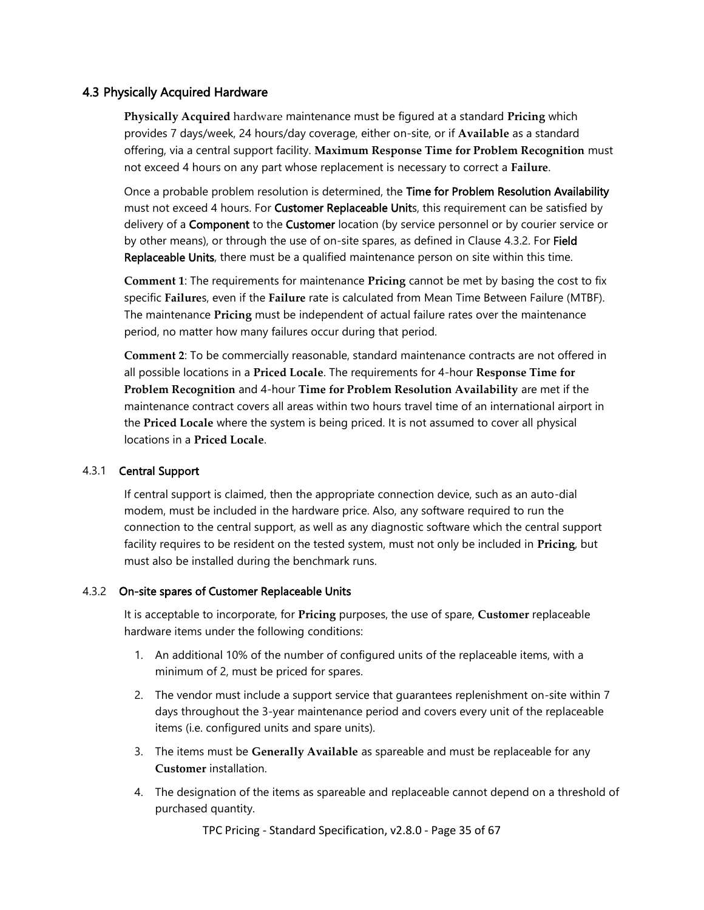## 4.3 Physically Acquired Hardware

**Physically Acquired** hardware maintenance must be figured at a standard **Pricing** which provides 7 days/week, 24 hours/day coverage, either on-site, or if **Available** as a standard offering, via a central support facility. **Maximum Response Time for Problem Recognition** must not exceed 4 hours on any part whose replacement is necessary to correct a **Failure**.

Once a probable problem resolution is determined, the **Time for Problem Resolution Availability** must not exceed 4 hours. For **Customer Replaceable Unit**s, this requirement can be satisfied by delivery of a **Component** to the **Customer** location (by service personnel or by courier service or by other means), or through the use of on-site spares, as defined in Clause 4.3.2. For **Field Replaceable Units**, there must be a qualified maintenance person on site within this time.

**Comment 1**: The requirements for maintenance **Pricing** cannot be met by basing the cost to fix specific **Failure**s, even if the **Failure** rate is calculated from Mean Time Between Failure (MTBF). The maintenance **Pricing** must be independent of actual failure rates over the maintenance period, no matter how many failures occur during that period.

**Comment 2**: To be commercially reasonable, standard maintenance contracts are not offered in all possible locations in a **Priced Locale**. The requirements for 4-hour **Response Time for Problem Recognition** and 4-hour **Time for Problem Resolution Availability** are met if the maintenance contract covers all areas within two hours travel time of an international airport in the **Priced Locale** where the system is being priced. It is not assumed to cover all physical locations in a **Priced Locale**.

### 4.3.1 Central Support

If central support is claimed, then the appropriate connection device, such as an auto-dial modem, must be included in the hardware price. Also, any software required to run the connection to the central support, as well as any diagnostic software which the central support facility requires to be resident on the tested system, must not only be included in **Pricing**, but must also be installed during the benchmark runs.

### 4.3.2 On-site spares of Customer Replaceable Units

It is acceptable to incorporate, for **Pricing** purposes, the use of spare, **Customer** replaceable hardware items under the following conditions:

1. An additional 10% of the number of configured units of the replaceable items, with a minimum of 2, must be priced for spares.
2. The vendor must include a support service that guarantees replenishment on-site within 7 days throughout the 3-year maintenance period and covers every unit of the replaceable items (i.e. configured units and spare units).
3. The items must be **Generally Available** as spareable and must be replaceable for any **Customer** installation.
4. The designation of the items as spareable and replaceable cannot depend on a threshold of purchased quantity.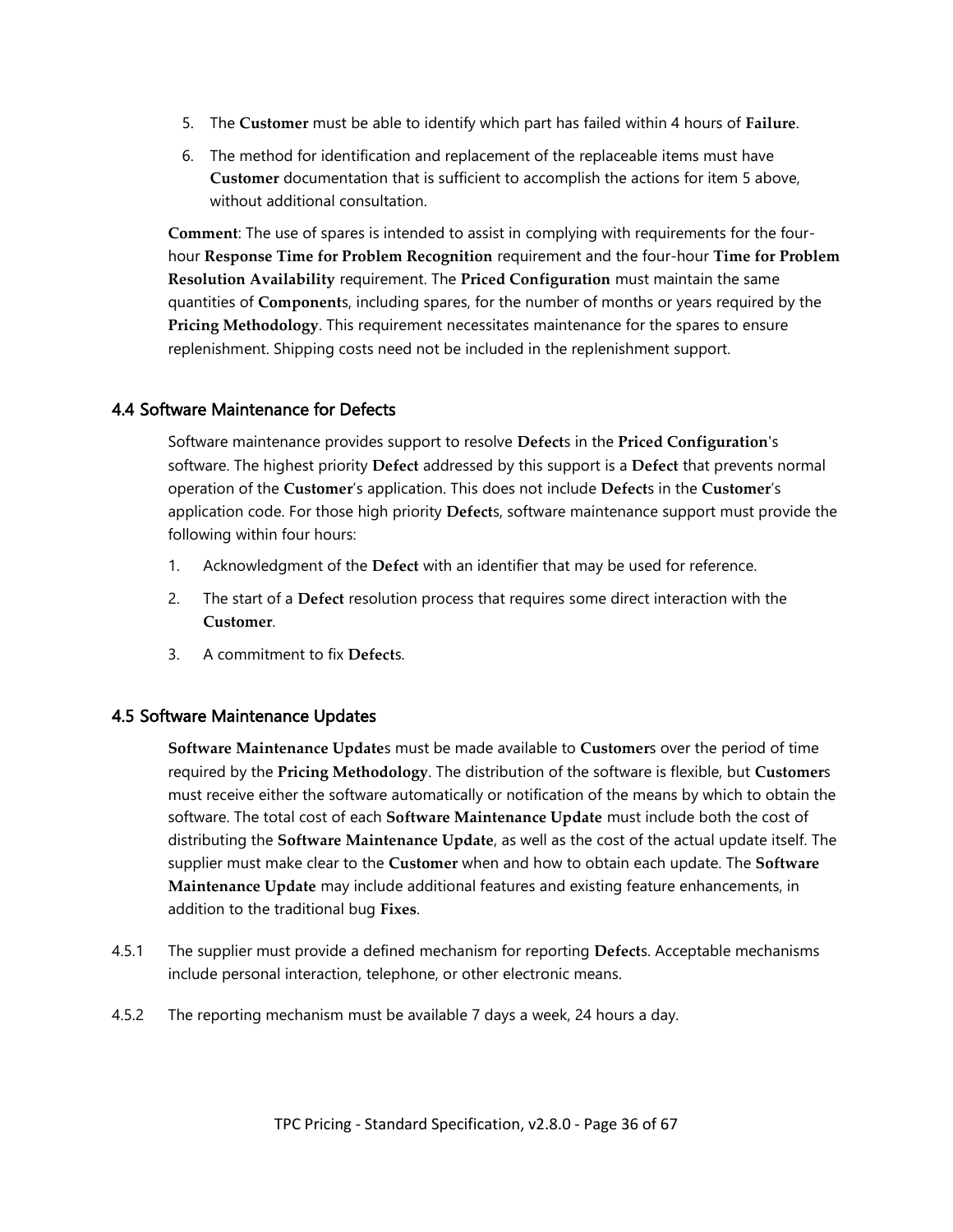5. The **Customer** must be able to identify which part has failed within 4 hours of **Failure**.
6. The method for identification and replacement of the replaceable items must have **Customer** documentation that is sufficient to accomplish the actions for item 5 above, without additional consultation.

**Comment**: The use of spares is intended to assist in complying with requirements for the four-hour **Response Time for Problem Recognition** requirement and the four-hour **Time for Problem Resolution Availability** requirement. The **Priced Configuration** must maintain the same quantities of **Component**s, including spares, for the number of months or years required by the **Pricing Methodology**. This requirement necessitates maintenance for the spares to ensure replenishment. Shipping costs need not be included in the replenishment support.

## 4.4 Software Maintenance for Defects

Software maintenance provides support to resolve **Defect**s in the **Priced Configuration**'s software. The highest priority **Defect** addressed by this support is a **Defect** that prevents normal operation of the **Customer**'s application. This does not include **Defect**s in the **Customer**'s application code. For those high priority **Defect**s, software maintenance support must provide the following within four hours:

1. Acknowledgment of the **Defect** with an identifier that may be used for reference.
2. The start of a **Defect** resolution process that requires some direct interaction with the **Customer**.
3. A commitment to fix **Defect**s.

## 4.5 Software Maintenance Updates

**Software Maintenance Update**s must be made available to **Customer**s over the period of time required by the **Pricing Methodology**. The distribution of the software is flexible, but **Customer**s must receive either the software automatically or notification of the means by which to obtain the software. The total cost of each **Software Maintenance Update** must include both the cost of distributing the **Software Maintenance Update**, as well as the cost of the actual update itself. The supplier must make clear to the **Customer** when and how to obtain each update. The **Software Maintenance Update** may include additional features and existing feature enhancements, in addition to the traditional bug **Fixes**.

4.5.1 The supplier must provide a defined mechanism for reporting **Defect**s. Acceptable mechanisms include personal interaction, telephone, or other electronic means.

4.5.2 The reporting mechanism must be available 7 days a week, 24 hours a day.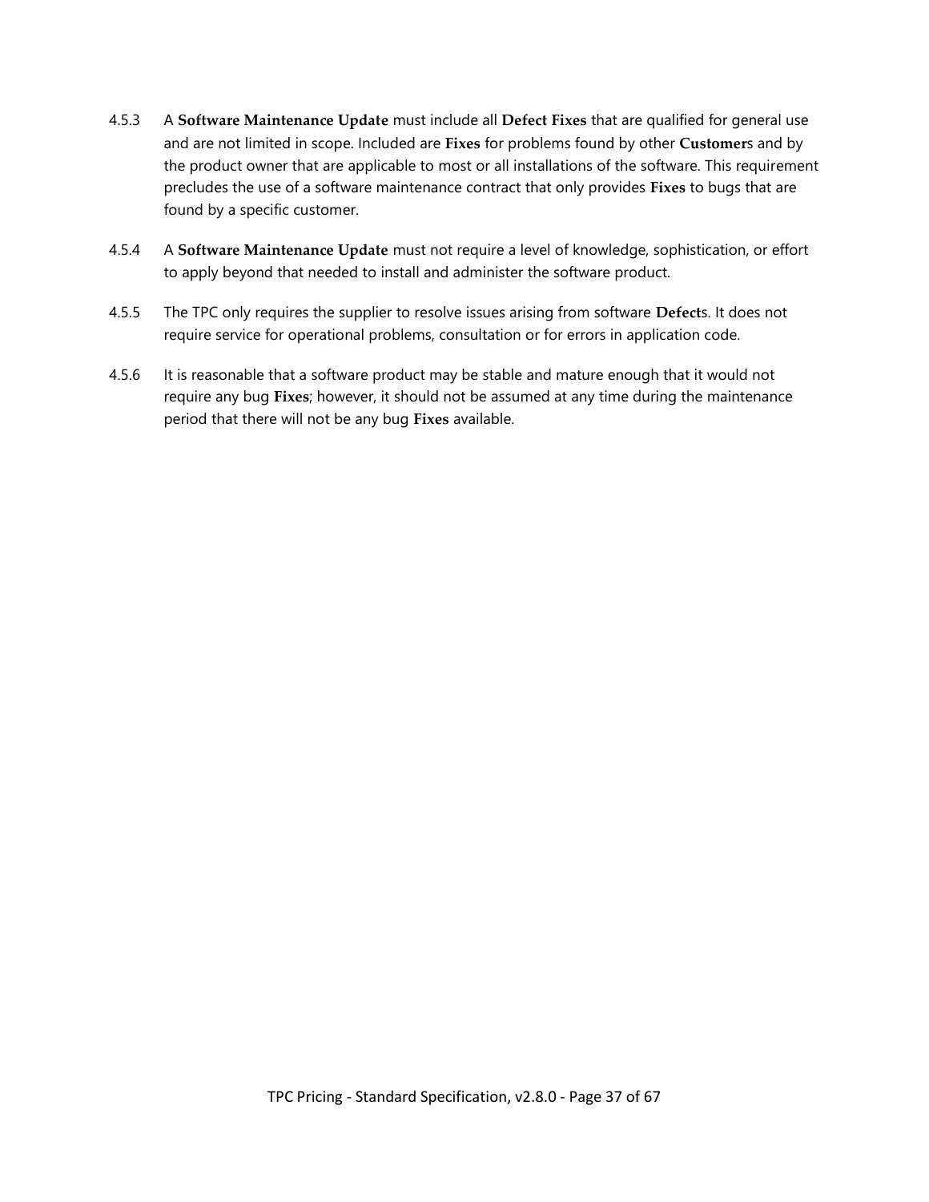4.5.3 A **Software Maintenance Update** must include all **Defect Fixes** that are qualified for general use and are not limited in scope. Included are **Fixes** for problems found by other **Customer**s and by the product owner that are applicable to most or all installations of the software. This requirement precludes the use of a software maintenance contract that only provides **Fixes** to bugs that are found by a specific customer.

4.5.4 A **Software Maintenance Update** must not require a level of knowledge, sophistication, or effort to apply beyond that needed to install and administer the software product.

4.5.5 The TPC only requires the supplier to resolve issues arising from software **Defect**s. It does not require service for operational problems, consultation or for errors in application code.

4.5.6 It is reasonable that a software product may be stable and mature enough that it would not require any bug **Fixes**; however, it should not be assumed at any time during the maintenance period that there will not be any bug **Fixes** available.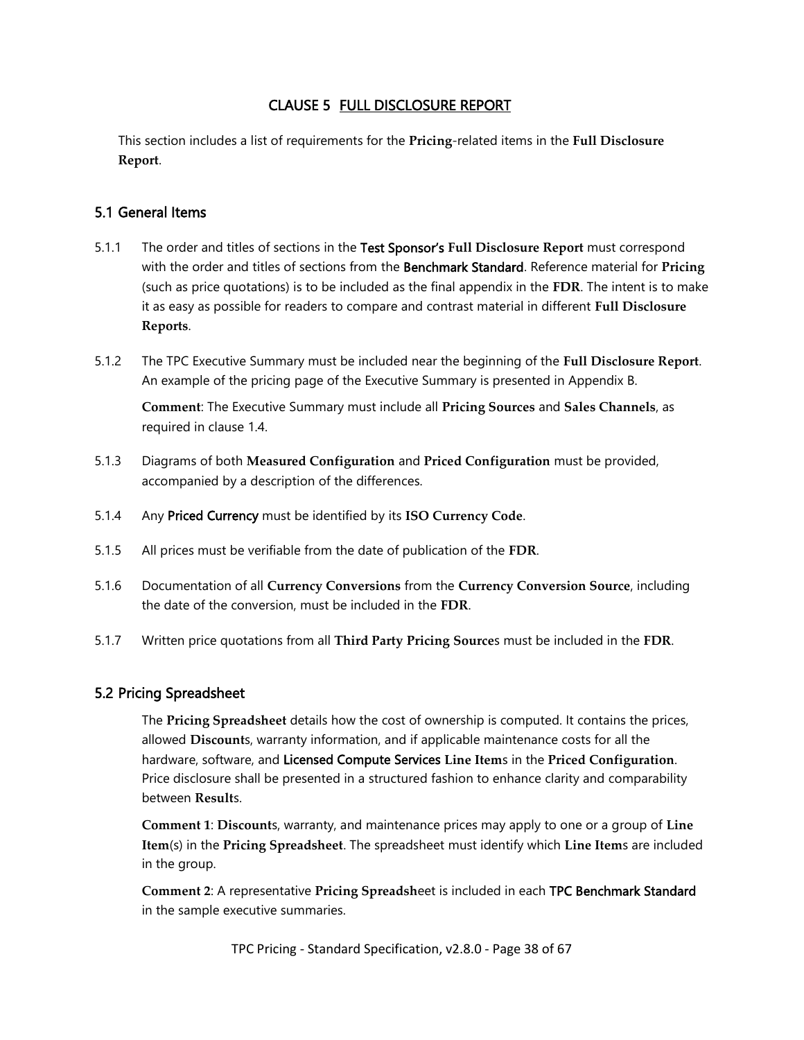# CLAUSE 5 FULL DISCLOSURE REPORT

This section includes a list of requirements for the **Pricing**-related items in the **Full Disclosure Report**.

## 5.1 General Items

5.1.1 The order and titles of sections in the Test Sponsor's **Full Disclosure Report** must correspond with the order and titles of sections from the Benchmark Standard. Reference material for **Pricing** (such as price quotations) is to be included as the final appendix in the **FDR**. The intent is to make it as easy as possible for readers to compare and contrast material in different **Full Disclosure Reports**.

5.1.2 The TPC Executive Summary must be included near the beginning of the **Full Disclosure Report**. An example of the pricing page of the Executive Summary is presented in Appendix B.

**Comment**: The Executive Summary must include all **Pricing Sources** and **Sales Channels**, as required in clause 1.4.

5.1.3 Diagrams of both **Measured Configuration** and **Priced Configuration** must be provided, accompanied by a description of the differences.

5.1.4 Any Priced Currency must be identified by its **ISO Currency Code**.

5.1.5 All prices must be verifiable from the date of publication of the **FDR**.

5.1.6 Documentation of all **Currency Conversions** from the **Currency Conversion Source**, including the date of the conversion, must be included in the **FDR**.

5.1.7 Written price quotations from all **Third Party Pricing Source**s must be included in the **FDR**.

## 5.2 Pricing Spreadsheet

The **Pricing Spreadsheet** details how the cost of ownership is computed. It contains the prices, allowed **Discount**s, warranty information, and if applicable maintenance costs for all the hardware, software, and Licensed Compute Services **Line Item**s in the **Priced Configuration**. Price disclosure shall be presented in a structured fashion to enhance clarity and comparability between **Result**s.

**Comment 1**: **Discount**s, warranty, and maintenance prices may apply to one or a group of **Line Item**(s) in the **Pricing Spreadsheet**. The spreadsheet must identify which **Line Item**s are included in the group.

**Comment 2**: A representative **Pricing Spreadsh**eet is included in each TPC Benchmark Standard in the sample executive summaries.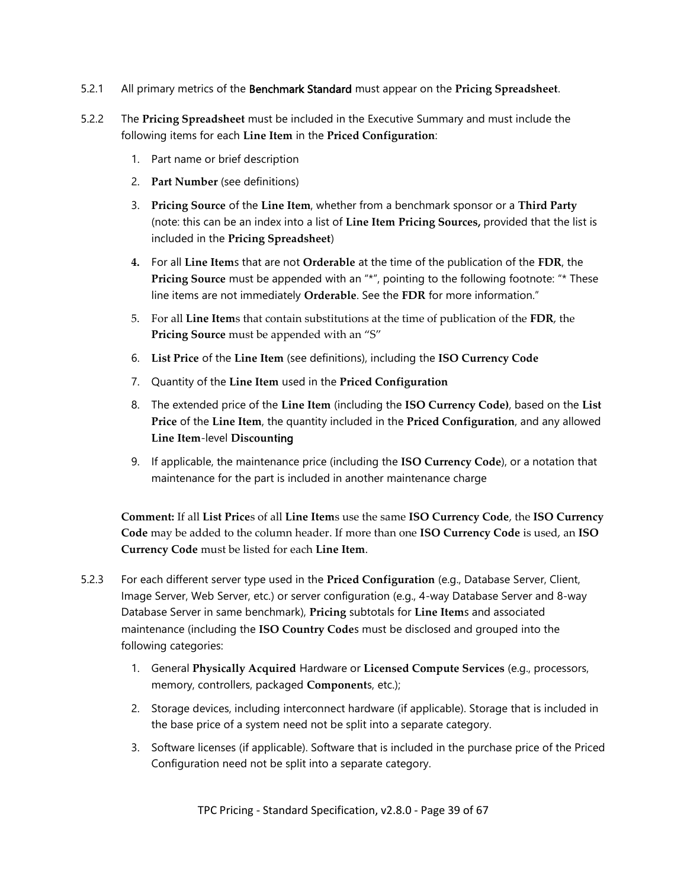5.2.1 All primary metrics of the Benchmark Standard must appear on the **Pricing Spreadsheet**.

5.2.2 The **Pricing Spreadsheet** must be included in the Executive Summary and must include the following items for each **Line Item** in the **Priced Configuration**:

1. Part name or brief description
2. **Part Number** (see definitions)
3. **Pricing Source** of the **Line Item**, whether from a benchmark sponsor or a **Third Party** (note: this can be an index into a list of **Line Item Pricing Sources,** provided that the list is included in the **Pricing Spreadsheet**)
4. For all **Line Item**s that are not **Orderable** at the time of the publication of the **FDR**, the **Pricing Source** must be appended with an "*", pointing to the following footnote: "* These line items are not immediately **Orderable**. See the **FDR** for more information."
5. For all **Line Item**s that contain substitutions at the time of publication of the **FDR**, the **Pricing Source** must be appended with an "S"
6. **List Price** of the **Line Item** (see definitions), including the **ISO Currency Code**
7. Quantity of the **Line Item** used in the **Priced Configuration**
8. The extended price of the **Line Item** (including the **ISO Currency Code)**, based on the **List Price** of the **Line Item**, the quantity included in the **Priced Configuration**, and any allowed **Line Item**-level **Discounting**
9. If applicable, the maintenance price (including the **ISO Currency Code**), or a notation that maintenance for the part is included in another maintenance charge

**Comment:** If all **List Price**s of all **Line Item**s use the same **ISO Currency Code**, the **ISO Currency Code** may be added to the column header. If more than one **ISO Currency Code** is used, an **ISO Currency Code** must be listed for each **Line Item**.

5.2.3 For each different server type used in the **Priced Configuration** (e.g., Database Server, Client, Image Server, Web Server, etc.) or server configuration (e.g., 4-way Database Server and 8-way Database Server in same benchmark), **Pricing** subtotals for **Line Item**s and associated maintenance (including the **ISO Country Code**s must be disclosed and grouped into the following categories:

1. General **Physically Acquired** Hardware or **Licensed Compute Services** (e.g., processors, memory, controllers, packaged **Component**s, etc.);
2. Storage devices, including interconnect hardware (if applicable). Storage that is included in the base price of a system need not be split into a separate category.
3. Software licenses (if applicable). Software that is included in the purchase price of the Priced Configuration need not be split into a separate category.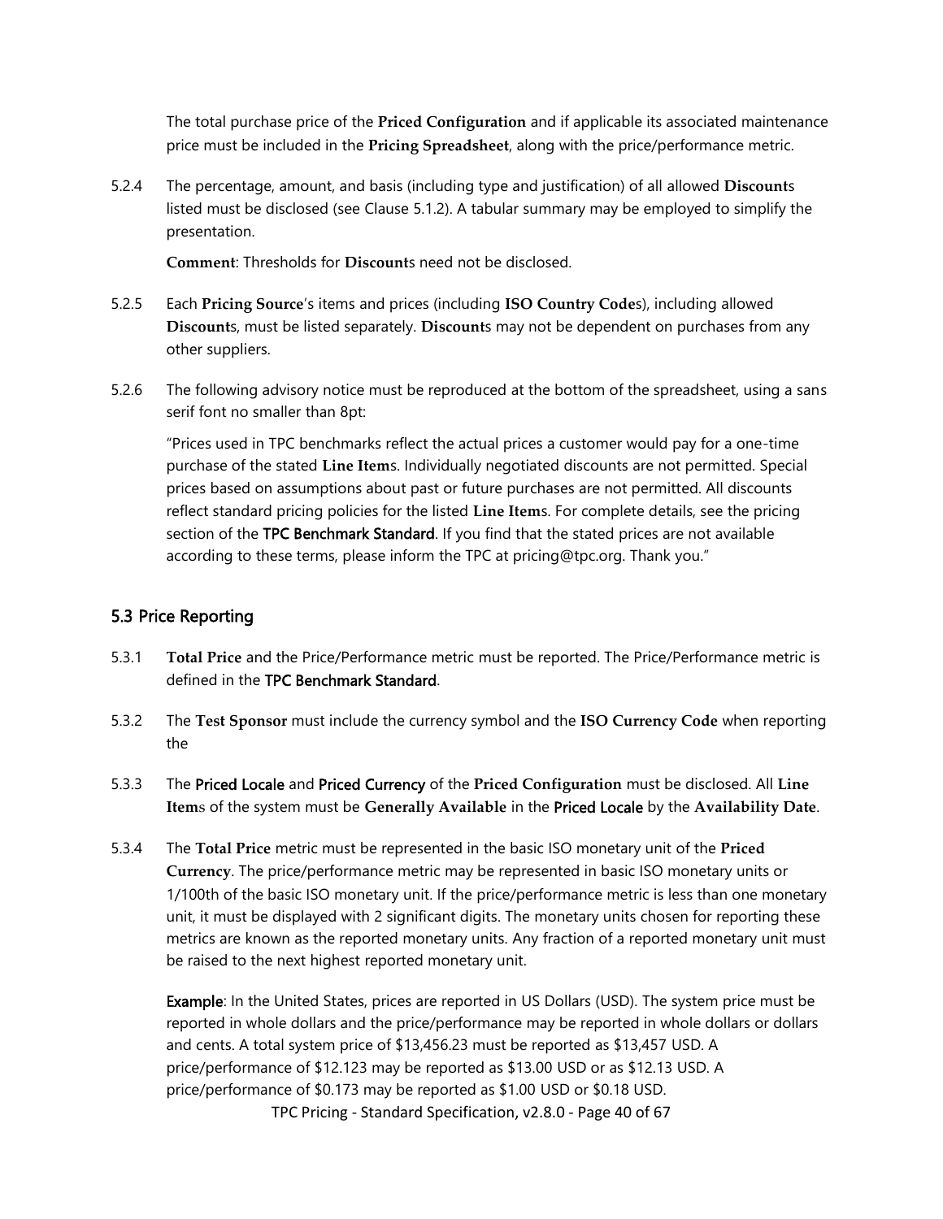The total purchase price of the **Priced Configuration** and if applicable its associated maintenance price must be included in the **Pricing Spreadsheet**, along with the price/performance metric.

5.2.4 The percentage, amount, and basis (including type and justification) of all allowed **Discount**s listed must be disclosed (see Clause 5.1.2). A tabular summary may be employed to simplify the presentation.

**Comment**: Thresholds for **Discount**s need not be disclosed.

5.2.5 Each **Pricing Source**'s items and prices (including **ISO Country Code**s), including allowed **Discount**s, must be listed separately. **Discount**s may not be dependent on purchases from any other suppliers.

5.2.6 The following advisory notice must be reproduced at the bottom of the spreadsheet, using a sans serif font no smaller than 8pt:

"Prices used in TPC benchmarks reflect the actual prices a customer would pay for a one-time purchase of the stated **Line Item**s. Individually negotiated discounts are not permitted. Special prices based on assumptions about past or future purchases are not permitted. All discounts reflect standard pricing policies for the listed **Line Item**s. For complete details, see the pricing section of the TPC Benchmark Standard. If you find that the stated prices are not available according to these terms, please inform the TPC at pricing@tpc.org. Thank you."

## 5.3 Price Reporting

5.3.1 **Total Price** and the Price/Performance metric must be reported. The Price/Performance metric is defined in the TPC Benchmark Standard.

5.3.2 The **Test Sponsor** must include the currency symbol and the **ISO Currency Code** when reporting the

5.3.3 The Priced Locale and Priced Currency of the **Priced Configuration** must be disclosed. All **Line Item**s of the system must be **Generally Available** in the Priced Locale by the **Availability Date**.

5.3.4 The **Total Price** metric must be represented in the basic ISO monetary unit of the **Priced Currency**. The price/performance metric may be represented in basic ISO monetary units or 1/100th of the basic ISO monetary unit. If the price/performance metric is less than one monetary unit, it must be displayed with 2 significant digits. The monetary units chosen for reporting these metrics are known as the reported monetary units. Any fraction of a reported monetary unit must be raised to the next highest reported monetary unit.

**Example**: In the United States, prices are reported in US Dollars (USD). The system price must be reported in whole dollars and the price/performance may be reported in whole dollars or dollars and cents. A total system price of $13,456.23 must be reported as $13,457 USD. A price/performance of $12.123 may be reported as $13.00 USD or as $12.13 USD. A price/performance of $0.173 may be reported as $1.00 USD or $0.18 USD.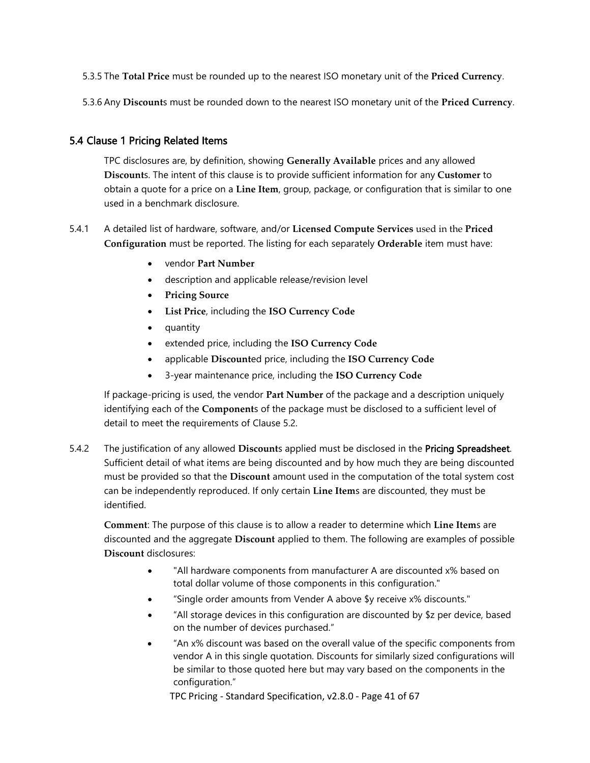5.3.5 The **Total Price** must be rounded up to the nearest ISO monetary unit of the **Priced Currency**.

5.3.6 Any **Discount**s must be rounded down to the nearest ISO monetary unit of the **Priced Currency**.

## 5.4 Clause 1 Pricing Related Items

TPC disclosures are, by definition, showing **Generally Available** prices and any allowed **Discount**s. The intent of this clause is to provide sufficient information for any **Customer** to obtain a quote for a price on a **Line Item**, group, package, or configuration that is similar to one used in a benchmark disclosure.

5.4.1 A detailed list of hardware, software, and/or **Licensed Compute Services** used in the **Priced Configuration** must be reported. The listing for each separately **Orderable** item must have:

- vendor **Part Number**
- description and applicable release/revision level
- **Pricing Source**
- **List Price**, including the **ISO Currency Code**
- quantity
- extended price, including the **ISO Currency Code**
- applicable **Discount**ed price, including the **ISO Currency Code**
- 3-year maintenance price, including the **ISO Currency Code**

If package-pricing is used, the vendor **Part Number** of the package and a description uniquely identifying each of the **Component**s of the package must be disclosed to a sufficient level of detail to meet the requirements of Clause 5.2.

5.4.2 The justification of any allowed **Discount**s applied must be disclosed in the Pricing Spreadsheet. Sufficient detail of what items are being discounted and by how much they are being discounted must be provided so that the **Discount** amount used in the computation of the total system cost can be independently reproduced. If only certain **Line Item**s are discounted, they must be identified.

**Comment**: The purpose of this clause is to allow a reader to determine which **Line Item**s are discounted and the aggregate **Discount** applied to them. The following are examples of possible **Discount** disclosures:

- "All hardware components from manufacturer A are discounted x% based on total dollar volume of those components in this configuration."
- "Single order amounts from Vender A above $y receive x% discounts."
- "All storage devices in this configuration are discounted by $z per device, based on the number of devices purchased."
- "An x% discount was based on the overall value of the specific components from vendor A in this single quotation. Discounts for similarly sized configurations will be similar to those quoted here but may vary based on the components in the configuration."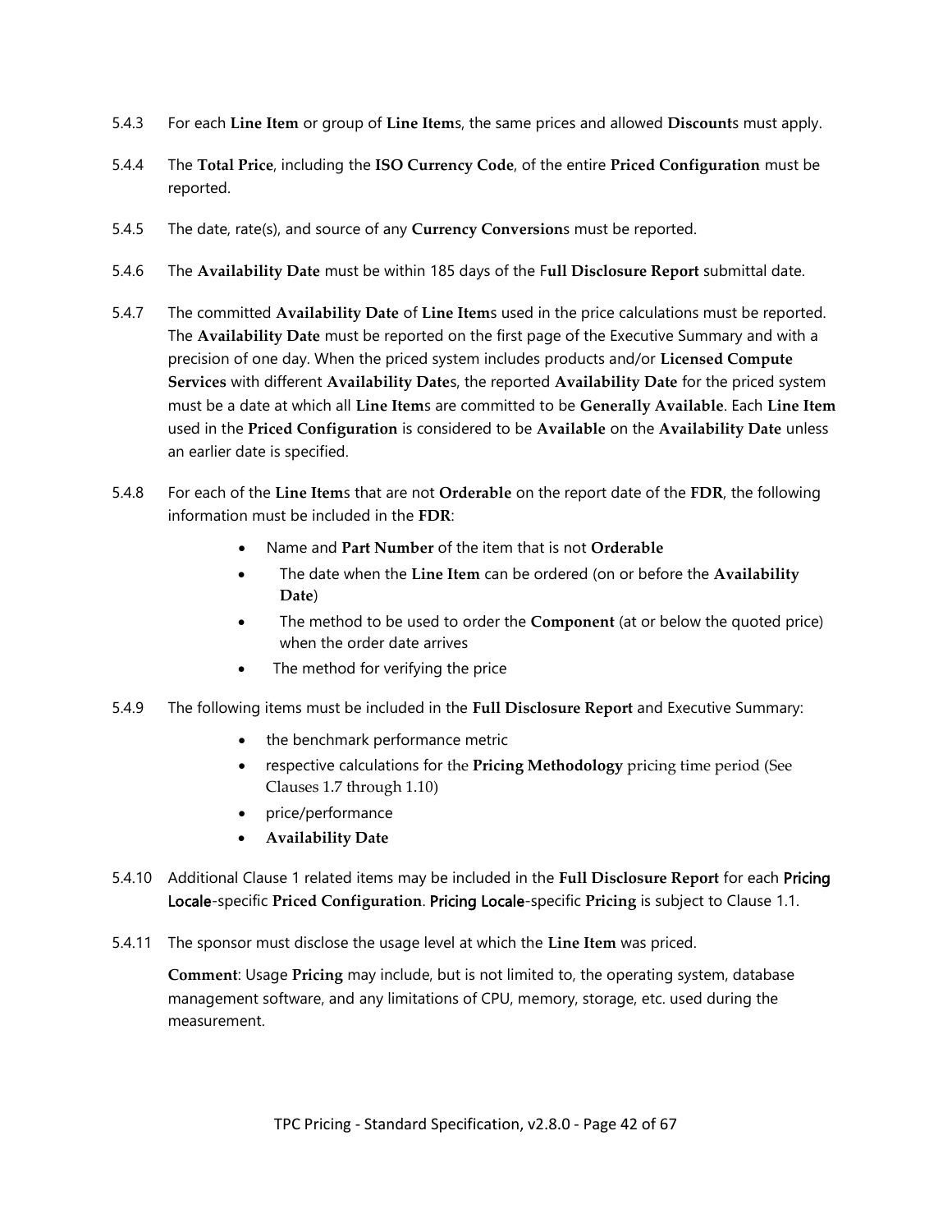5.4.3 For each **Line Item** or group of **Line Item**s, the same prices and allowed **Discount**s must apply.

5.4.4 The **Total Price**, including the **ISO Currency Code**, of the entire **Priced Configuration** must be reported.

5.4.5 The date, rate(s), and source of any **Currency Conversion**s must be reported.

5.4.6 The **Availability Date** must be within 185 days of the F**ull Disclosure Report** submittal date.

5.4.7 The committed **Availability Date** of **Line Item**s used in the price calculations must be reported. The **Availability Date** must be reported on the first page of the Executive Summary and with a precision of one day. When the priced system includes products and/or **Licensed Compute Services** with different **Availability Date**s, the reported **Availability Date** for the priced system must be a date at which all **Line Item**s are committed to be **Generally Available**. Each **Line Item** used in the **Priced Configuration** is considered to be **Available** on the **Availability Date** unless an earlier date is specified.

5.4.8 For each of the **Line Item**s that are not **Orderable** on the report date of the **FDR**, the following information must be included in the **FDR**:

- Name and **Part Number** of the item that is not **Orderable**
- The date when the **Line Item** can be ordered (on or before the **Availability Date**)
- The method to be used to order the **Component** (at or below the quoted price) when the order date arrives
- The method for verifying the price

5.4.9 The following items must be included in the **Full Disclosure Report** and Executive Summary:

- the benchmark performance metric
- respective calculations for the **Pricing Methodology** pricing time period (See Clauses 1.7 through 1.10)
- price/performance
- **Availability Date**

5.4.10 Additional Clause 1 related items may be included in the **Full Disclosure Report** for each Pricing Locale-specific **Priced Configuration**. Pricing Locale-specific **Pricing** is subject to Clause 1.1.

5.4.11 The sponsor must disclose the usage level at which the **Line Item** was priced.

**Comment**: Usage **Pricing** may include, but is not limited to, the operating system, database management software, and any limitations of CPU, memory, storage, etc. used during the measurement.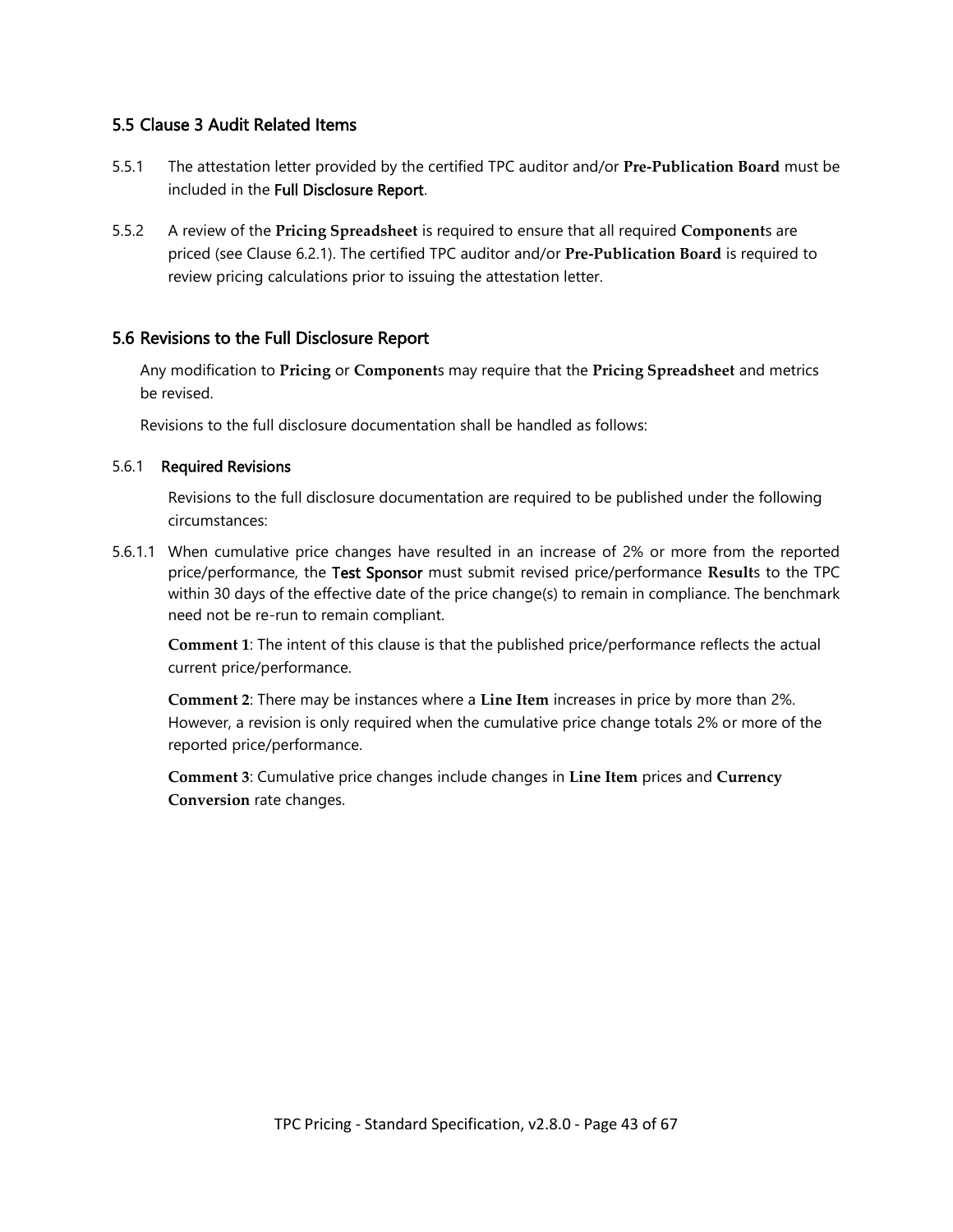## 5.5 Clause 3 Audit Related Items

5.5.1 The attestation letter provided by the certified TPC auditor and/or **Pre-Publication Board** must be included in the Full Disclosure Report.

5.5.2 A review of the **Pricing Spreadsheet** is required to ensure that all required **Component**s are priced (see Clause 6.2.1). The certified TPC auditor and/or **Pre-Publication Board** is required to review pricing calculations prior to issuing the attestation letter.

## 5.6 Revisions to the Full Disclosure Report

Any modification to **Pricing** or **Component**s may require that the **Pricing Spreadsheet** and metrics be revised.

Revisions to the full disclosure documentation shall be handled as follows:

### 5.6.1 Required Revisions

Revisions to the full disclosure documentation are required to be published under the following circumstances:

5.6.1.1 When cumulative price changes have resulted in an increase of 2% or more from the reported price/performance, the Test Sponsor must submit revised price/performance **Result**s to the TPC within 30 days of the effective date of the price change(s) to remain in compliance. The benchmark need not be re-run to remain compliant.

**Comment 1**: The intent of this clause is that the published price/performance reflects the actual current price/performance.

**Comment 2**: There may be instances where a **Line Item** increases in price by more than 2%. However, a revision is only required when the cumulative price change totals 2% or more of the reported price/performance.

**Comment 3**: Cumulative price changes include changes in **Line Item** prices and **Currency Conversion** rate changes.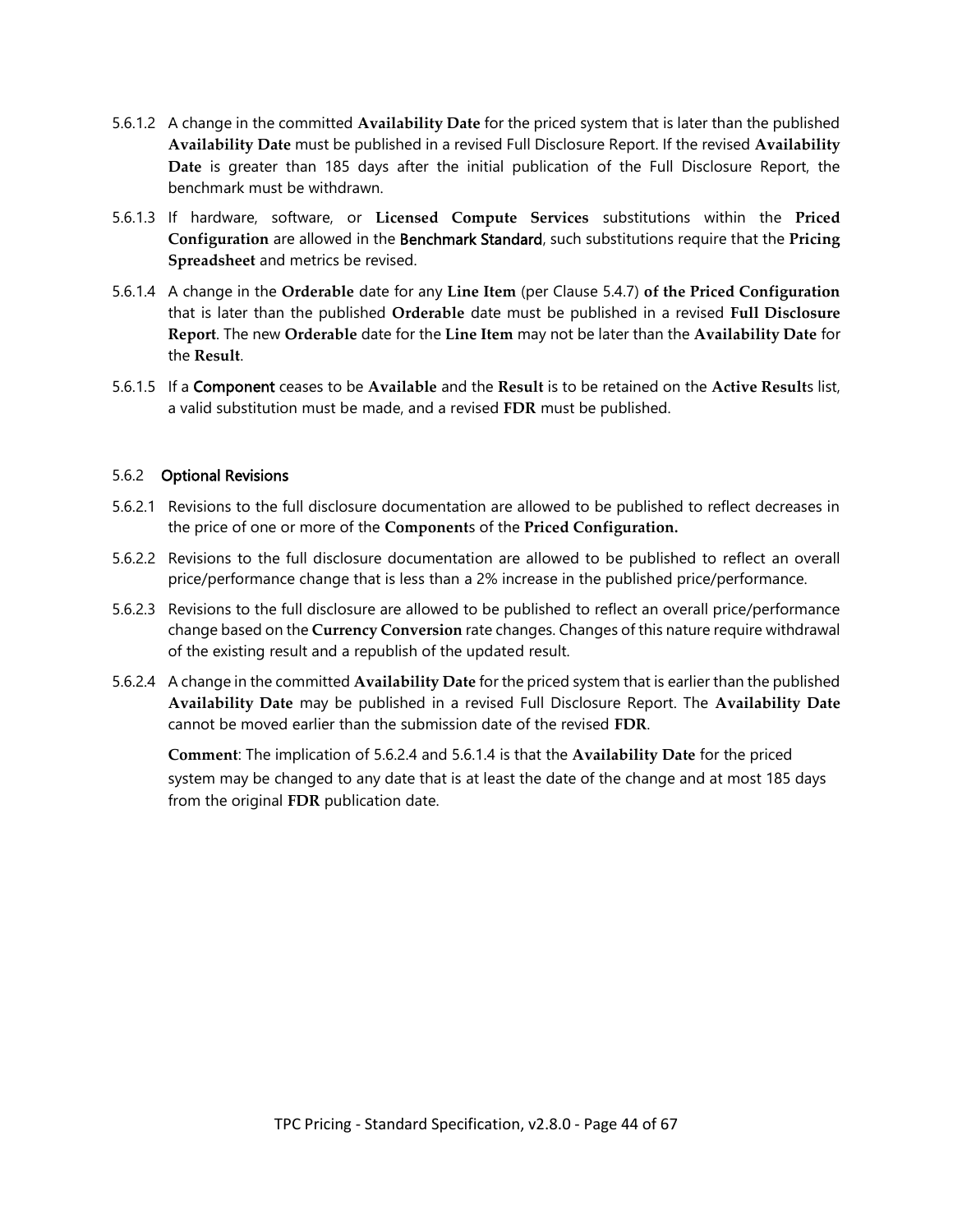5.6.1.2 A change in the committed **Availability Date** for the priced system that is later than the published **Availability Date** must be published in a revised Full Disclosure Report. If the revised **Availability Date** is greater than 185 days after the initial publication of the Full Disclosure Report, the benchmark must be withdrawn.

5.6.1.3 If hardware, software, or **Licensed Compute Services** substitutions within the **Priced Configuration** are allowed in the **Benchmark Standard**, such substitutions require that the **Pricing Spreadsheet** and metrics be revised.

5.6.1.4 A change in the **Orderable** date for any **Line Item** (per Clause 5.4.7) **of the Priced Configuration** that is later than the published **Orderable** date must be published in a revised **Full Disclosure Report**. The new **Orderable** date for the **Line Item** may not be later than the **Availability Date** for the **Result**.

5.6.1.5 If a **Component** ceases to be **Available** and the **Result** is to be retained on the **Active Result**s list, a valid substitution must be made, and a revised **FDR** must be published.

### 5.6.2 Optional Revisions

5.6.2.1 Revisions to the full disclosure documentation are allowed to be published to reflect decreases in the price of one or more of the **Component**s of the **Priced Configuration.**

5.6.2.2 Revisions to the full disclosure documentation are allowed to be published to reflect an overall price/performance change that is less than a 2% increase in the published price/performance.

5.6.2.3 Revisions to the full disclosure are allowed to be published to reflect an overall price/performance change based on the **Currency Conversion** rate changes. Changes of this nature require withdrawal of the existing result and a republish of the updated result.

5.6.2.4 A change in the committed **Availability Date** for the priced system that is earlier than the published **Availability Date** may be published in a revised Full Disclosure Report. The **Availability Date** cannot be moved earlier than the submission date of the revised **FDR**.

**Comment**: The implication of 5.6.2.4 and 5.6.1.4 is that the **Availability Date** for the priced system may be changed to any date that is at least the date of the change and at most 185 days from the original **FDR** publication date.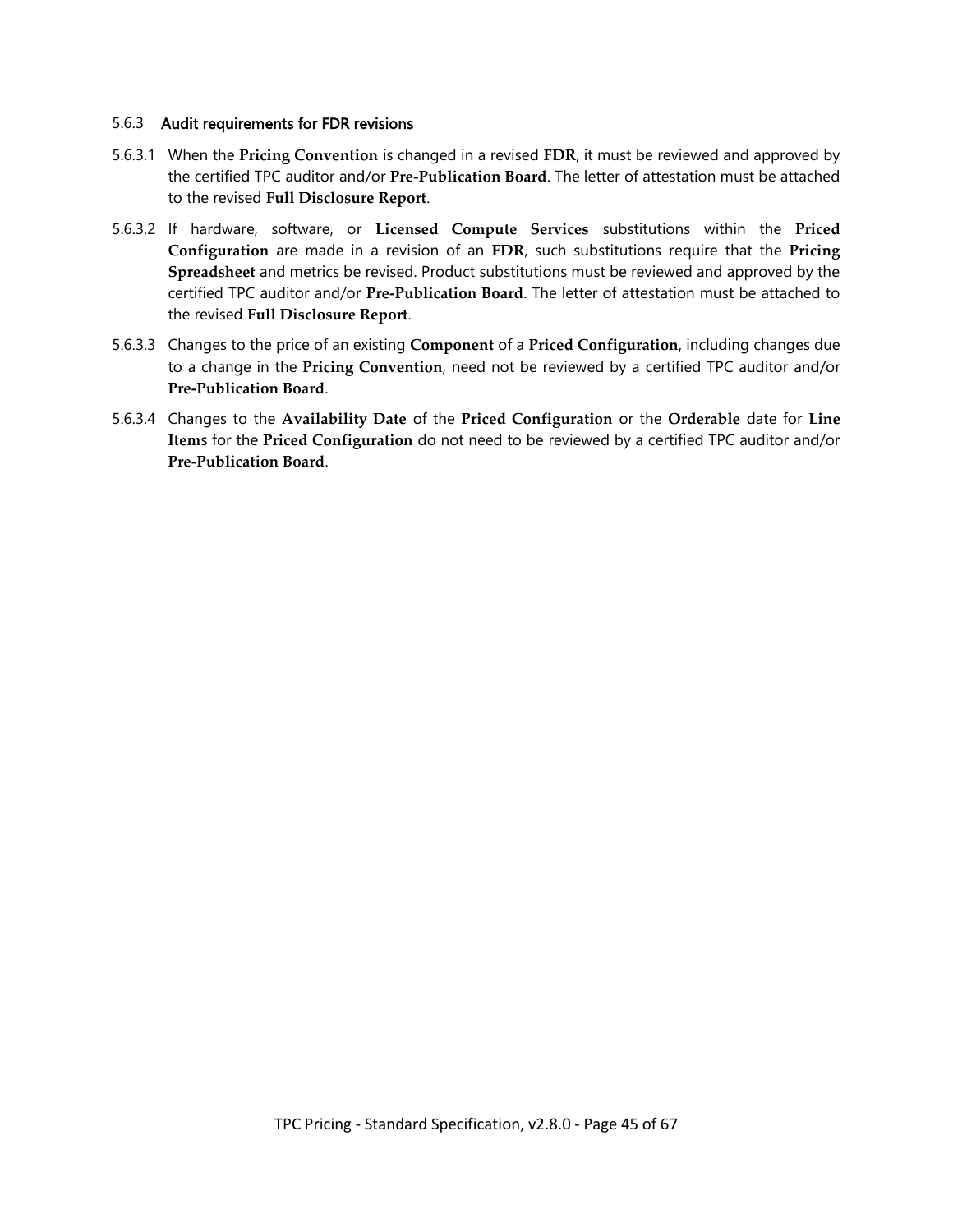### 5.6.3 Audit requirements for FDR revisions

5.6.3.1 When the **Pricing Convention** is changed in a revised **FDR**, it must be reviewed and approved by the certified TPC auditor and/or **Pre-Publication Board**. The letter of attestation must be attached to the revised **Full Disclosure Report**.

5.6.3.2 If hardware, software, or **Licensed Compute Services** substitutions within the **Priced Configuration** are made in a revision of an **FDR**, such substitutions require that the **Pricing Spreadsheet** and metrics be revised. Product substitutions must be reviewed and approved by the certified TPC auditor and/or **Pre-Publication Board**. The letter of attestation must be attached to the revised **Full Disclosure Report**.

5.6.3.3 Changes to the price of an existing **Component** of a **Priced Configuration**, including changes due to a change in the **Pricing Convention**, need not be reviewed by a certified TPC auditor and/or **Pre-Publication Board**.

5.6.3.4 Changes to the **Availability Date** of the **Priced Configuration** or the **Orderable** date for **Line Item**s for the **Priced Configuration** do not need to be reviewed by a certified TPC auditor and/or **Pre-Publication Board**.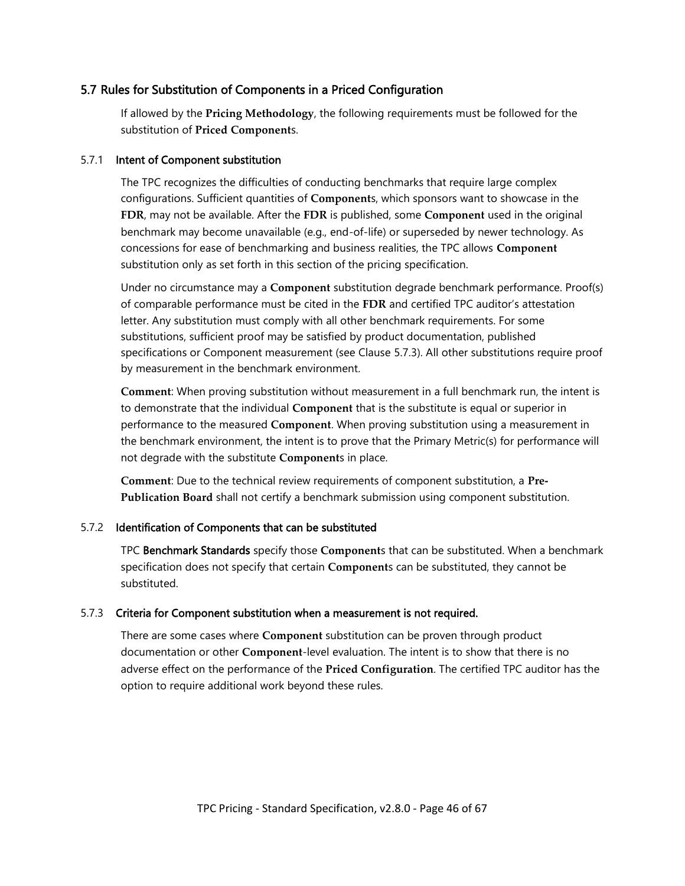## 5.7 Rules for Substitution of Components in a Priced Configuration

If allowed by the **Pricing Methodology**, the following requirements must be followed for the substitution of **Priced Component**s.

### 5.7.1 Intent of Component substitution

The TPC recognizes the difficulties of conducting benchmarks that require large complex configurations. Sufficient quantities of **Component**s, which sponsors want to showcase in the **FDR**, may not be available. After the **FDR** is published, some **Component** used in the original benchmark may become unavailable (e.g., end-of-life) or superseded by newer technology. As concessions for ease of benchmarking and business realities, the TPC allows **Component** substitution only as set forth in this section of the pricing specification.

Under no circumstance may a **Component** substitution degrade benchmark performance. Proof(s) of comparable performance must be cited in the **FDR** and certified TPC auditor's attestation letter. Any substitution must comply with all other benchmark requirements. For some substitutions, sufficient proof may be satisfied by product documentation, published specifications or Component measurement (see Clause 5.7.3). All other substitutions require proof by measurement in the benchmark environment.

**Comment**: When proving substitution without measurement in a full benchmark run, the intent is to demonstrate that the individual **Component** that is the substitute is equal or superior in performance to the measured **Component**. When proving substitution using a measurement in the benchmark environment, the intent is to prove that the Primary Metric(s) for performance will not degrade with the substitute **Component**s in place.

**Comment**: Due to the technical review requirements of component substitution, a **Pre-Publication Board** shall not certify a benchmark submission using component substitution.

### 5.7.2 Identification of Components that can be substituted

TPC **Benchmark Standards** specify those **Component**s that can be substituted. When a benchmark specification does not specify that certain **Component**s can be substituted, they cannot be substituted.

### 5.7.3 Criteria for Component substitution when a measurement is not required.

There are some cases where **Component** substitution can be proven through product documentation or other **Component**-level evaluation. The intent is to show that there is no adverse effect on the performance of the **Priced Configuration**. The certified TPC auditor has the option to require additional work beyond these rules.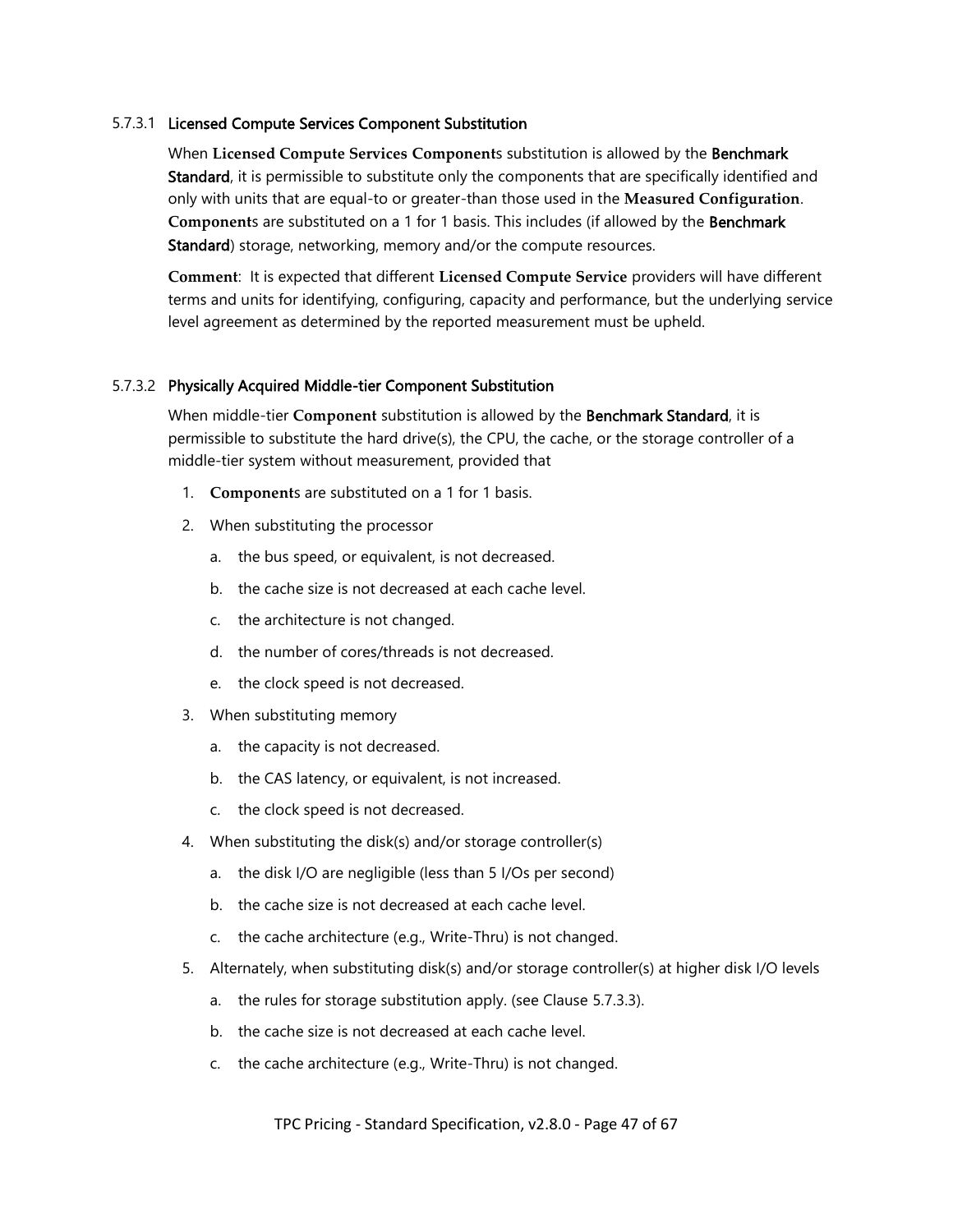#### 5.7.3.1 Licensed Compute Services Component Substitution

When **Licensed Compute Services Component**s substitution is allowed by the **Benchmark Standard**, it is permissible to substitute only the components that are specifically identified and only with units that are equal-to or greater-than those used in the **Measured Configuration**. **Component**s are substituted on a 1 for 1 basis. This includes (if allowed by the **Benchmark Standard**) storage, networking, memory and/or the compute resources.

**Comment**: It is expected that different **Licensed Compute Service** providers will have different terms and units for identifying, configuring, capacity and performance, but the underlying service level agreement as determined by the reported measurement must be upheld.

#### 5.7.3.2 Physically Acquired Middle-tier Component Substitution

When middle-tier **Component** substitution is allowed by the **Benchmark Standard**, it is permissible to substitute the hard drive(s), the CPU, the cache, or the storage controller of a middle-tier system without measurement, provided that

1. **Component**s are substituted on a 1 for 1 basis.
2. When substituting the processor
   a. the bus speed, or equivalent, is not decreased.
   b. the cache size is not decreased at each cache level.
   c. the architecture is not changed.
   d. the number of cores/threads is not decreased.
   e. the clock speed is not decreased.
3. When substituting memory
   a. the capacity is not decreased.
   b. the CAS latency, or equivalent, is not increased.
   c. the clock speed is not decreased.
4. When substituting the disk(s) and/or storage controller(s)
   a. the disk I/O are negligible (less than 5 I/Os per second)
   b. the cache size is not decreased at each cache level.
   c. the cache architecture (e.g., Write-Thru) is not changed.
5. Alternately, when substituting disk(s) and/or storage controller(s) at higher disk I/O levels
   a. the rules for storage substitution apply. (see Clause 5.7.3.3).
   b. the cache size is not decreased at each cache level.
   c. the cache architecture (e.g., Write-Thru) is not changed.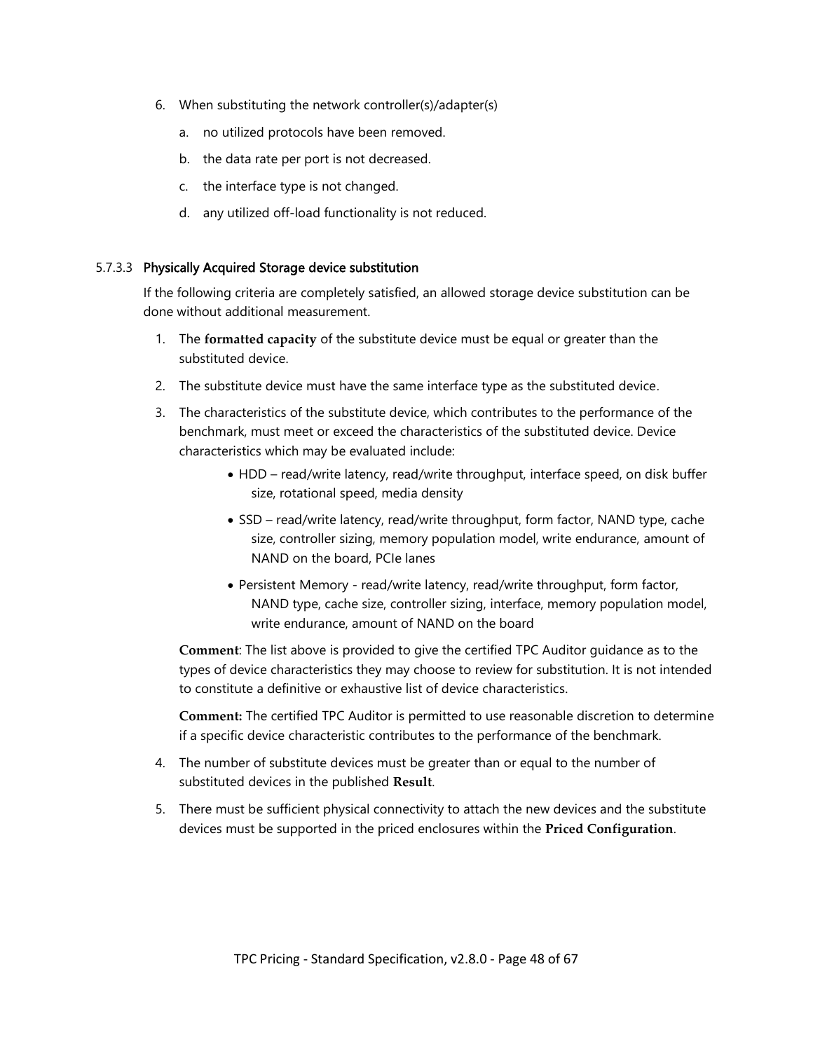6. When substituting the network controller(s)/adapter(s)
   a. no utilized protocols have been removed.
   b. the data rate per port is not decreased.
   c. the interface type is not changed.
   d. any utilized off-load functionality is not reduced.

#### 5.7.3.3 Physically Acquired Storage device substitution

If the following criteria are completely satisfied, an allowed storage device substitution can be done without additional measurement.

1. The **formatted capacity** of the substitute device must be equal or greater than the substituted device.
2. The substitute device must have the same interface type as the substituted device.
3. The characteristics of the substitute device, which contributes to the performance of the benchmark, must meet or exceed the characteristics of the substituted device. Device characteristics which may be evaluated include:
   - HDD – read/write latency, read/write throughput, interface speed, on disk buffer size, rotational speed, media density
   - SSD – read/write latency, read/write throughput, form factor, NAND type, cache size, controller sizing, memory population model, write endurance, amount of NAND on the board, PCIe lanes
   - Persistent Memory - read/write latency, read/write throughput, form factor, NAND type, cache size, controller sizing, interface, memory population model, write endurance, amount of NAND on the board

   **Comment**: The list above is provided to give the certified TPC Auditor guidance as to the types of device characteristics they may choose to review for substitution. It is not intended to constitute a definitive or exhaustive list of device characteristics.

   **Comment:** The certified TPC Auditor is permitted to use reasonable discretion to determine if a specific device characteristic contributes to the performance of the benchmark.
4. The number of substitute devices must be greater than or equal to the number of substituted devices in the published **Result**.
5. There must be sufficient physical connectivity to attach the new devices and the substitute devices must be supported in the priced enclosures within the **Priced Configuration**.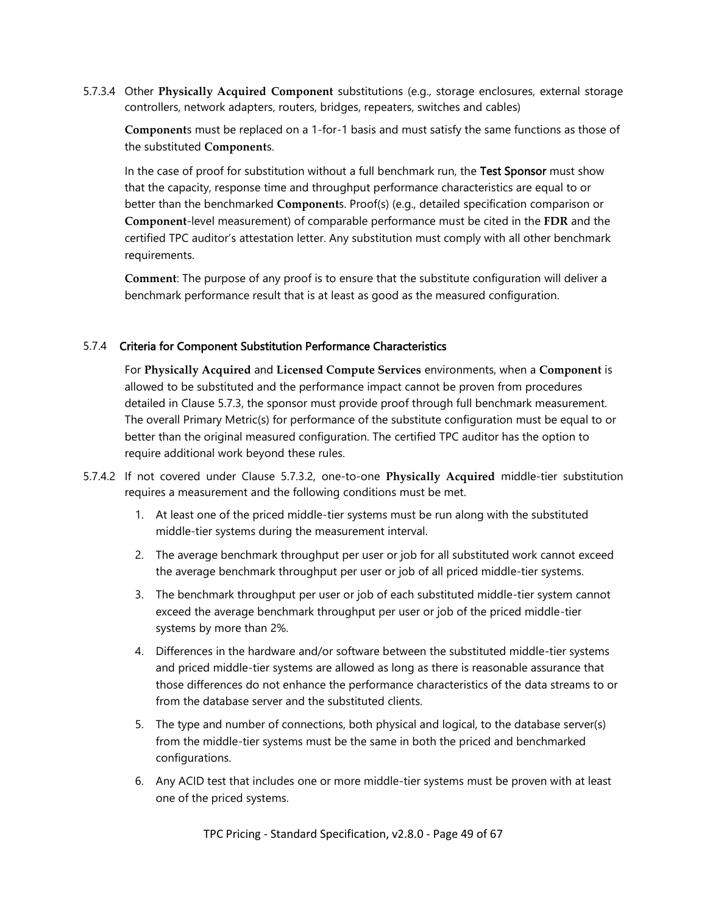5.7.3.4 Other **Physically Acquired Component** substitutions (e.g., storage enclosures, external storage controllers, network adapters, routers, bridges, repeaters, switches and cables)

**Component**s must be replaced on a 1-for-1 basis and must satisfy the same functions as those of the substituted **Component**s.

In the case of proof for substitution without a full benchmark run, the Test Sponsor must show that the capacity, response time and throughput performance characteristics are equal to or better than the benchmarked **Component**s. Proof(s) (e.g., detailed specification comparison or **Component**-level measurement) of comparable performance must be cited in the **FDR** and the certified TPC auditor's attestation letter. Any substitution must comply with all other benchmark requirements.

**Comment**: The purpose of any proof is to ensure that the substitute configuration will deliver a benchmark performance result that is at least as good as the measured configuration.

### 5.7.4 Criteria for Component Substitution Performance Characteristics

For **Physically Acquired** and **Licensed Compute Services** environments, when a **Component** is allowed to be substituted and the performance impact cannot be proven from procedures detailed in Clause 5.7.3, the sponsor must provide proof through full benchmark measurement. The overall Primary Metric(s) for performance of the substitute configuration must be equal to or better than the original measured configuration. The certified TPC auditor has the option to require additional work beyond these rules.

5.7.4.2 If not covered under Clause 5.7.3.2, one-to-one **Physically Acquired** middle-tier substitution requires a measurement and the following conditions must be met.

1. At least one of the priced middle-tier systems must be run along with the substituted middle-tier systems during the measurement interval.
2. The average benchmark throughput per user or job for all substituted work cannot exceed the average benchmark throughput per user or job of all priced middle-tier systems.
3. The benchmark throughput per user or job of each substituted middle-tier system cannot exceed the average benchmark throughput per user or job of the priced middle-tier systems by more than 2%.
4. Differences in the hardware and/or software between the substituted middle-tier systems and priced middle-tier systems are allowed as long as there is reasonable assurance that those differences do not enhance the performance characteristics of the data streams to or from the database server and the substituted clients.
5. The type and number of connections, both physical and logical, to the database server(s) from the middle-tier systems must be the same in both the priced and benchmarked configurations.
6. Any ACID test that includes one or more middle-tier systems must be proven with at least one of the priced systems.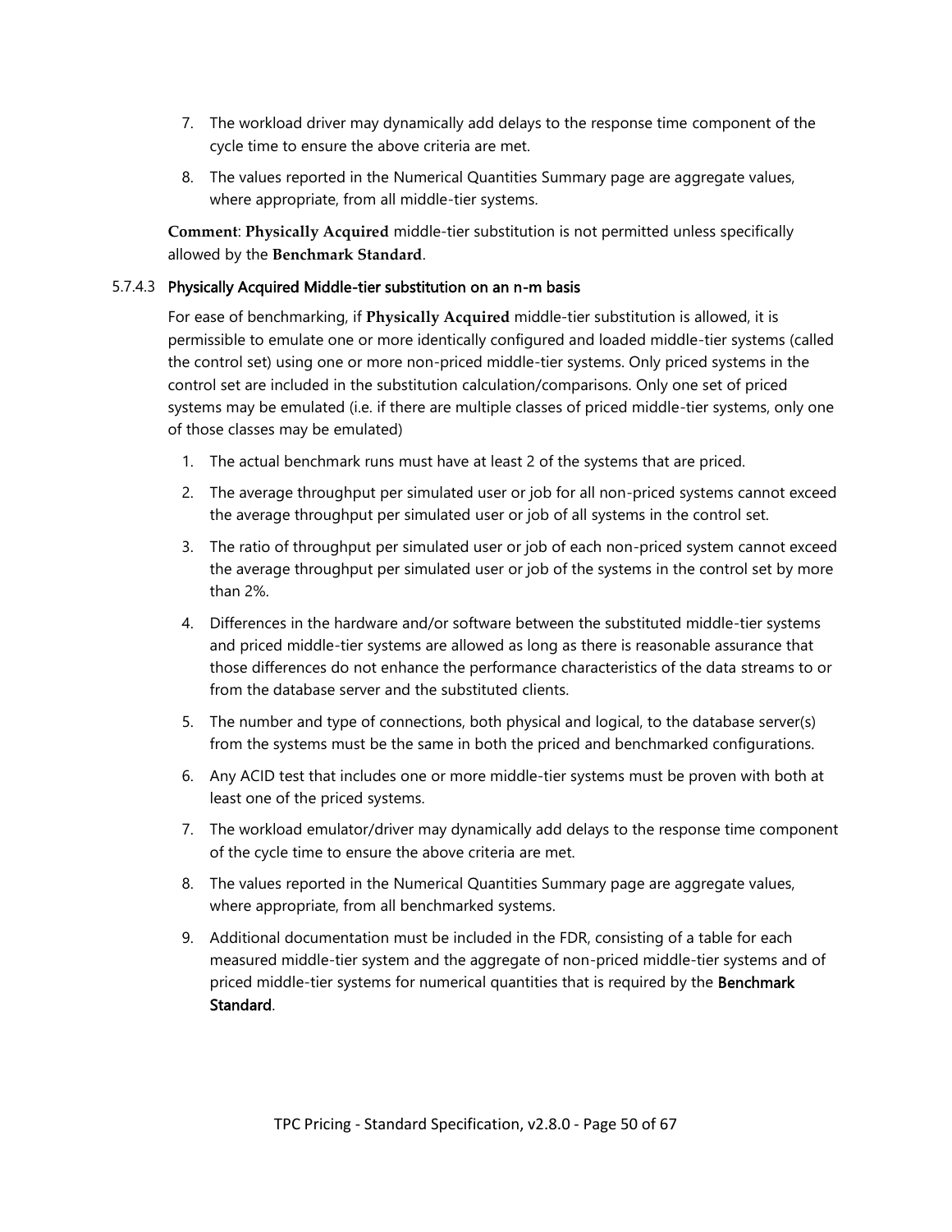7. The workload driver may dynamically add delays to the response time component of the cycle time to ensure the above criteria are met.
8. The values reported in the Numerical Quantities Summary page are aggregate values, where appropriate, from all middle-tier systems.

**Comment**: **Physically Acquired** middle-tier substitution is not permitted unless specifically allowed by the **Benchmark Standard**.

#### 5.7.4.3 Physically Acquired Middle-tier substitution on an n-m basis

For ease of benchmarking, if **Physically Acquired** middle-tier substitution is allowed, it is permissible to emulate one or more identically configured and loaded middle-tier systems (called the control set) using one or more non-priced middle-tier systems. Only priced systems in the control set are included in the substitution calculation/comparisons. Only one set of priced systems may be emulated (i.e. if there are multiple classes of priced middle-tier systems, only one of those classes may be emulated)

1. The actual benchmark runs must have at least 2 of the systems that are priced.
2. The average throughput per simulated user or job for all non-priced systems cannot exceed the average throughput per simulated user or job of all systems in the control set.
3. The ratio of throughput per simulated user or job of each non-priced system cannot exceed the average throughput per simulated user or job of the systems in the control set by more than 2%.
4. Differences in the hardware and/or software between the substituted middle-tier systems and priced middle-tier systems are allowed as long as there is reasonable assurance that those differences do not enhance the performance characteristics of the data streams to or from the database server and the substituted clients.
5. The number and type of connections, both physical and logical, to the database server(s) from the systems must be the same in both the priced and benchmarked configurations.
6. Any ACID test that includes one or more middle-tier systems must be proven with both at least one of the priced systems.
7. The workload emulator/driver may dynamically add delays to the response time component of the cycle time to ensure the above criteria are met.
8. The values reported in the Numerical Quantities Summary page are aggregate values, where appropriate, from all benchmarked systems.
9. Additional documentation must be included in the FDR, consisting of a table for each measured middle-tier system and the aggregate of non-priced middle-tier systems and of priced middle-tier systems for numerical quantities that is required by the **Benchmark Standard**.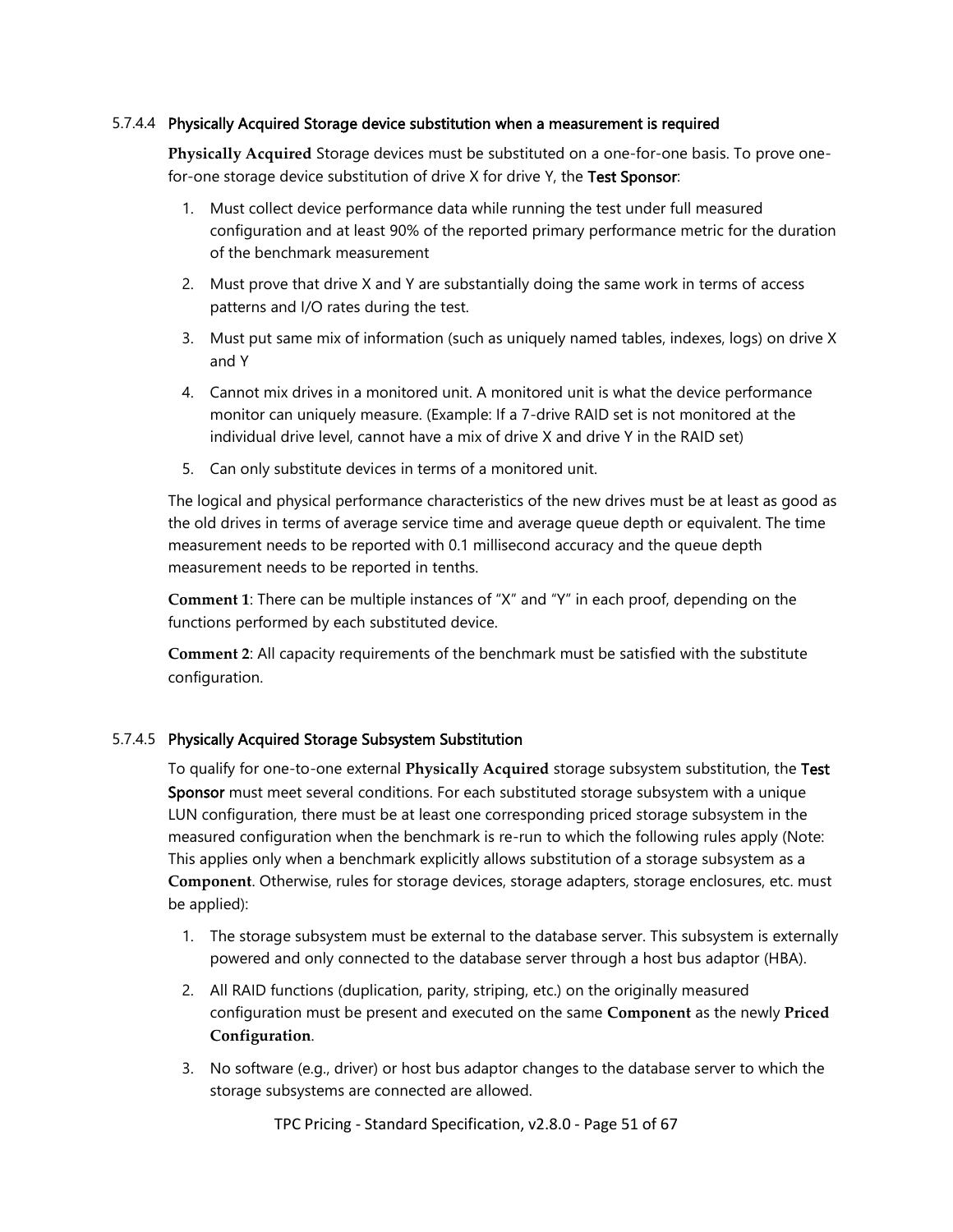#### 5.7.4.4 Physically Acquired Storage device substitution when a measurement is required

**Physically Acquired** Storage devices must be substituted on a one-for-one basis. To prove one-for-one storage device substitution of drive X for drive Y, the **Test Sponsor**:

1. Must collect device performance data while running the test under full measured configuration and at least 90% of the reported primary performance metric for the duration of the benchmark measurement
2. Must prove that drive X and Y are substantially doing the same work in terms of access patterns and I/O rates during the test.
3. Must put same mix of information (such as uniquely named tables, indexes, logs) on drive X and Y
4. Cannot mix drives in a monitored unit. A monitored unit is what the device performance monitor can uniquely measure. (Example: If a 7-drive RAID set is not monitored at the individual drive level, cannot have a mix of drive X and drive Y in the RAID set)
5. Can only substitute devices in terms of a monitored unit.

The logical and physical performance characteristics of the new drives must be at least as good as the old drives in terms of average service time and average queue depth or equivalent. The time measurement needs to be reported with 0.1 millisecond accuracy and the queue depth measurement needs to be reported in tenths.

**Comment 1**: There can be multiple instances of "X" and "Y" in each proof, depending on the functions performed by each substituted device.

**Comment 2**: All capacity requirements of the benchmark must be satisfied with the substitute configuration.

#### 5.7.4.5 Physically Acquired Storage Subsystem Substitution

To qualify for one-to-one external **Physically Acquired** storage subsystem substitution, the **Test Sponsor** must meet several conditions. For each substituted storage subsystem with a unique LUN configuration, there must be at least one corresponding priced storage subsystem in the measured configuration when the benchmark is re-run to which the following rules apply (Note: This applies only when a benchmark explicitly allows substitution of a storage subsystem as a **Component**. Otherwise, rules for storage devices, storage adapters, storage enclosures, etc. must be applied):

1. The storage subsystem must be external to the database server. This subsystem is externally powered and only connected to the database server through a host bus adaptor (HBA).
2. All RAID functions (duplication, parity, striping, etc.) on the originally measured configuration must be present and executed on the same **Component** as the newly **Priced Configuration**.
3. No software (e.g., driver) or host bus adaptor changes to the database server to which the storage subsystems are connected are allowed.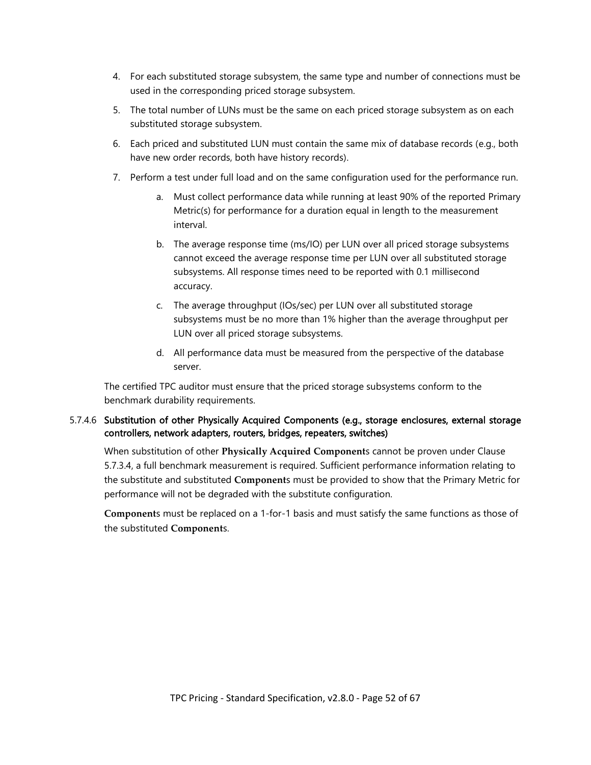4. For each substituted storage subsystem, the same type and number of connections must be used in the corresponding priced storage subsystem.
5. The total number of LUNs must be the same on each priced storage subsystem as on each substituted storage subsystem.
6. Each priced and substituted LUN must contain the same mix of database records (e.g., both have new order records, both have history records).
7. Perform a test under full load and on the same configuration used for the performance run.
    a. Must collect performance data while running at least 90% of the reported Primary Metric(s) for performance for a duration equal in length to the measurement interval.
    b. The average response time (ms/IO) per LUN over all priced storage subsystems cannot exceed the average response time per LUN over all substituted storage subsystems. All response times need to be reported with 0.1 millisecond accuracy.
    c. The average throughput (IOs/sec) per LUN over all substituted storage subsystems must be no more than 1% higher than the average throughput per LUN over all priced storage subsystems.
    d. All performance data must be measured from the perspective of the database server.

The certified TPC auditor must ensure that the priced storage subsystems conform to the benchmark durability requirements.

#### 5.7.4.6 Substitution of other Physically Acquired Components (e.g., storage enclosures, external storage controllers, network adapters, routers, bridges, repeaters, switches)

When substitution of other **Physically Acquired Component**s cannot be proven under Clause 5.7.3.4, a full benchmark measurement is required. Sufficient performance information relating to the substitute and substituted **Component**s must be provided to show that the Primary Metric for performance will not be degraded with the substitute configuration.

**Component**s must be replaced on a 1-for-1 basis and must satisfy the same functions as those of the substituted **Component**s.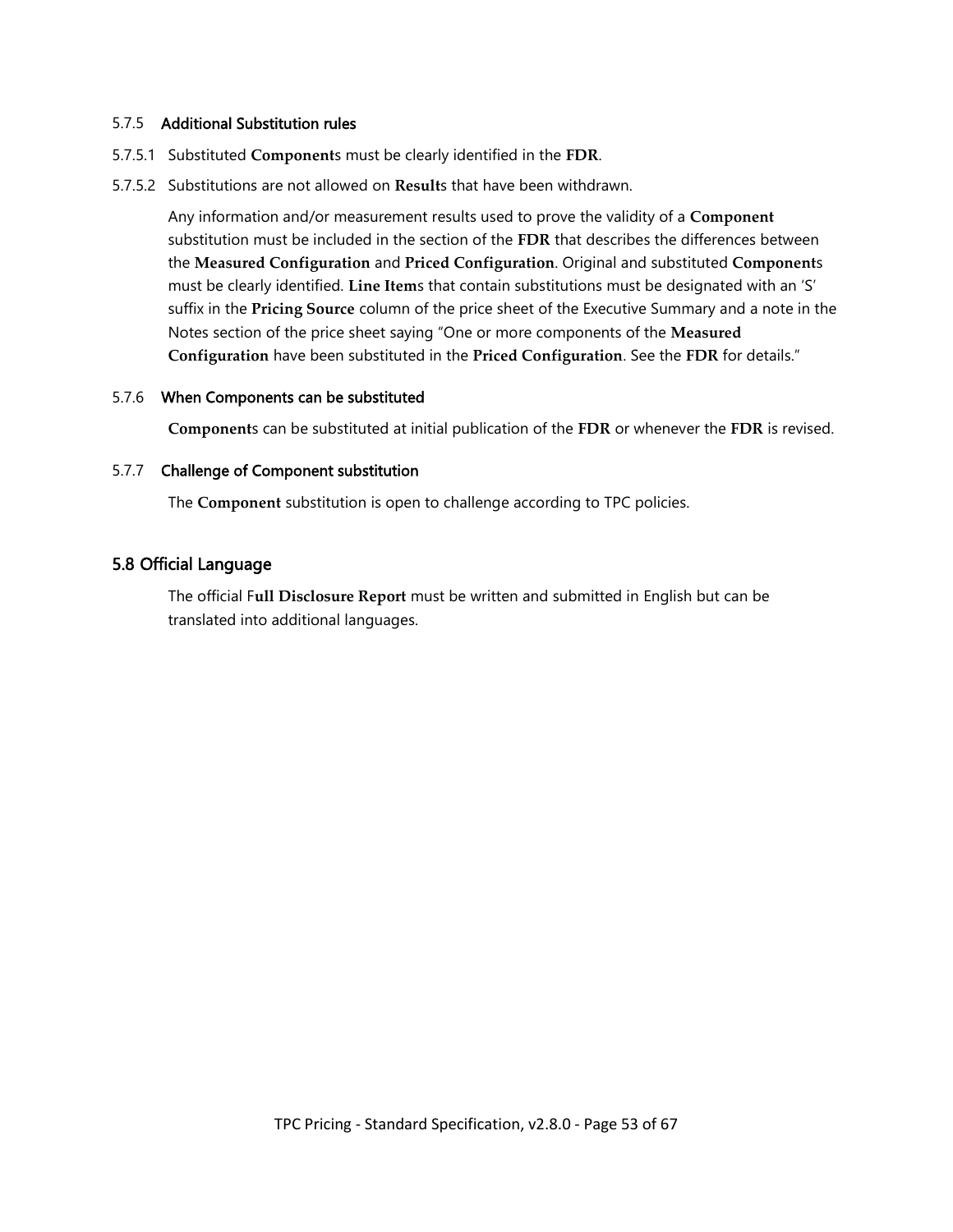### 5.7.5 Additional Substitution rules

5.7.5.1 Substituted **Component**s must be clearly identified in the **FDR**.

5.7.5.2 Substitutions are not allowed on **Result**s that have been withdrawn.

Any information and/or measurement results used to prove the validity of a **Component** substitution must be included in the section of the **FDR** that describes the differences between the **Measured Configuration** and **Priced Configuration**. Original and substituted **Component**s must be clearly identified. **Line Item**s that contain substitutions must be designated with an 'S' suffix in the **Pricing Source** column of the price sheet of the Executive Summary and a note in the Notes section of the price sheet saying "One or more components of the **Measured Configuration** have been substituted in the **Priced Configuration**. See the **FDR** for details."

### 5.7.6 When Components can be substituted

**Component**s can be substituted at initial publication of the **FDR** or whenever the **FDR** is revised.

### 5.7.7 Challenge of Component substitution

The **Component** substitution is open to challenge according to TPC policies.

## 5.8 Official Language

The official F**ull Disclosure Report** must be written and submitted in English but can be translated into additional languages.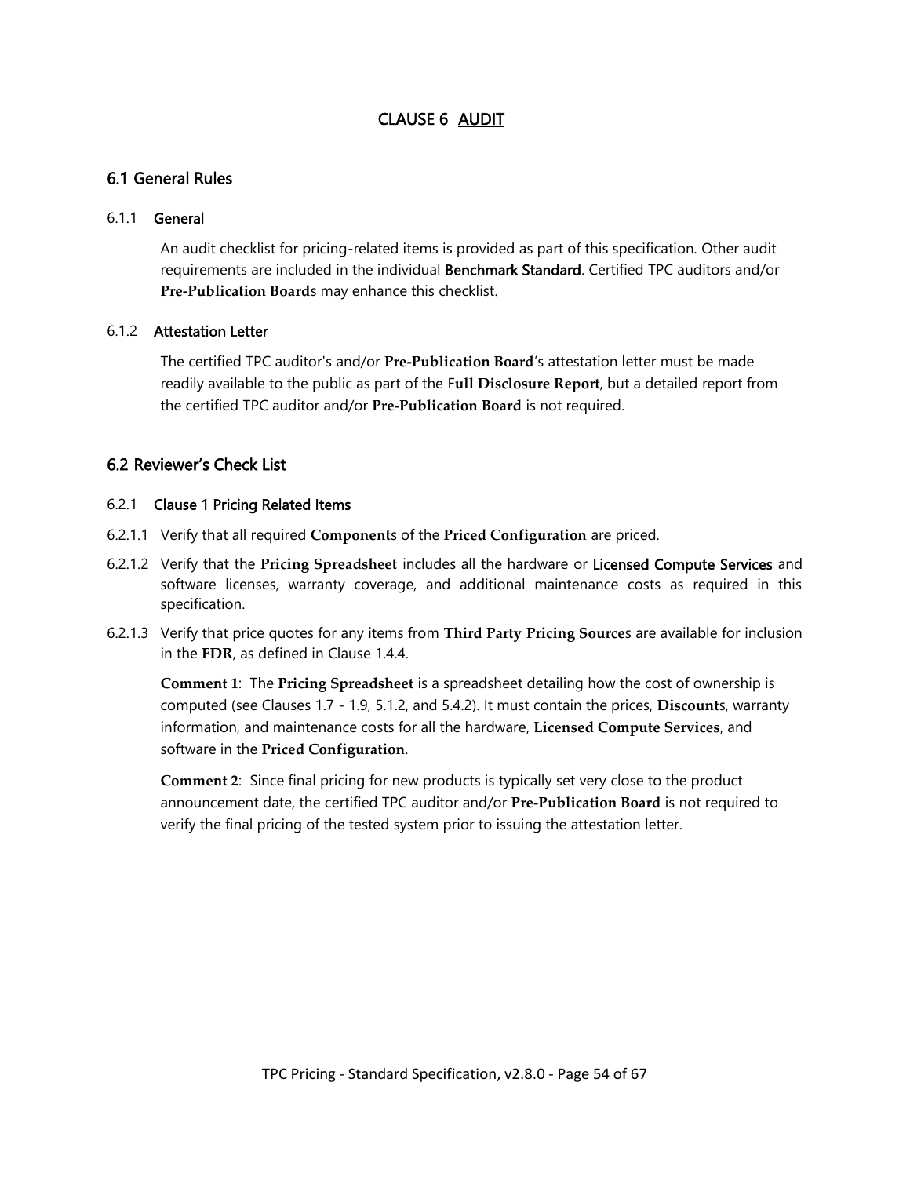# CLAUSE 6 AUDIT

## 6.1 General Rules

### 6.1.1 General

An audit checklist for pricing-related items is provided as part of this specification. Other audit requirements are included in the individual **Benchmark Standard**. Certified TPC auditors and/or **Pre-Publication Board**s may enhance this checklist.

### 6.1.2 Attestation Letter

The certified TPC auditor's and/or **Pre-Publication Board**'s attestation letter must be made readily available to the public as part of the **Full Disclosure Report**, but a detailed report from the certified TPC auditor and/or **Pre-Publication Board** is not required.

## 6.2 Reviewer's Check List

### 6.2.1 Clause 1 Pricing Related Items

6.2.1.1 Verify that all required **Component**s of the **Priced Configuration** are priced.

6.2.1.2 Verify that the **Pricing Spreadsheet** includes all the hardware or **Licensed Compute Services** and software licenses, warranty coverage, and additional maintenance costs as required in this specification.

6.2.1.3 Verify that price quotes for any items from **Third Party Pricing Source**s are available for inclusion in the **FDR**, as defined in Clause 1.4.4.

**Comment 1**: The **Pricing Spreadsheet** is a spreadsheet detailing how the cost of ownership is computed (see Clauses 1.7 - 1.9, 5.1.2, and 5.4.2). It must contain the prices, **Discount**s, warranty information, and maintenance costs for all the hardware, **Licensed Compute Services**, and software in the **Priced Configuration**.

**Comment 2**: Since final pricing for new products is typically set very close to the product announcement date, the certified TPC auditor and/or **Pre-Publication Board** is not required to verify the final pricing of the tested system prior to issuing the attestation letter.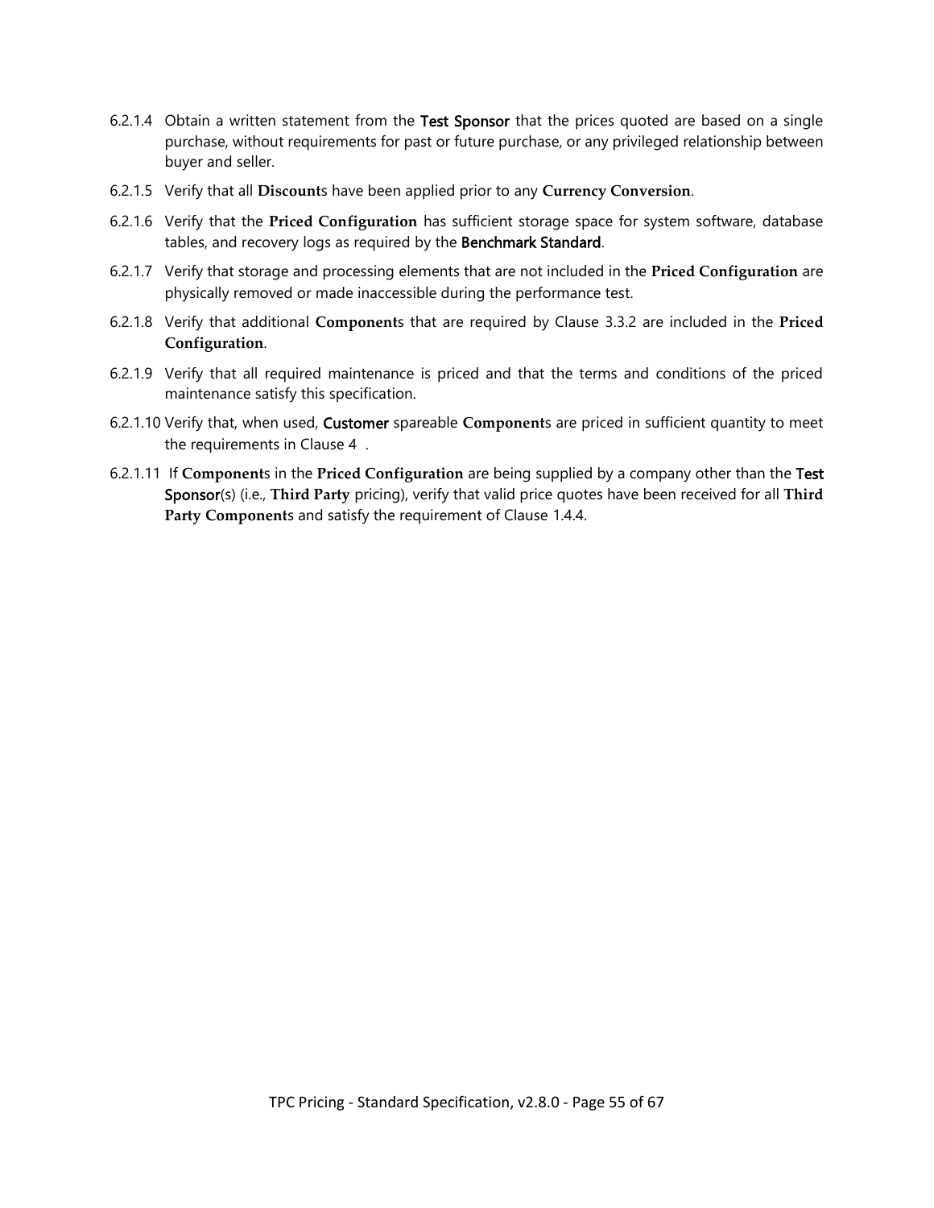6.2.1.4 Obtain a written statement from the Test Sponsor that the prices quoted are based on a single purchase, without requirements for past or future purchase, or any privileged relationship between buyer and seller.

6.2.1.5 Verify that all **Discount**s have been applied prior to any **Currency Conversion**.

6.2.1.6 Verify that the **Priced Configuration** has sufficient storage space for system software, database tables, and recovery logs as required by the Benchmark Standard.

6.2.1.7 Verify that storage and processing elements that are not included in the **Priced Configuration** are physically removed or made inaccessible during the performance test.

6.2.1.8 Verify that additional **Component**s that are required by Clause 3.3.2 are included in the **Priced Configuration**.

6.2.1.9 Verify that all required maintenance is priced and that the terms and conditions of the priced maintenance satisfy this specification.

6.2.1.10 Verify that, when used, Customer spareable **Component**s are priced in sufficient quantity to meet the requirements in Clause 4 .

6.2.1.11 If **Component**s in the **Priced Configuration** are being supplied by a company other than the Test Sponsor(s) (i.e., **Third Party** pricing), verify that valid price quotes have been received for all **Third Party Component**s and satisfy the requirement of Clause 1.4.4.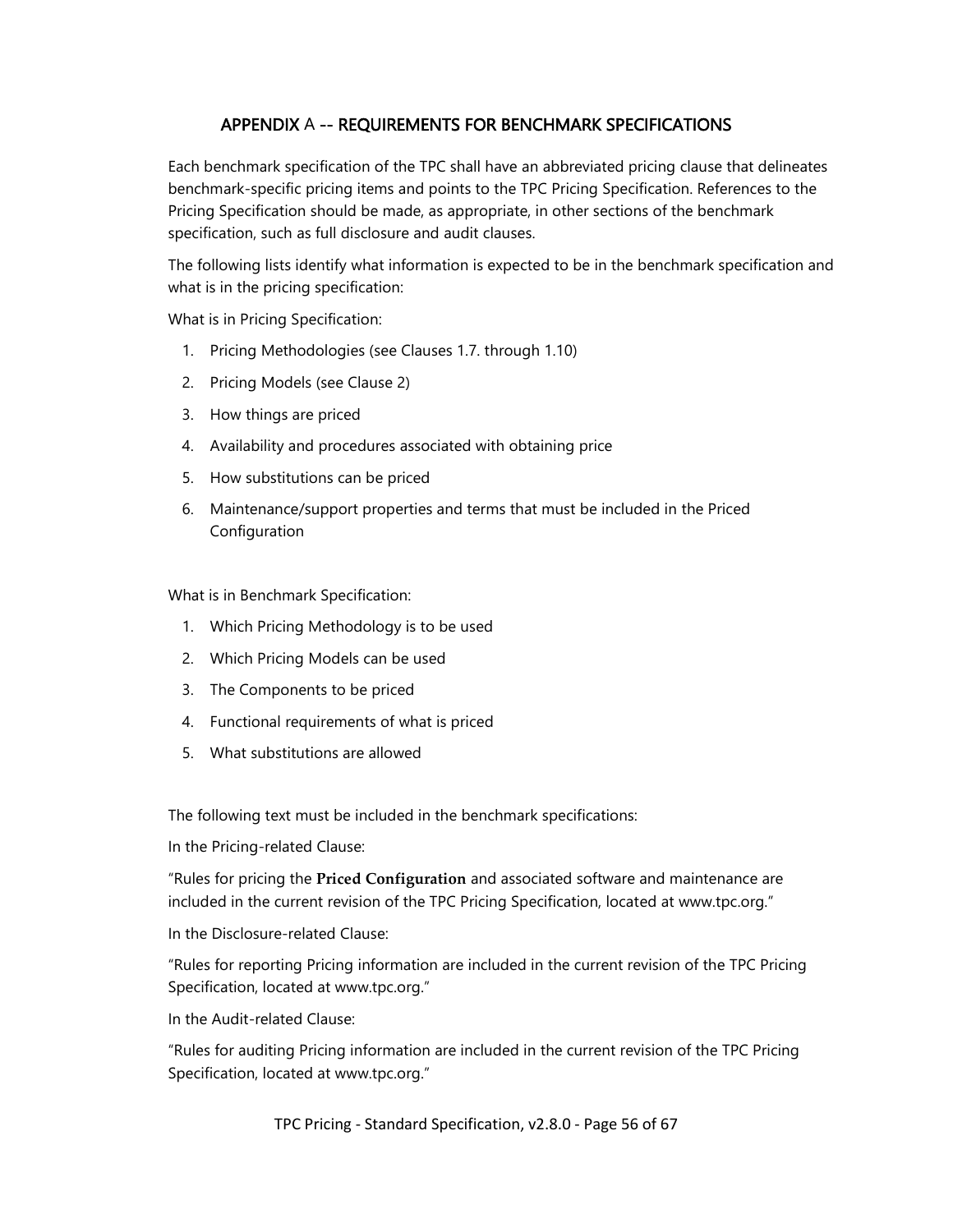# APPENDIX A -- REQUIREMENTS FOR BENCHMARK SPECIFICATIONS

Each benchmark specification of the TPC shall have an abbreviated pricing clause that delineates benchmark-specific pricing items and points to the TPC Pricing Specification. References to the Pricing Specification should be made, as appropriate, in other sections of the benchmark specification, such as full disclosure and audit clauses.

The following lists identify what information is expected to be in the benchmark specification and what is in the pricing specification:

What is in Pricing Specification:

1. Pricing Methodologies (see Clauses 1.7. through 1.10)
2. Pricing Models (see Clause 2)
3. How things are priced
4. Availability and procedures associated with obtaining price
5. How substitutions can be priced
6. Maintenance/support properties and terms that must be included in the Priced Configuration

What is in Benchmark Specification:

1. Which Pricing Methodology is to be used
2. Which Pricing Models can be used
3. The Components to be priced
4. Functional requirements of what is priced
5. What substitutions are allowed

The following text must be included in the benchmark specifications:

In the Pricing-related Clause:

"Rules for pricing the **Priced Configuration** and associated software and maintenance are included in the current revision of the TPC Pricing Specification, located at www.tpc.org."

In the Disclosure-related Clause:

"Rules for reporting Pricing information are included in the current revision of the TPC Pricing Specification, located at www.tpc.org."

In the Audit-related Clause:

"Rules for auditing Pricing information are included in the current revision of the TPC Pricing Specification, located at www.tpc.org."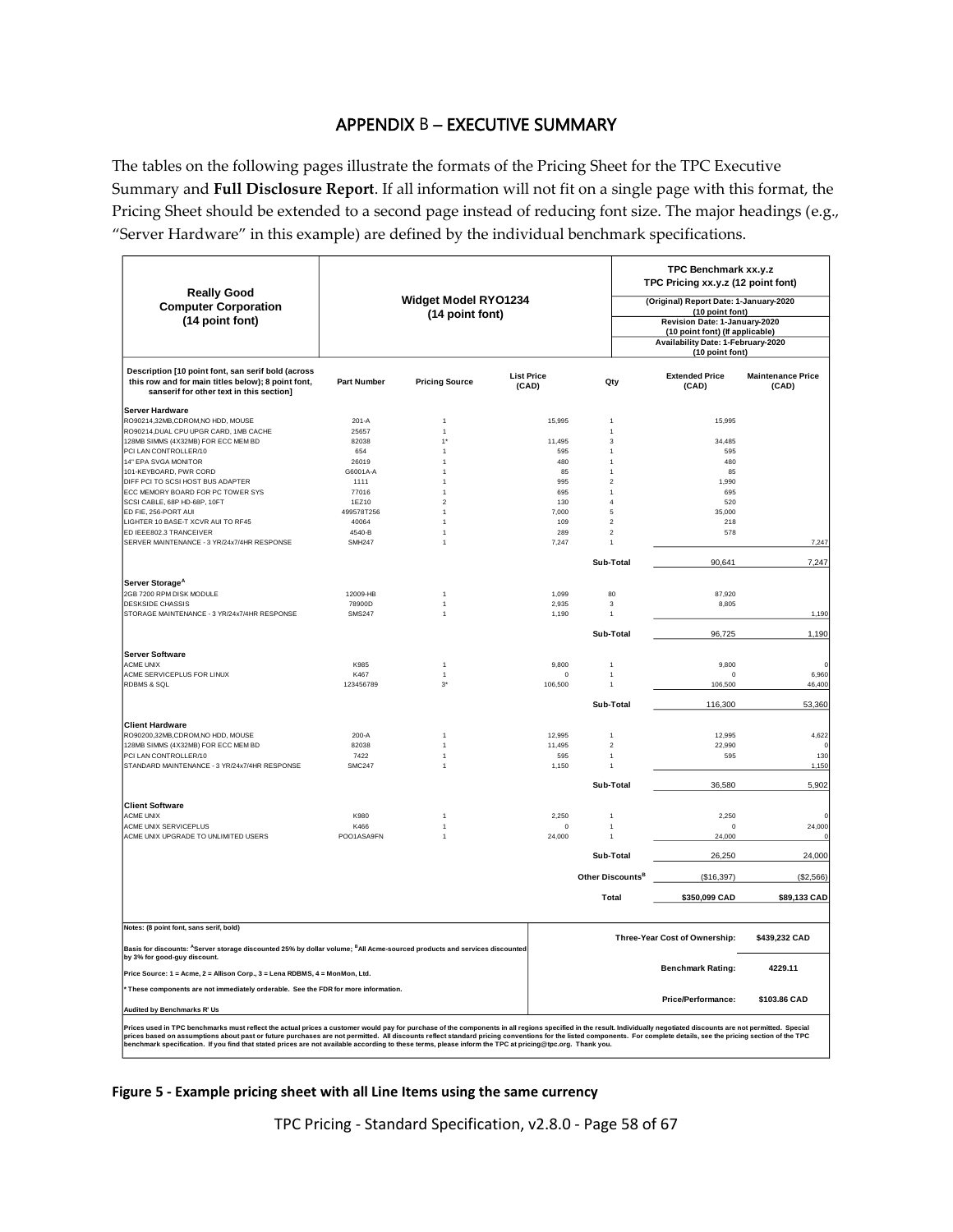# APPENDIX B – EXECUTIVE SUMMARY

The tables on the following pages illustrate the formats of the Pricing Sheet for the TPC Executive Summary and **Full Disclosure Report**. If all information will not fit on a single page with this format, the Pricing Sheet should be extended to a second page instead of reducing font size. The major headings (e.g., "Server Hardware" in this example) are defined by the individual benchmark specifications.

| **Really Good Computer Corporation (14 point font)** | **Widget Model RYO1234 (14 point font)** | | | | **TPC Benchmark xx.y.z TPC Pricing xx.y.z (12 point font)** (Original) Report Date: 1-January-2020 (10 point font) Revision Date: 1-January-2020 (10 point font) (If applicable) Availability Date: 1-February-2020 (10 point font) | |
|---|---|---|---|---|---|---|
| **Description [10 point font, san serif bold (across this row and for main titles below); 8 point font, sanserif for other text in this section]** | **Part Number** | **Pricing Source** | **List Price (CAD)** | **Qty** | **Extended Price (CAD)** | **Maintenance Price (CAD)** |
| **Server Hardware** | | | | | | |
| RO90214,32MB,CDROM,NO HDD, MOUSE | 201-A | 1 | 15,995 | 1 | 15,995 | |
| RO90214,DUAL CPU UPGR CARD, 1MB CACHE | 25657 | 1 | | 1 | | |
| 128MB SIMMS (4X32MB) FOR ECC MEM BD | 82038 | 1* | 11,495 | 3 | 34,485 | |
| PCI LAN CONTROLLER/10 | 654 | 1 | 595 | 1 | 595 | |
| 14" EPA SVGA MONITOR | 26019 | 1 | 480 | 1 | 480 | |
| 101-KEYBOARD, PWR CORD | G6001A-A | 1 | 85 | 1 | 85 | |
| DIFF PCI TO SCSI HOST BUS ADAPTER | 1111 | 1 | 995 | 2 | 1,990 | |
| ECC MEMORY BOARD FOR PC TOWER SYS | 77016 | 1 | 695 | 1 | 695 | |
| SCSI CABLE, 68P HD-68P, 10FT | 1EZ10 | 2 | 130 | 4 | 520 | |
| ED FIE, 256-PORT AUI | 499578T256 | 1 | 7,000 | 5 | 35,000 | |
| LIGHTER 10 BASE-T XCVR AUI TO RF45 | 40064 | 1 | 109 | 2 | 218 | |
| ED IEEE802.3 TRANCEIVER | 4540-B | 1 | 289 | 2 | 578 | |
| SERVER MAINTENANCE - 3 YR/24x7/4HR RESPONSE | SMH247 | 1 | 7,247 | 1 | | 7,247 |
| | | | | Sub-Total | 90,641 | 7,247 |
| **Server Storage[A]** | | | | | | |
| 2GB 7200 RPM DISK MODULE | 12009-HB | 1 | 1,099 | 80 | 87,920 | |
| DESKSIDE CHASSIS | 78900D | 1 | 2,935 | 3 | 8,805 | |
| STORAGE MAINTENANCE - 3 YR/24x7/4HR RESPONSE | SMS247 | 1 | 1,190 | 1 | | 1,190 |
| | | | | Sub-Total | 96,725 | 1,190 |
| **Server Software** | | | | | | |
| ACME UNIX | K985 | 1 | 9,800 | 1 | 9,800 | 0 |
| ACME SERVICEPLUS FOR LINUX | K467 | 1 | 0 | 1 | 0 | 6,960 |
| RDBMS & SQL | 123456789 | 3* | 106,500 | 1 | 106,500 | 46,400 |
| | | | | Sub-Total | 116,300 | 53,360 |
| **Client Hardware** | | | | | | |
| RO90200,32MB,CDROM,NO HDD, MOUSE | 200-A | 1 | 12,995 | 1 | 12,995 | 4,622 |
| 128MB SIMMS (4X32MB) FOR ECC MEM BD | 82038 | 1 | 11,495 | 2 | 22,990 | 0 |
| PCI LAN CONTROLLER/10 | 7422 | 1 | 595 | 1 | 595 | 130 |
| STANDARD MAINTENANCE - 3 YR/24x7/4HR RESPONSE | SMC247 | 1 | 1,150 | 1 | | 1,150 |
| | | | | Sub-Total | 36,580 | 5,902 |
| **Client Software** | | | | | | |
| ACME UNIX | K980 | 1 | 2,250 | 1 | 2,250 | 0 |
| ACME UNIX SERVICEPLUS | K466 | 1 | 0 | 1 | 0 | 24,000 |
| ACME UNIX UPGRADE TO UNLIMITED USERS | POO1ASA9FN | 1 | 24,000 | 1 | 24,000 | 0 |
| | | | | Sub-Total | 26,250 | 24,000 |
| | | | | Other Discounts[B] | ($16,397) | ($2,566) |
| | | | | Total | $350,099 CAD | $89,133 CAD |

| **Notes: (8 point font, sans serif, bold)** | |
|---|---|
| **Basis for discounts: [A]Server storage discounted 25% by dollar volume; [B]All Acme-sourced products and services discounted by 3% for good-guy discount.** | **Three-Year Cost of Ownership: $439,232 CAD** |
| **Price Source: 1 = Acme, 2 = Allison Corp., 3 = Lena RDBMS, 4 = MonMon, Ltd.** | **Benchmark Rating: 4229.11** |
| *** These components are not immediately orderable. See the FDR for more information.** | |
| **Audited by Benchmarks R' Us** | **Price/Performance: $103.86 CAD** |

**Prices used in TPC benchmarks must reflect the actual prices a customer would pay for purchase of the components in all regions specified in the result. Individually negotiated discounts are not permitted. Special prices based on assumptions about past or future purchases are not permitted. All discounts reflect standard pricing conventions for the listed components. For complete details, see the pricing section of the TPC benchmark specification. If you find that stated prices are not available according to these terms, please inform the TPC at pricing@tpc.org. Thank you.**

**Figure 5 - Example pricing sheet with all Line Items using the same currency**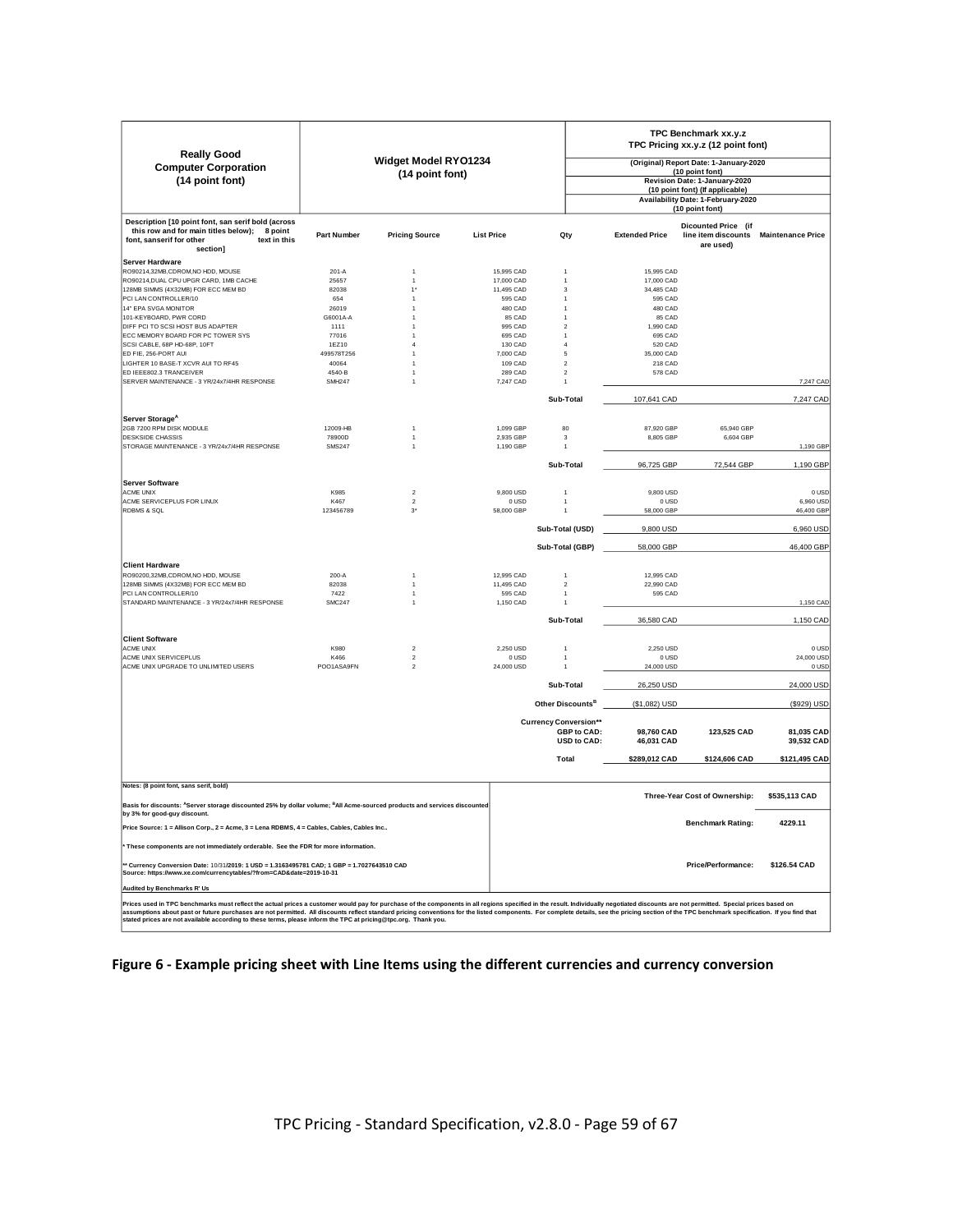| Really Good Computer Corporation (14 point font) | Widget Model RYO1234 (14 point font) | | | | TPC Benchmark xx.y.z<br>TPC Pricing xx.y.z (12 point font)<br>(Original) Report Date: 1-January-2020 (10 point font)<br>Revision Date: 1-January-2020 (10 point font) (If applicable)<br>Availability Date: 1-February-2020 (10 point font) | | |
|---|---|---|---|---|---|---|---|
| **Description [10 point font, san serif bold (across this row and for main titles below); 8 point font, sanserif for other text in this section]** | **Part Number** | **Pricing Source** | **List Price** | **Qty** | **Extended Price** | **Dicounted Price (if line item discounts are used)** | **Maintenance Price** |
| **Server Hardware** | | | | | | | |
| RO90214,32MB,CDROM,NO HDD, MOUSE | 201-A | 1 | 15,995 CAD | 1 | 15,995 CAD | | |
| RO90214,DUAL CPU UPGR CARD, 1MB CACHE | 25657 | 1 | 17,000 CAD | 1 | 17,000 CAD | | |
| 128MB SIMMS (4X32MB) FOR ECC MEM BD | 82038 | 1* | 11,495 CAD | 3 | 34,485 CAD | | |
| PCI LAN CONTROLLER/10 | 654 | 1 | 595 CAD | 1 | 595 CAD | | |
| 14" EPA SVGA MONITOR | 26019 | 1 | 480 CAD | 1 | 480 CAD | | |
| 101-KEYBOARD, PWR CORD | G6001A-A | 1 | 85 CAD | 1 | 85 CAD | | |
| DIFF PCI TO SCSI HOST BUS ADAPTER | 1111 | 1 | 995 CAD | 2 | 1,990 CAD | | |
| ECC MEMORY BOARD FOR PC TOWER SYS | 77016 | 1 | 695 CAD | 1 | 695 CAD | | |
| SCSI CABLE, 68P HD-68P, 10FT | 1EZ10 | 4 | 130 CAD | 4 | 520 CAD | | |
| ED FIE, 256-PORT AUI | 499578T256 | 1 | 7,000 CAD | 5 | 35,000 CAD | | |
| LIGHTER 10 BASE-T XCVR AUI TO RF45 | 40064 | 1 | 109 CAD | 2 | 218 CAD | | |
| ED IEEE802.3 TRANCEIVER | 4540-B | 1 | 289 CAD | 2 | 578 CAD | | |
| SERVER MAINTENANCE - 3 YR/24x7/4HR RESPONSE | SMH247 | 1 | 7,247 CAD | 1 | | | 7,247 CAD |
| | | | | Sub-Total | 107,641 CAD | | 7,247 CAD |
| **Server Storage[A]** | | | | | | | |
| 2GB 7200 RPM DISK MODULE | 12009-HB | 1 | 1,099 GBP | 80 | 87,920 GBP | 65,940 GBP | |
| DESKSIDE CHASSIS | 78900D | 1 | 2,935 GBP | 3 | 8,805 GBP | 6,604 GBP | |
| STORAGE MAINTENANCE - 3 YR/24x7/4HR RESPONSE | SMS247 | 1 | 1,190 GBP | 1 | | | 1,190 GBP |
| | | | | Sub-Total | 96,725 GBP | 72,544 GBP | 1,190 GBP |
| **Server Software** | | | | | | | |
| ACME UNIX | K985 | 2 | 9,800 USD | 1 | 9,800 USD | | 0 USD |
| ACME SERVICEPLUS FOR LINUX | K467 | 2 | 0 USD | 1 | 0 USD | | 6,960 USD |
| RDBMS & SQL | 123456789 | 3* | 58,000 GBP | 1 | 58,000 GBP | | 46,400 GBP |
| | | | | Sub-Total (USD) | 9,800 USD | | 6,960 USD |
| | | | | Sub-Total (GBP) | 58,000 GBP | | 46,400 GBP |
| **Client Hardware** | | | | | | | |
| RO90200,32MB,CDROM,NO HDD, MOUSE | 200-A | 1 | 12,995 CAD | 1 | 12,995 CAD | | |
| 128MB SIMMS (4X32MB) FOR ECC MEM BD | 82038 | 1 | 11,495 CAD | 2 | 22,990 CAD | | |
| PCI LAN CONTROLLER/10 | 7422 | 1 | 595 CAD | 1 | 595 CAD | | |
| STANDARD MAINTENANCE - 3 YR/24x7/4HR RESPONSE | SMC247 | 1 | 1,150 CAD | 1 | | | 1,150 CAD |
| | | | | Sub-Total | 36,580 CAD | | 1,150 CAD |
| **Client Software** | | | | | | | |
| ACME UNIX | K980 | 2 | 2,250 USD | 1 | 2,250 USD | | 0 USD |
| ACME UNIX SERVICEPLUS | K466 | 2 | 0 USD | 1 | 0 USD | | 24,000 USD |
| ACME UNIX UPGRADE TO UNLIMITED USERS | POO1ASA9FN | 2 | 24,000 USD | 1 | 24,000 USD | | 0 USD |
| | | | | Sub-Total | 26,250 USD | | 24,000 USD |
| | | | | Other Discounts[B] | ($1,082) USD | | ($929) USD |
| | | | | **Currency Conversion\*\*** | | | |
| | | | | **GBP to CAD:** | **98,760 CAD** | **123,525 CAD** | **81,035 CAD** |
| | | | | **USD to CAD:** | **46,031 CAD** | | **39,532 CAD** |
| | | | | **Total** | **$289,012 CAD** | **$124,606 CAD** | **$121,495 CAD** |

| Notes | |
|---|---|
| **Notes: (8 point font, sans serif, bold)** | **Three-Year Cost of Ownership: $535,113 CAD** |
| **Basis for discounts: [A]Server storage discounted 25% by dollar volume; [B]All Acme-sourced products and services discounted by 3% for good-guy discount.** | **Benchmark Rating: 4229.11** |
| **Price Source: 1 = Allison Corp., 2 = Acme, 3 = Lena RDBMS, 4 = Cables, Cables, Cables Inc..** | |
| **\* These components are not immediately orderable. See the FDR for more information.** | **Price/Performance: $126.54 CAD** |
| **\*\* Currency Conversion Date: 10/31/2019: 1 USD = 1.3163495781 CAD; 1 GBP = 1.7027643510 CAD**<br>**Source: https://www.xe.com/currencytables/?from=CAD&date=2019-10-31** | |
| **Audited by Benchmarks R' Us** | |

**Prices used in TPC benchmarks must reflect the actual prices a customer would pay for purchase of the components in all regions specified in the result. Individually negotiated discounts are not permitted. Special prices based on assumptions about past or future purchases are not permitted. All discounts reflect standard pricing conventions for the listed components. For complete details, see the pricing section of the TPC benchmark specification. If you find that stated prices are not available according to these terms, please inform the TPC at pricing@tpc.org. Thank you.**

**Figure 6 - Example pricing sheet with Line Items using the different currencies and currency conversion**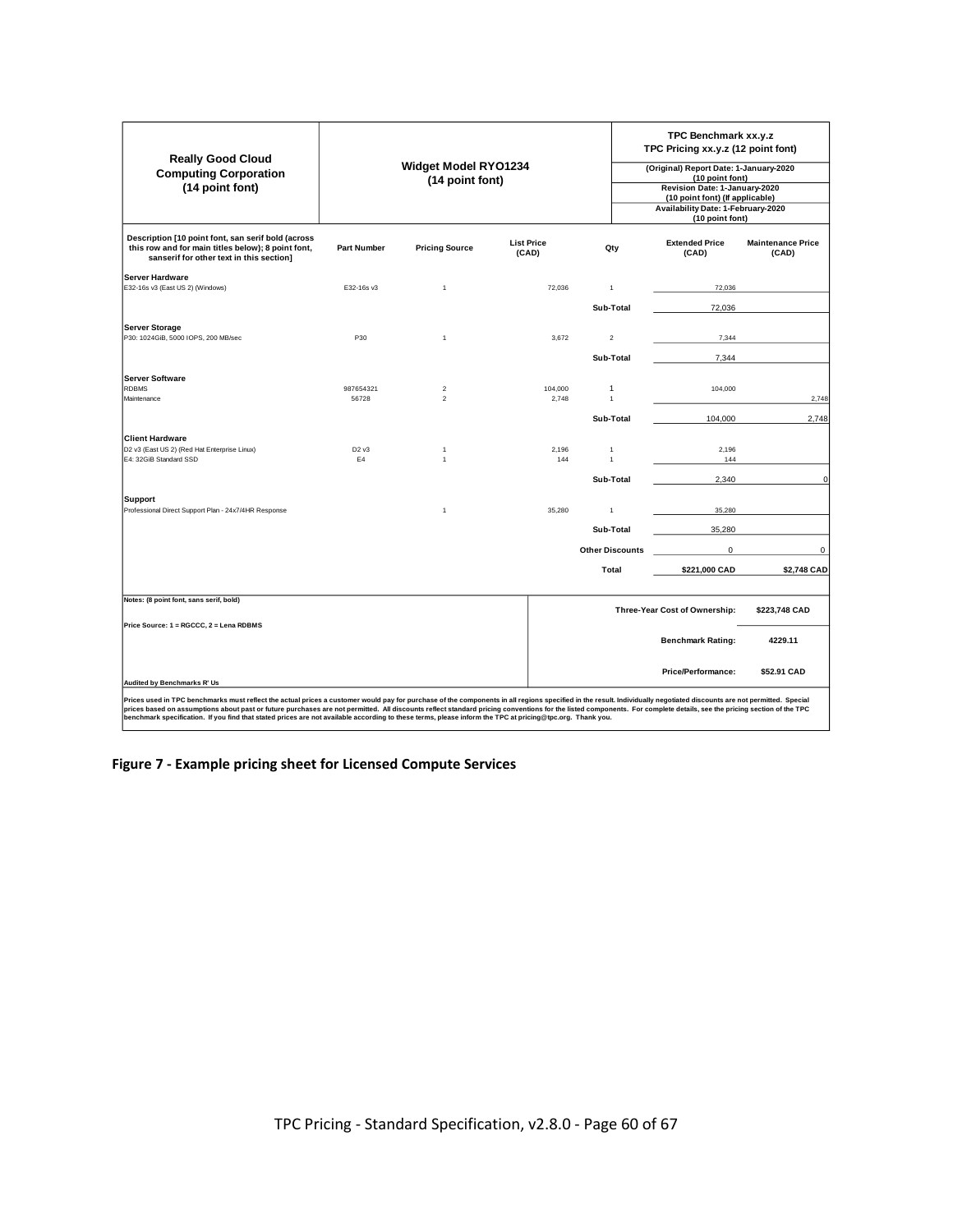| Really Good Cloud Computing Corporation (14 point font) | Widget Model RYO1234 (14 point font) | | | | TPC Benchmark xx.y.z TPC Pricing xx.y.z (12 point font) | |
|---|---|---|---|---|---|---|
| | | | | | (Original) Report Date: 1-January-2020 (10 point font) | |
| | | | | | Revision Date: 1-January-2020 (10 point font) (If applicable) | |
| | | | | | Availability Date: 1-February-2020 (10 point font) | |
| **Description [10 point font, san serif bold (across this row and for main titles below); 8 point font, sanserif for other text in this section]** | **Part Number** | **Pricing Source** | **List Price (CAD)** | **Qty** | **Extended Price (CAD)** | **Maintenance Price (CAD)** |
| **Server Hardware** | | | | | | |
| E32-16s v3 (East US 2) (Windows) | E32-16s v3 | 1 | 72,036 | 1 | 72,036 | |
| | | | | **Sub-Total** | 72,036 | |
| **Server Storage** | | | | | | |
| P30: 1024GiB, 5000 IOPS, 200 MB/sec | P30 | 1 | 3,672 | 2 | 7,344 | |
| | | | | **Sub-Total** | 7,344 | |
| **Server Software** | | | | | | |
| RDBMS | 987654321 | 2 | 104,000 | 1 | 104,000 | |
| Maintenance | 56728 | 2 | 2,748 | 1 | | 2,748 |
| | | | | **Sub-Total** | 104,000 | 2,748 |
| **Client Hardware** | | | | | | |
| D2 v3 (East US 2) (Red Hat Enterprise Linux) | D2 v3 | 1 | 2,196 | 1 | 2,196 | |
| E4: 32GiB Standard SSD | E4 | 1 | 144 | 1 | 144 | |
| | | | | **Sub-Total** | 2,340 | 0 |
| **Support** | | | | | | |
| Professional Direct Support Plan - 24x7/4HR Response | | 1 | 35,280 | 1 | 35,280 | |
| | | | | **Sub-Total** | 35,280 | |
| | | | | **Other Discounts** | 0 | 0 |
| | | | | **Total** | **$221,000 CAD** | **$2,748 CAD** |

| | | |
|---|---|---|
| **Notes: (8 point font, sans serif, bold)** | **Three-Year Cost of Ownership:** | **$223,748 CAD** |
| **Price Source: 1 = RGCCC, 2 = Lena RDBMS** | **Benchmark Rating:** | **4229.11** |
| **Audited by Benchmarks R' Us** | **Price/Performance:** | **$52.91 CAD** |

**Prices used in TPC benchmarks must reflect the actual prices a customer would pay for purchase of the components in all regions specified in the result. Individually negotiated discounts are not permitted. Special prices based on assumptions about past or future purchases are not permitted. All discounts reflect standard pricing conventions for the listed components. For complete details, see the pricing section of the TPC benchmark specification. If you find that stated prices are not available according to these terms, please inform the TPC at pricing@tpc.org. Thank you.**

**Figure 7 - Example pricing sheet for Licensed Compute Services**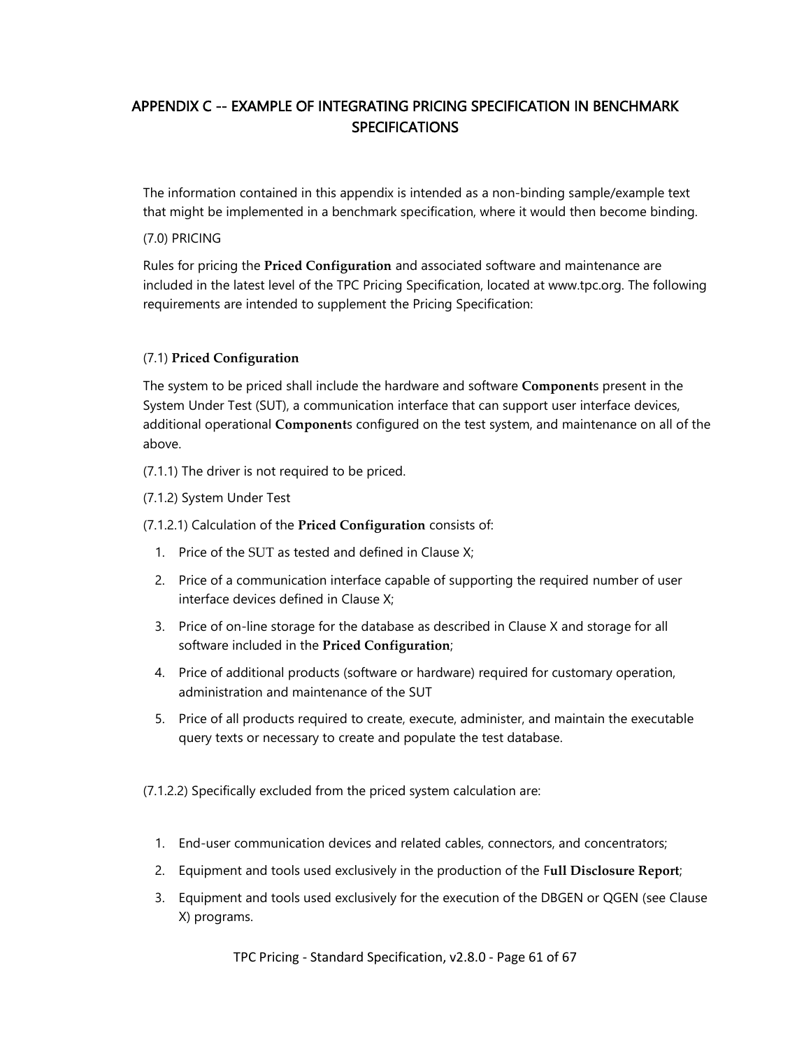# APPENDIX C -- EXAMPLE OF INTEGRATING PRICING SPECIFICATION IN BENCHMARK SPECIFICATIONS

The information contained in this appendix is intended as a non-binding sample/example text that might be implemented in a benchmark specification, where it would then become binding.

(7.0) PRICING

Rules for pricing the **Priced Configuration** and associated software and maintenance are included in the latest level of the TPC Pricing Specification, located at www.tpc.org. The following requirements are intended to supplement the Pricing Specification:

(7.1) **Priced Configuration**

The system to be priced shall include the hardware and software **Component**s present in the System Under Test (SUT), a communication interface that can support user interface devices, additional operational **Component**s configured on the test system, and maintenance on all of the above.

(7.1.1) The driver is not required to be priced.

(7.1.2) System Under Test

(7.1.2.1) Calculation of the **Priced Configuration** consists of:

1. Price of the SUT as tested and defined in Clause X;
2. Price of a communication interface capable of supporting the required number of user interface devices defined in Clause X;
3. Price of on-line storage for the database as described in Clause X and storage for all software included in the **Priced Configuration**;
4. Price of additional products (software or hardware) required for customary operation, administration and maintenance of the SUT
5. Price of all products required to create, execute, administer, and maintain the executable query texts or necessary to create and populate the test database.

(7.1.2.2) Specifically excluded from the priced system calculation are:

1. End-user communication devices and related cables, connectors, and concentrators;
2. Equipment and tools used exclusively in the production of the F**ull Disclosure Report**;
3. Equipment and tools used exclusively for the execution of the DBGEN or QGEN (see Clause X) programs.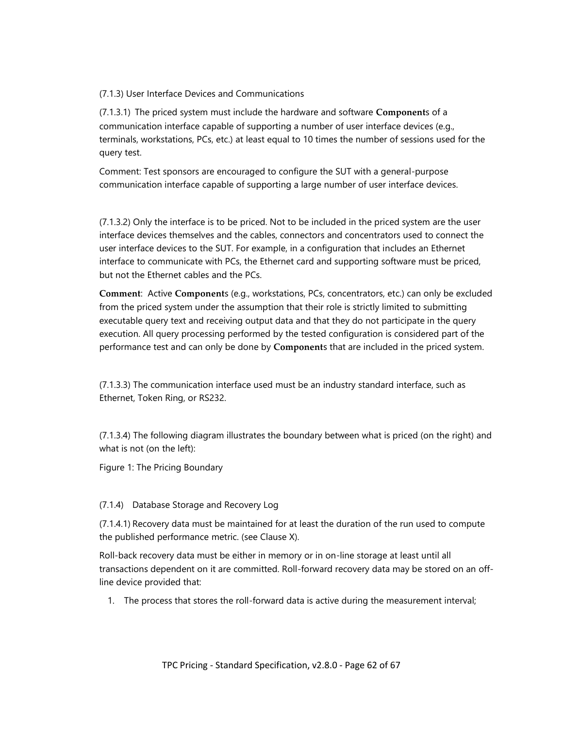(7.1.3) User Interface Devices and Communications

(7.1.3.1) The priced system must include the hardware and software **Component**s of a communication interface capable of supporting a number of user interface devices (e.g., terminals, workstations, PCs, etc.) at least equal to 10 times the number of sessions used for the query test.

Comment: Test sponsors are encouraged to configure the SUT with a general-purpose communication interface capable of supporting a large number of user interface devices.

(7.1.3.2) Only the interface is to be priced. Not to be included in the priced system are the user interface devices themselves and the cables, connectors and concentrators used to connect the user interface devices to the SUT. For example, in a configuration that includes an Ethernet interface to communicate with PCs, the Ethernet card and supporting software must be priced, but not the Ethernet cables and the PCs.

**Comment**: Active **Component**s (e.g., workstations, PCs, concentrators, etc.) can only be excluded from the priced system under the assumption that their role is strictly limited to submitting executable query text and receiving output data and that they do not participate in the query execution. All query processing performed by the tested configuration is considered part of the performance test and can only be done by **Component**s that are included in the priced system.

(7.1.3.3) The communication interface used must be an industry standard interface, such as Ethernet, Token Ring, or RS232.

(7.1.3.4) The following diagram illustrates the boundary between what is priced (on the right) and what is not (on the left):

Figure 1: The Pricing Boundary

(7.1.4) Database Storage and Recovery Log

(7.1.4.1) Recovery data must be maintained for at least the duration of the run used to compute the published performance metric. (see Clause X).

Roll-back recovery data must be either in memory or in on-line storage at least until all transactions dependent on it are committed. Roll-forward recovery data may be stored on an off-line device provided that:

1. The process that stores the roll-forward data is active during the measurement interval;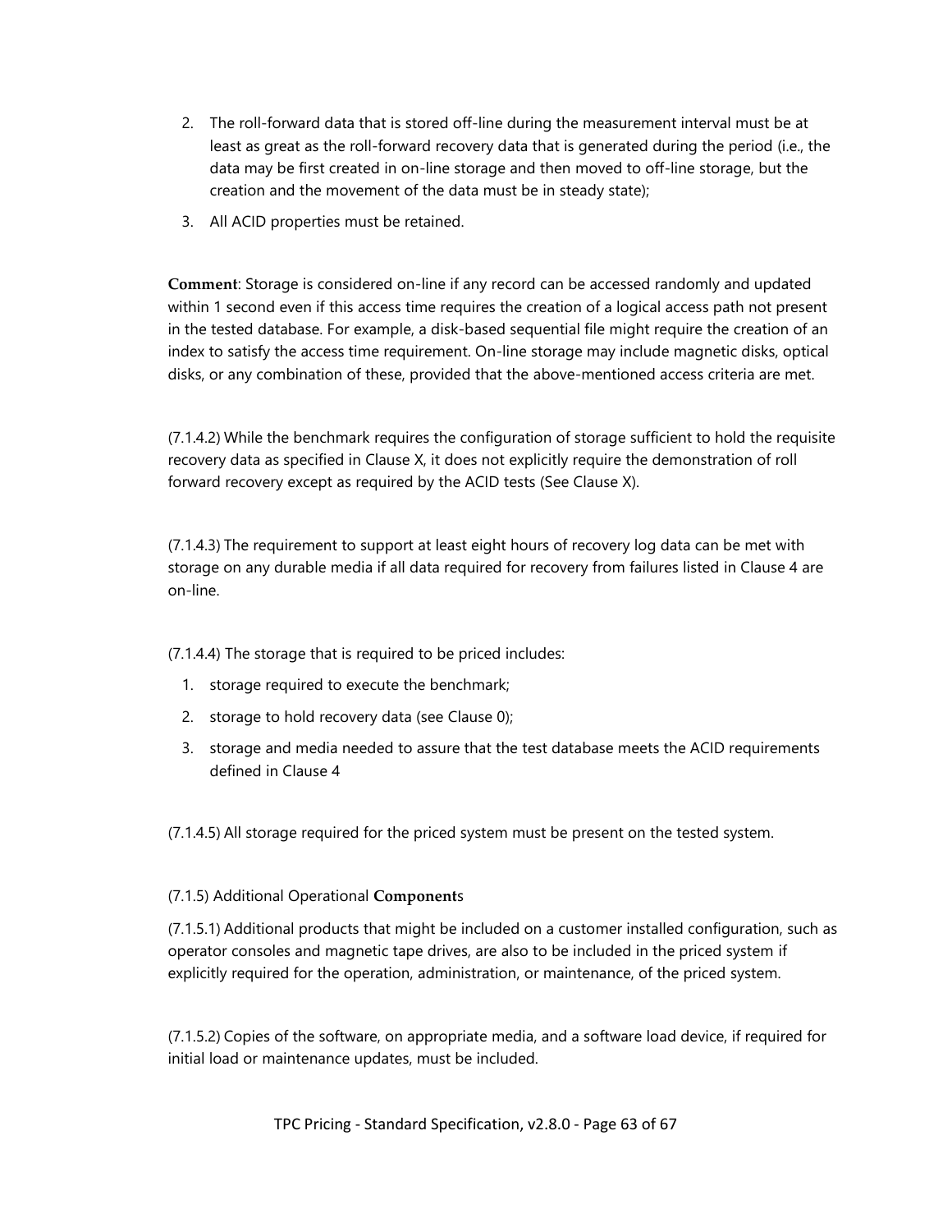2. The roll-forward data that is stored off-line during the measurement interval must be at least as great as the roll-forward recovery data that is generated during the period (i.e., the data may be first created in on-line storage and then moved to off-line storage, but the creation and the movement of the data must be in steady state);
3. All ACID properties must be retained.

**Comment**: Storage is considered on-line if any record can be accessed randomly and updated within 1 second even if this access time requires the creation of a logical access path not present in the tested database. For example, a disk-based sequential file might require the creation of an index to satisfy the access time requirement. On-line storage may include magnetic disks, optical disks, or any combination of these, provided that the above-mentioned access criteria are met.

(7.1.4.2) While the benchmark requires the configuration of storage sufficient to hold the requisite recovery data as specified in Clause X, it does not explicitly require the demonstration of roll forward recovery except as required by the ACID tests (See Clause X).

(7.1.4.3) The requirement to support at least eight hours of recovery log data can be met with storage on any durable media if all data required for recovery from failures listed in Clause 4 are on-line.

(7.1.4.4) The storage that is required to be priced includes:

1. storage required to execute the benchmark;
2. storage to hold recovery data (see Clause 0);
3. storage and media needed to assure that the test database meets the ACID requirements defined in Clause 4

(7.1.4.5) All storage required for the priced system must be present on the tested system.

(7.1.5) Additional Operational **Component**s

(7.1.5.1) Additional products that might be included on a customer installed configuration, such as operator consoles and magnetic tape drives, are also to be included in the priced system if explicitly required for the operation, administration, or maintenance, of the priced system.

(7.1.5.2) Copies of the software, on appropriate media, and a software load device, if required for initial load or maintenance updates, must be included.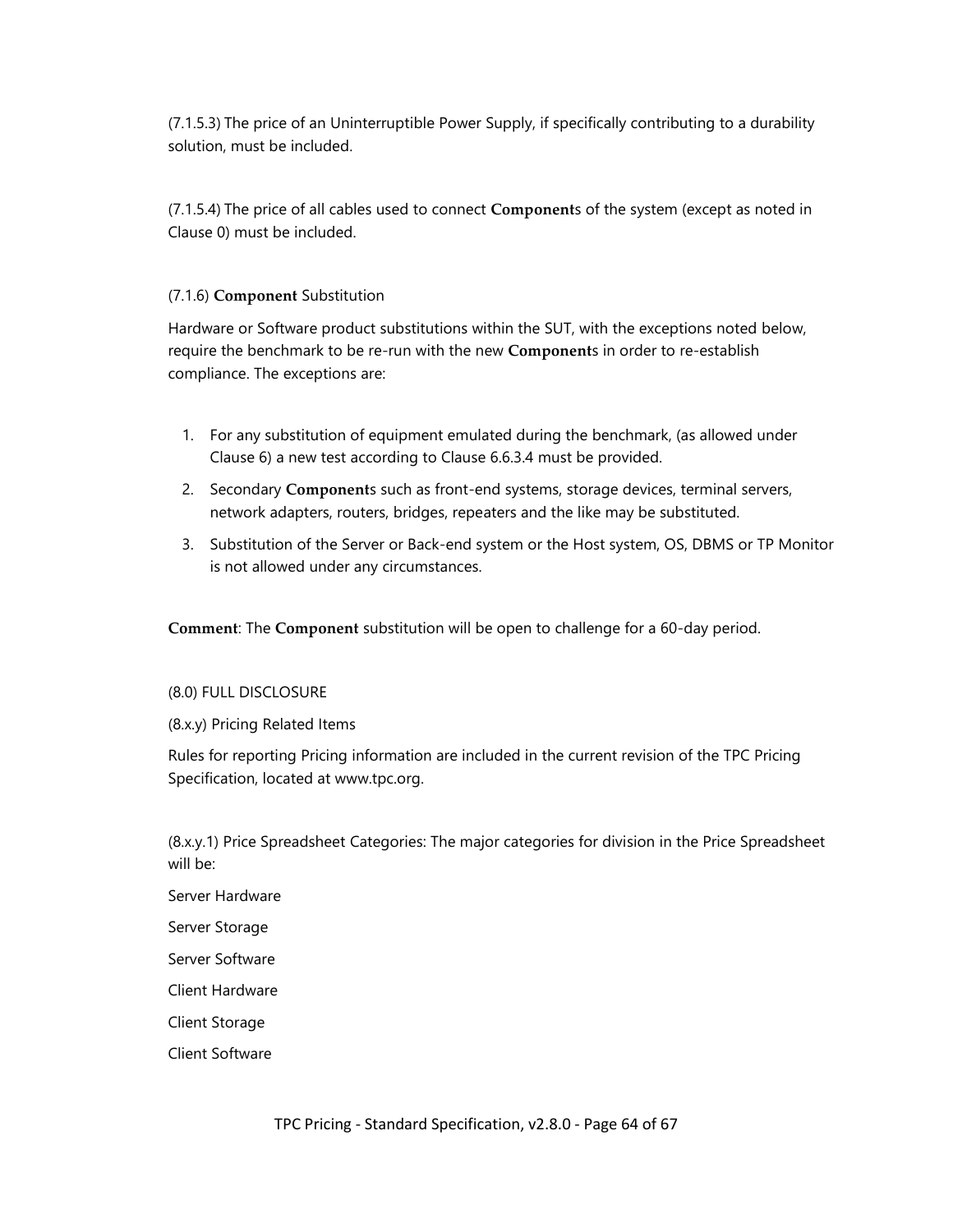(7.1.5.3) The price of an Uninterruptible Power Supply, if specifically contributing to a durability solution, must be included.

(7.1.5.4) The price of all cables used to connect **Component**s of the system (except as noted in Clause 0) must be included.

(7.1.6) **Component** Substitution

Hardware or Software product substitutions within the SUT, with the exceptions noted below, require the benchmark to be re-run with the new **Component**s in order to re-establish compliance. The exceptions are:

1. For any substitution of equipment emulated during the benchmark, (as allowed under Clause 6) a new test according to Clause 6.6.3.4 must be provided.
2. Secondary **Component**s such as front-end systems, storage devices, terminal servers, network adapters, routers, bridges, repeaters and the like may be substituted.
3. Substitution of the Server or Back-end system or the Host system, OS, DBMS or TP Monitor is not allowed under any circumstances.

**Comment**: The **Component** substitution will be open to challenge for a 60-day period.

(8.0) FULL DISCLOSURE

(8.x.y) Pricing Related Items

Rules for reporting Pricing information are included in the current revision of the TPC Pricing Specification, located at www.tpc.org.

(8.x.y.1) Price Spreadsheet Categories: The major categories for division in the Price Spreadsheet will be:

Server Hardware

Server Storage

Server Software

Client Hardware

Client Storage

Client Software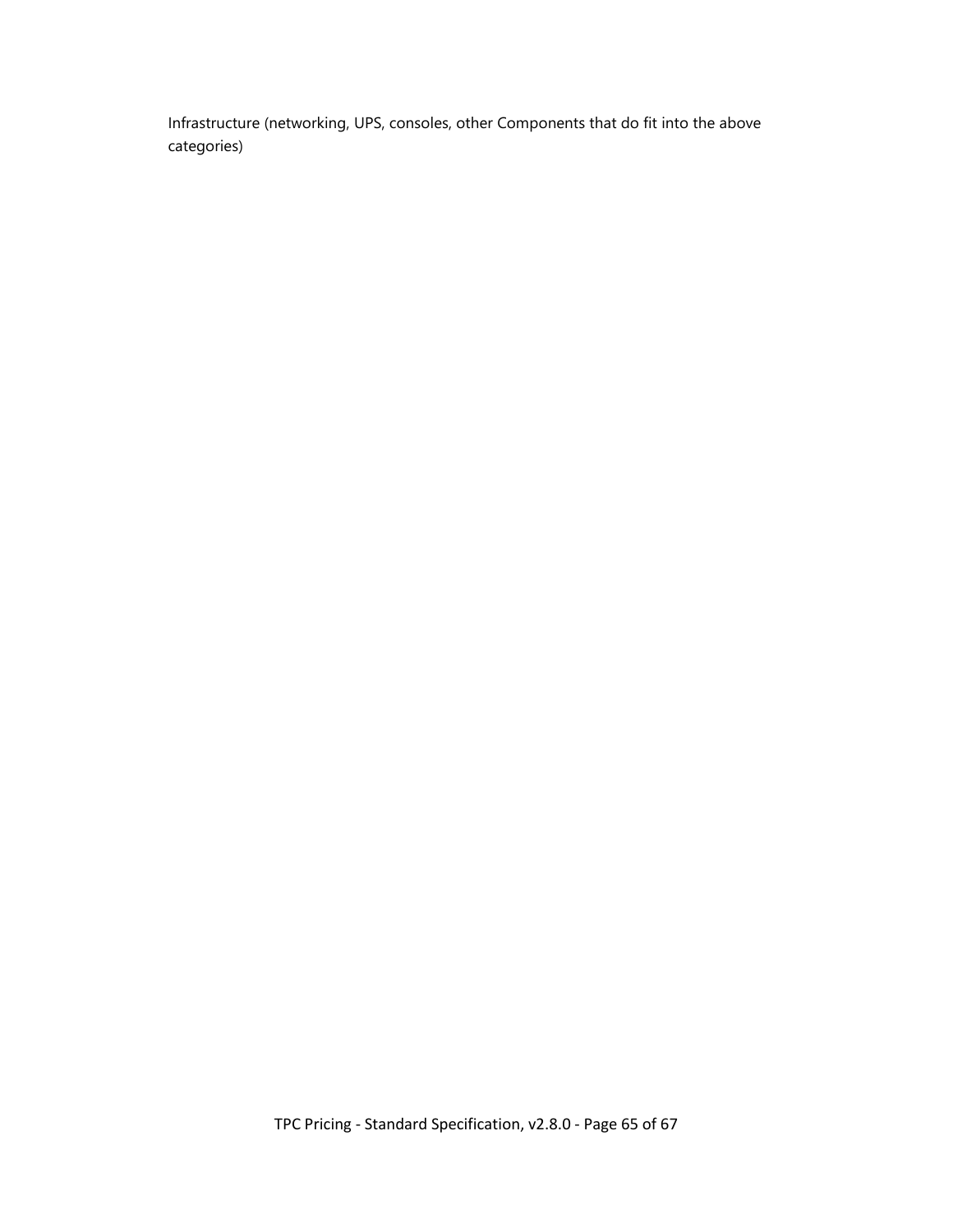Infrastructure (networking, UPS, consoles, other Components that do fit into the above categories)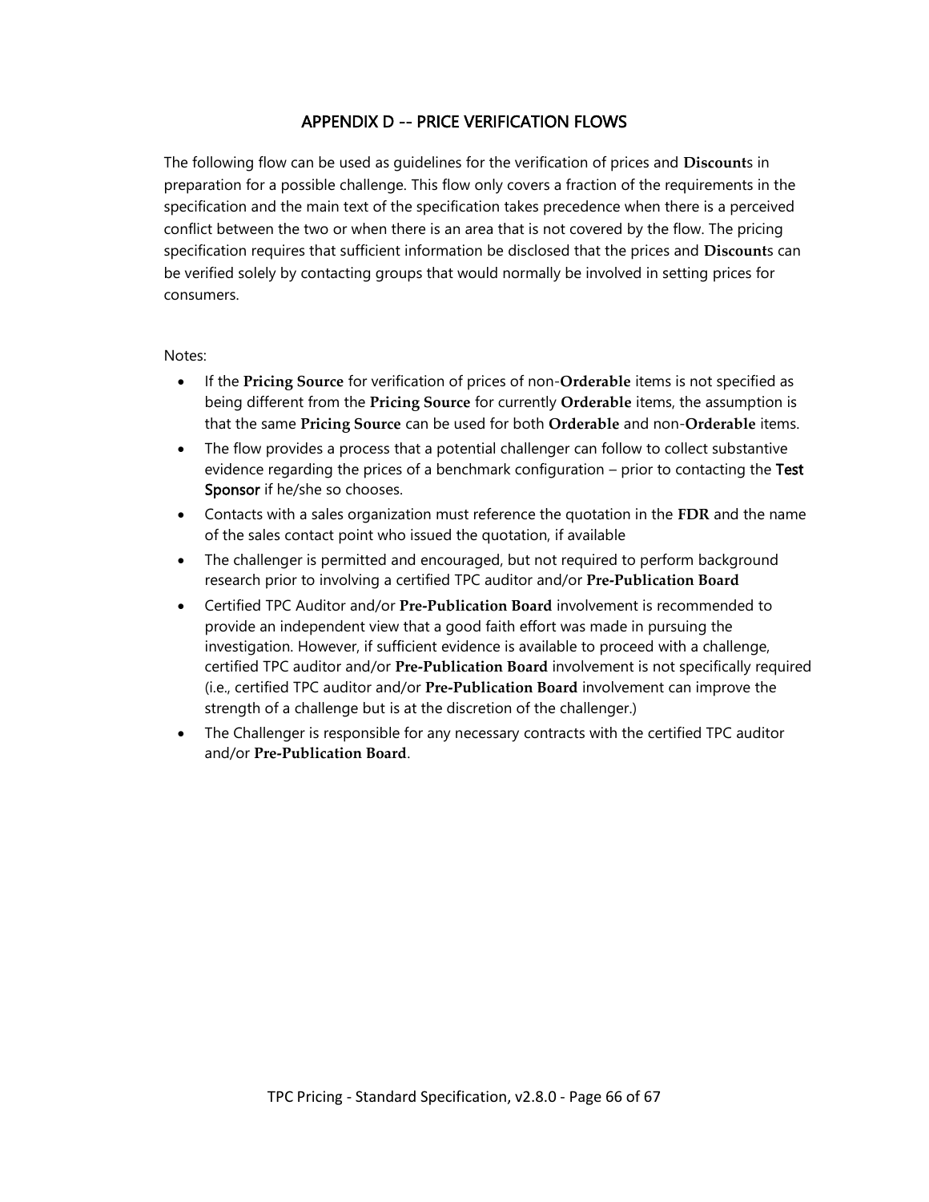# APPENDIX D -- PRICE VERIFICATION FLOWS

The following flow can be used as guidelines for the verification of prices and **Discount**s in preparation for a possible challenge. This flow only covers a fraction of the requirements in the specification and the main text of the specification takes precedence when there is a perceived conflict between the two or when there is an area that is not covered by the flow. The pricing specification requires that sufficient information be disclosed that the prices and **Discount**s can be verified solely by contacting groups that would normally be involved in setting prices for consumers.

Notes:

- If the **Pricing Source** for verification of prices of non-**Orderable** items is not specified as being different from the **Pricing Source** for currently **Orderable** items, the assumption is that the same **Pricing Source** can be used for both **Orderable** and non-**Orderable** items.
- The flow provides a process that a potential challenger can follow to collect substantive evidence regarding the prices of a benchmark configuration – prior to contacting the Test Sponsor if he/she so chooses.
- Contacts with a sales organization must reference the quotation in the **FDR** and the name of the sales contact point who issued the quotation, if available
- The challenger is permitted and encouraged, but not required to perform background research prior to involving a certified TPC auditor and/or **Pre-Publication Board**
- Certified TPC Auditor and/or **Pre-Publication Board** involvement is recommended to provide an independent view that a good faith effort was made in pursuing the investigation. However, if sufficient evidence is available to proceed with a challenge, certified TPC auditor and/or **Pre-Publication Board** involvement is not specifically required (i.e., certified TPC auditor and/or **Pre-Publication Board** involvement can improve the strength of a challenge but is at the discretion of the challenger.)
- The Challenger is responsible for any necessary contracts with the certified TPC auditor and/or **Pre-Publication Board**.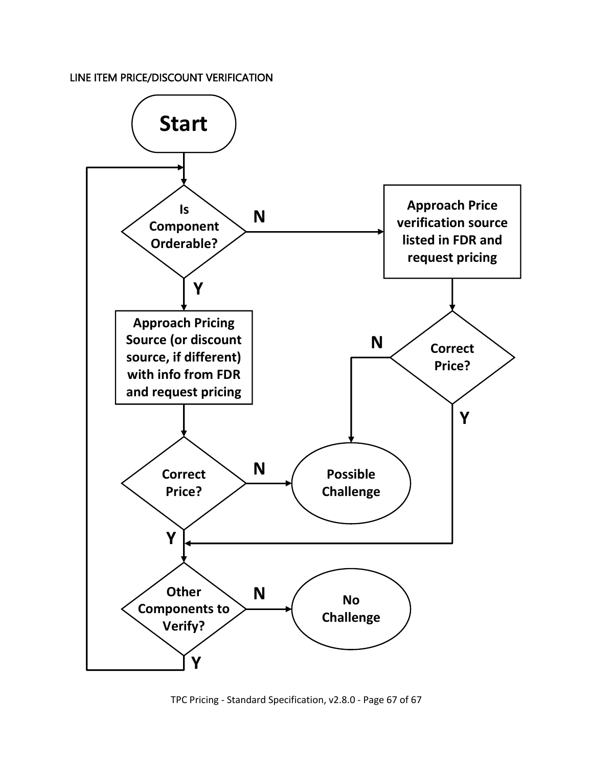LINE ITEM PRICE/DISCOUNT VERIFICATION

Start

Is Component Orderable?

N

Approach Price verification source listed in FDR and request pricing

Y

Approach Pricing Source (or discount source, if different) with info from FDR and request pricing

N

Correct Price?

Y

Correct Price?

N

Possible Challenge

Y

Other Components to Verify?

N

No Challenge

Y